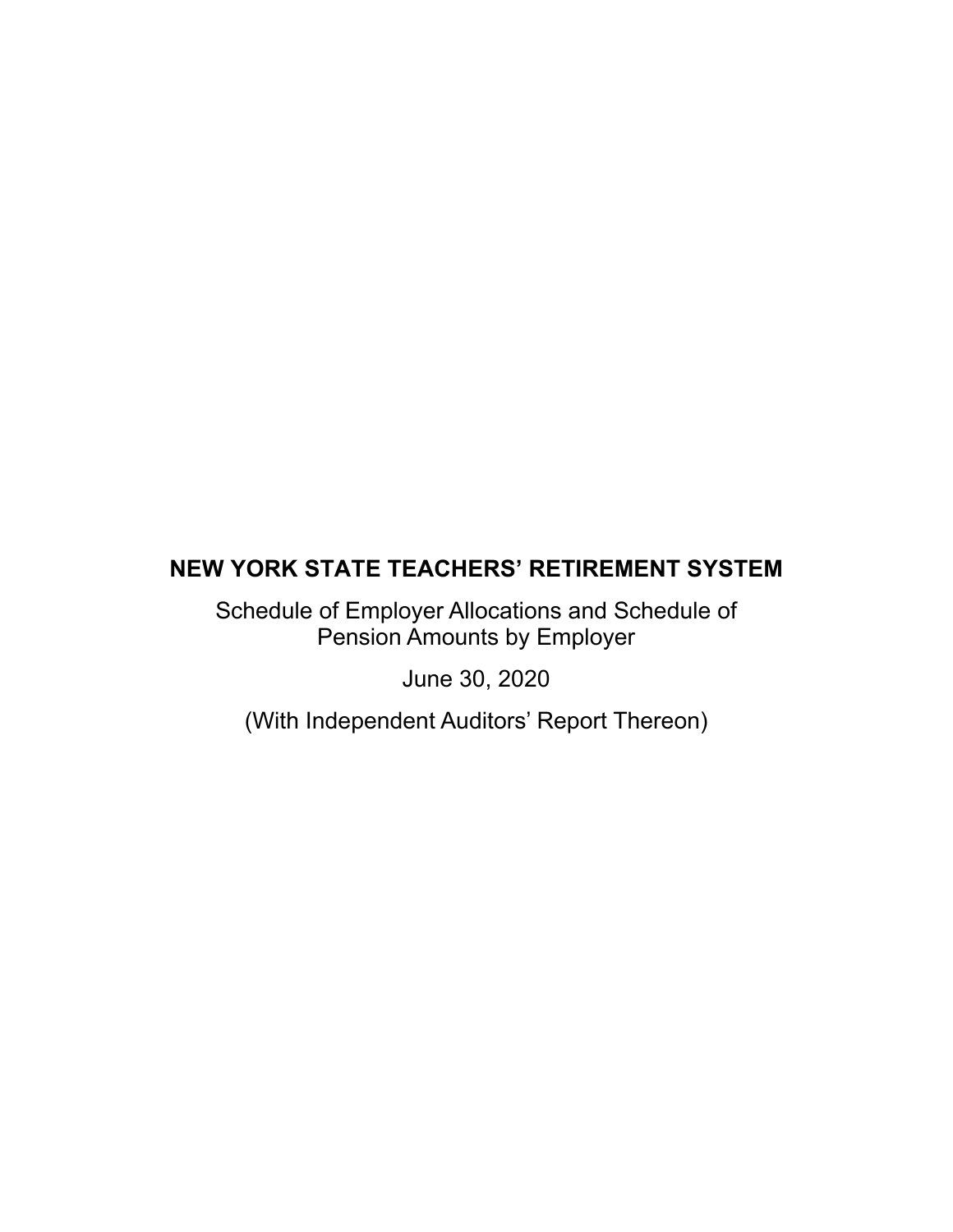# NEW YORK STATE TEACHERS' RETIREMENT SYSTEM

Schedule of Employer Allocations and Schedule of Pension Amounts by Employer

June 30, 2020

(With Independent Auditors' Report Thereon)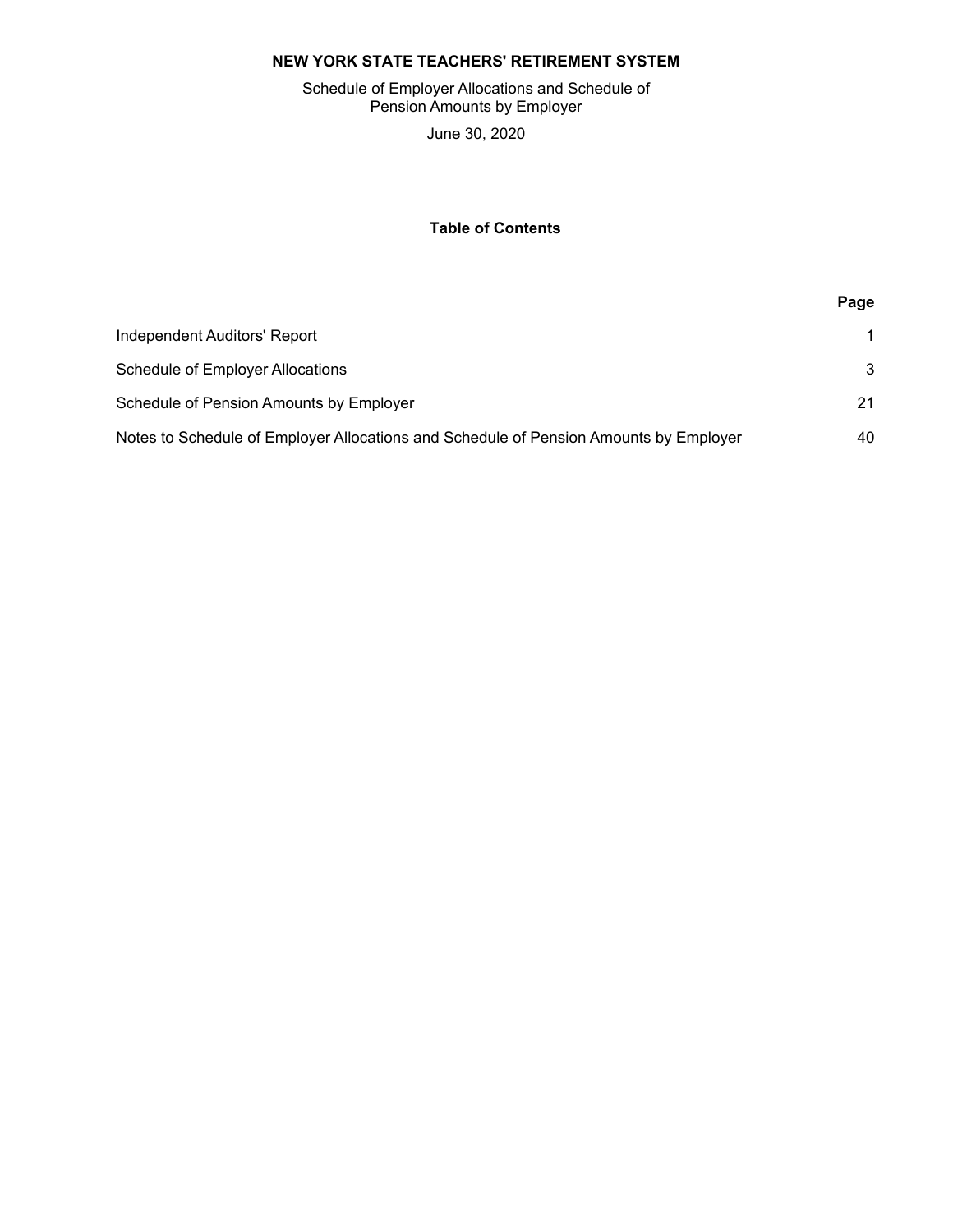**NEW YORK STATE TEACHERS' RETIREMENT SYSTEM**

Schedule of Employer Allocations and Schedule of Pension Amounts by Employer

June 30, 2020

## Table of Contents

| | Page |
|---|---|
| Independent Auditors' Report | 1 |
| Schedule of Employer Allocations | 3 |
| Schedule of Pension Amounts by Employer | 21 |
| Notes to Schedule of Employer Allocations and Schedule of Pension Amounts by Employer | 40 |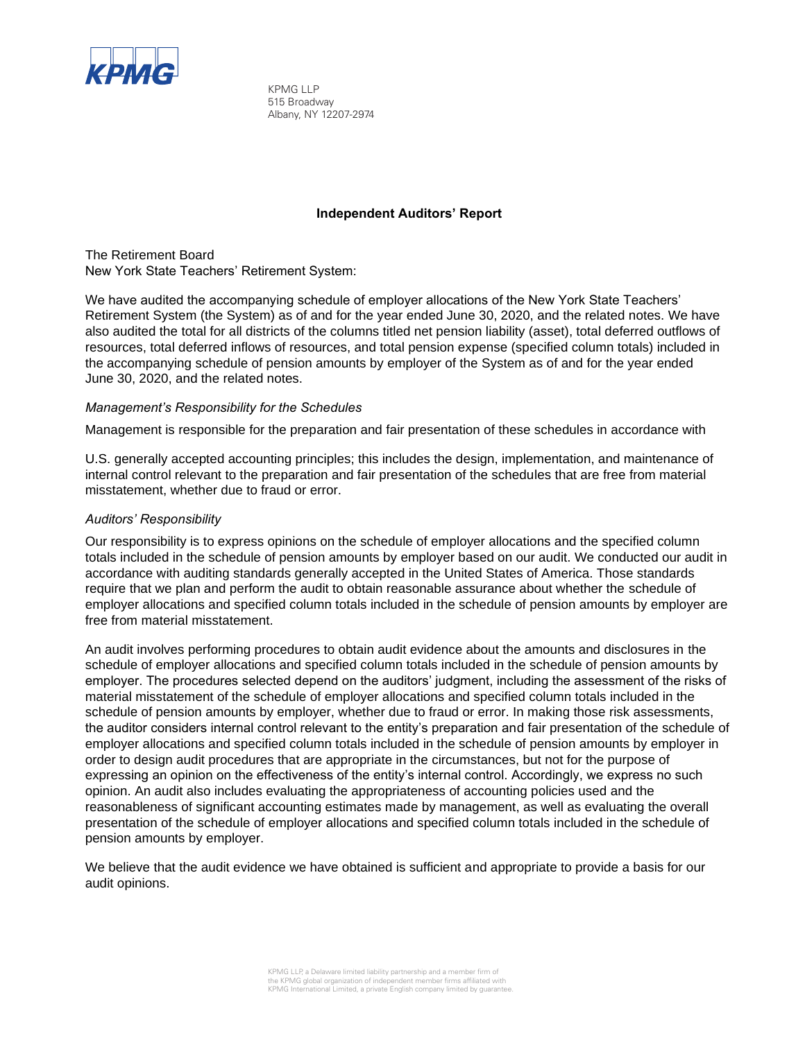KPMG

KPMG LLP
515 Broadway
Albany, NY 12207-2974

## Independent Auditors' Report

The Retirement Board
New York State Teachers' Retirement System:

We have audited the accompanying schedule of employer allocations of the New York State Teachers' Retirement System (the System) as of and for the year ended June 30, 2020, and the related notes. We have also audited the total for all districts of the columns titled net pension liability (asset), total deferred outflows of resources, total deferred inflows of resources, and total pension expense (specified column totals) included in the accompanying schedule of pension amounts by employer of the System as of and for the year ended June 30, 2020, and the related notes.

### *Management's Responsibility for the Schedules*

Management is responsible for the preparation and fair presentation of these schedules in accordance with

U.S. generally accepted accounting principles; this includes the design, implementation, and maintenance of internal control relevant to the preparation and fair presentation of the schedules that are free from material misstatement, whether due to fraud or error.

### *Auditors' Responsibility*

Our responsibility is to express opinions on the schedule of employer allocations and the specified column totals included in the schedule of pension amounts by employer based on our audit. We conducted our audit in accordance with auditing standards generally accepted in the United States of America. Those standards require that we plan and perform the audit to obtain reasonable assurance about whether the schedule of employer allocations and specified column totals included in the schedule of pension amounts by employer are free from material misstatement.

An audit involves performing procedures to obtain audit evidence about the amounts and disclosures in the schedule of employer allocations and specified column totals included in the schedule of pension amounts by employer. The procedures selected depend on the auditors' judgment, including the assessment of the risks of material misstatement of the schedule of employer allocations and specified column totals included in the schedule of pension amounts by employer, whether due to fraud or error. In making those risk assessments, the auditor considers internal control relevant to the entity's preparation and fair presentation of the schedule of employer allocations and specified column totals included in the schedule of pension amounts by employer in order to design audit procedures that are appropriate in the circumstances, but not for the purpose of expressing an opinion on the effectiveness of the entity's internal control. Accordingly, we express no such opinion. An audit also includes evaluating the appropriateness of accounting policies used and the reasonableness of significant accounting estimates made by management, as well as evaluating the overall presentation of the schedule of employer allocations and specified column totals included in the schedule of pension amounts by employer.

We believe that the audit evidence we have obtained is sufficient and appropriate to provide a basis for our audit opinions.

KPMG LLP, a Delaware limited liability partnership and a member firm of the KPMG global organization of independent member firms affiliated with KPMG International Limited, a private English company limited by guarantee.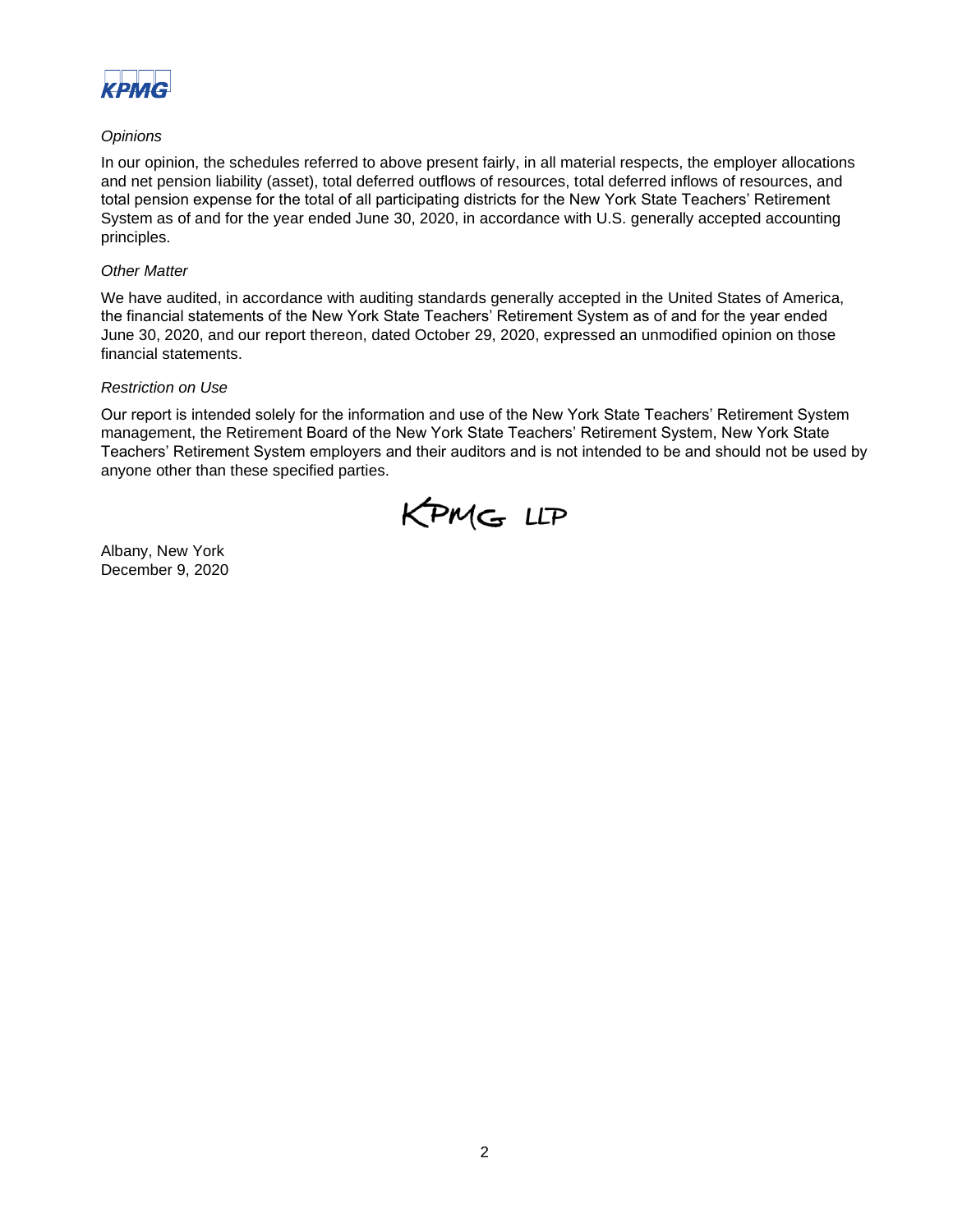*Opinions*

In our opinion, the schedules referred to above present fairly, in all material respects, the employer allocations and net pension liability (asset), total deferred outflows of resources, total deferred inflows of resources, and total pension expense for the total of all participating districts for the New York State Teachers' Retirement System as of and for the year ended June 30, 2020, in accordance with U.S. generally accepted accounting principles.

*Other Matter*

We have audited, in accordance with auditing standards generally accepted in the United States of America, the financial statements of the New York State Teachers' Retirement System as of and for the year ended June 30, 2020, and our report thereon, dated October 29, 2020, expressed an unmodified opinion on those financial statements.

*Restriction on Use*

Our report is intended solely for the information and use of the New York State Teachers' Retirement System management, the Retirement Board of the New York State Teachers' Retirement System, New York State Teachers' Retirement System employers and their auditors and is not intended to be and should not be used by anyone other than these specified parties.

KPMG LLP

Albany, New York
December 9, 2020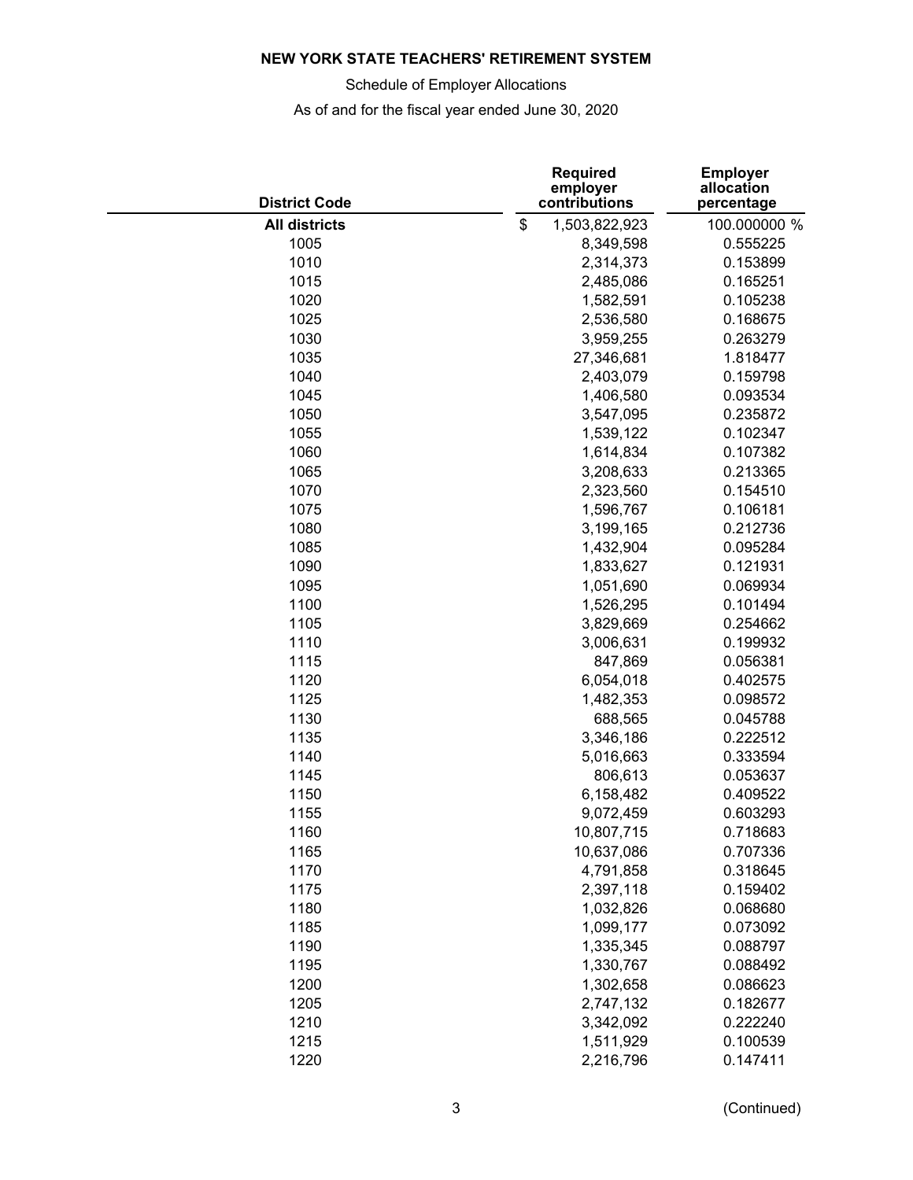**NEW YORK STATE TEACHERS' RETIREMENT SYSTEM**

Schedule of Employer Allocations

As of and for the fiscal year ended June 30, 2020

| District Code | Required employer contributions | Employer allocation percentage |
|---|---|---|
| **All districts** | $ 1,503,822,923 | 100.000000 % |
| 1005 | 8,349,598 | 0.555225 |
| 1010 | 2,314,373 | 0.153899 |
| 1015 | 2,485,086 | 0.165251 |
| 1020 | 1,582,591 | 0.105238 |
| 1025 | 2,536,580 | 0.168675 |
| 1030 | 3,959,255 | 0.263279 |
| 1035 | 27,346,681 | 1.818477 |
| 1040 | 2,403,079 | 0.159798 |
| 1045 | 1,406,580 | 0.093534 |
| 1050 | 3,547,095 | 0.235872 |
| 1055 | 1,539,122 | 0.102347 |
| 1060 | 1,614,834 | 0.107382 |
| 1065 | 3,208,633 | 0.213365 |
| 1070 | 2,323,560 | 0.154510 |
| 1075 | 1,596,767 | 0.106181 |
| 1080 | 3,199,165 | 0.212736 |
| 1085 | 1,432,904 | 0.095284 |
| 1090 | 1,833,627 | 0.121931 |
| 1095 | 1,051,690 | 0.069934 |
| 1100 | 1,526,295 | 0.101494 |
| 1105 | 3,829,669 | 0.254662 |
| 1110 | 3,006,631 | 0.199932 |
| 1115 | 847,869 | 0.056381 |
| 1120 | 6,054,018 | 0.402575 |
| 1125 | 1,482,353 | 0.098572 |
| 1130 | 688,565 | 0.045788 |
| 1135 | 3,346,186 | 0.222512 |
| 1140 | 5,016,663 | 0.333594 |
| 1145 | 806,613 | 0.053637 |
| 1150 | 6,158,482 | 0.409522 |
| 1155 | 9,072,459 | 0.603293 |
| 1160 | 10,807,715 | 0.718683 |
| 1165 | 10,637,086 | 0.707336 |
| 1170 | 4,791,858 | 0.318645 |
| 1175 | 2,397,118 | 0.159402 |
| 1180 | 1,032,826 | 0.068680 |
| 1185 | 1,099,177 | 0.073092 |
| 1190 | 1,335,345 | 0.088797 |
| 1195 | 1,330,767 | 0.088492 |
| 1200 | 1,302,658 | 0.086623 |
| 1205 | 2,747,132 | 0.182677 |
| 1210 | 3,342,092 | 0.222240 |
| 1215 | 1,511,929 | 0.100539 |
| 1220 | 2,216,796 | 0.147411 |

(Continued)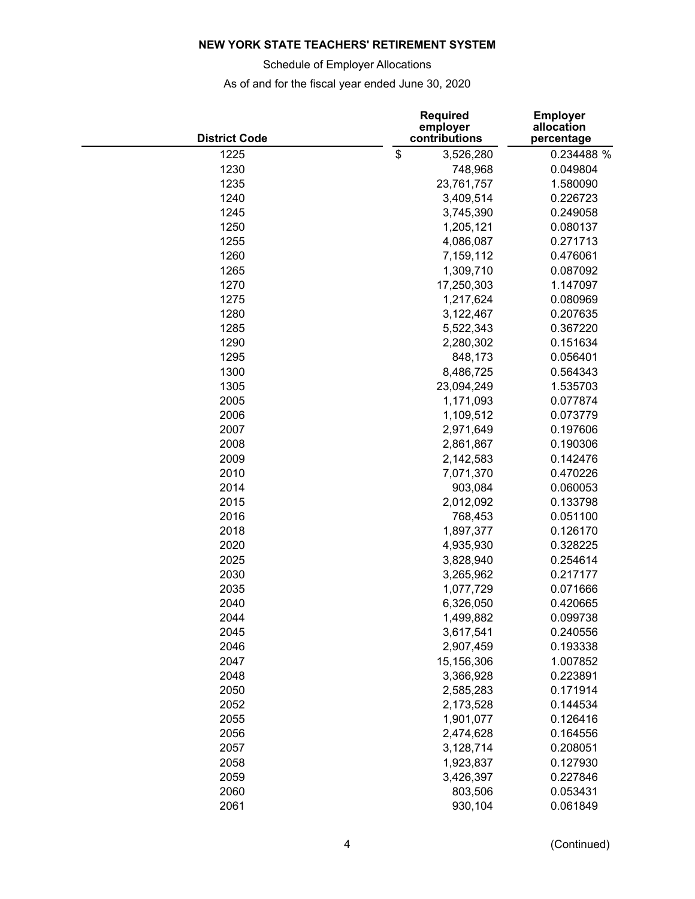**NEW YORK STATE TEACHERS' RETIREMENT SYSTEM**

Schedule of Employer Allocations

As of and for the fiscal year ended June 30, 2020

| District Code | Required employer contributions | Employer allocation percentage |
|---|---|---|
| 1225 | $ 3,526,280 | 0.234488 % |
| 1230 | 748,968 | 0.049804 |
| 1235 | 23,761,757 | 1.580090 |
| 1240 | 3,409,514 | 0.226723 |
| 1245 | 3,745,390 | 0.249058 |
| 1250 | 1,205,121 | 0.080137 |
| 1255 | 4,086,087 | 0.271713 |
| 1260 | 7,159,112 | 0.476061 |
| 1265 | 1,309,710 | 0.087092 |
| 1270 | 17,250,303 | 1.147097 |
| 1275 | 1,217,624 | 0.080969 |
| 1280 | 3,122,467 | 0.207635 |
| 1285 | 5,522,343 | 0.367220 |
| 1290 | 2,280,302 | 0.151634 |
| 1295 | 848,173 | 0.056401 |
| 1300 | 8,486,725 | 0.564343 |
| 1305 | 23,094,249 | 1.535703 |
| 2005 | 1,171,093 | 0.077874 |
| 2006 | 1,109,512 | 0.073779 |
| 2007 | 2,971,649 | 0.197606 |
| 2008 | 2,861,867 | 0.190306 |
| 2009 | 2,142,583 | 0.142476 |
| 2010 | 7,071,370 | 0.470226 |
| 2014 | 903,084 | 0.060053 |
| 2015 | 2,012,092 | 0.133798 |
| 2016 | 768,453 | 0.051100 |
| 2018 | 1,897,377 | 0.126170 |
| 2020 | 4,935,930 | 0.328225 |
| 2025 | 3,828,940 | 0.254614 |
| 2030 | 3,265,962 | 0.217177 |
| 2035 | 1,077,729 | 0.071666 |
| 2040 | 6,326,050 | 0.420665 |
| 2044 | 1,499,882 | 0.099738 |
| 2045 | 3,617,541 | 0.240556 |
| 2046 | 2,907,459 | 0.193338 |
| 2047 | 15,156,306 | 1.007852 |
| 2048 | 3,366,928 | 0.223891 |
| 2050 | 2,585,283 | 0.171914 |
| 2052 | 2,173,528 | 0.144534 |
| 2055 | 1,901,077 | 0.126416 |
| 2056 | 2,474,628 | 0.164556 |
| 2057 | 3,128,714 | 0.208051 |
| 2058 | 1,923,837 | 0.127930 |
| 2059 | 3,426,397 | 0.227846 |
| 2060 | 803,506 | 0.053431 |
| 2061 | 930,104 | 0.061849 |

(Continued)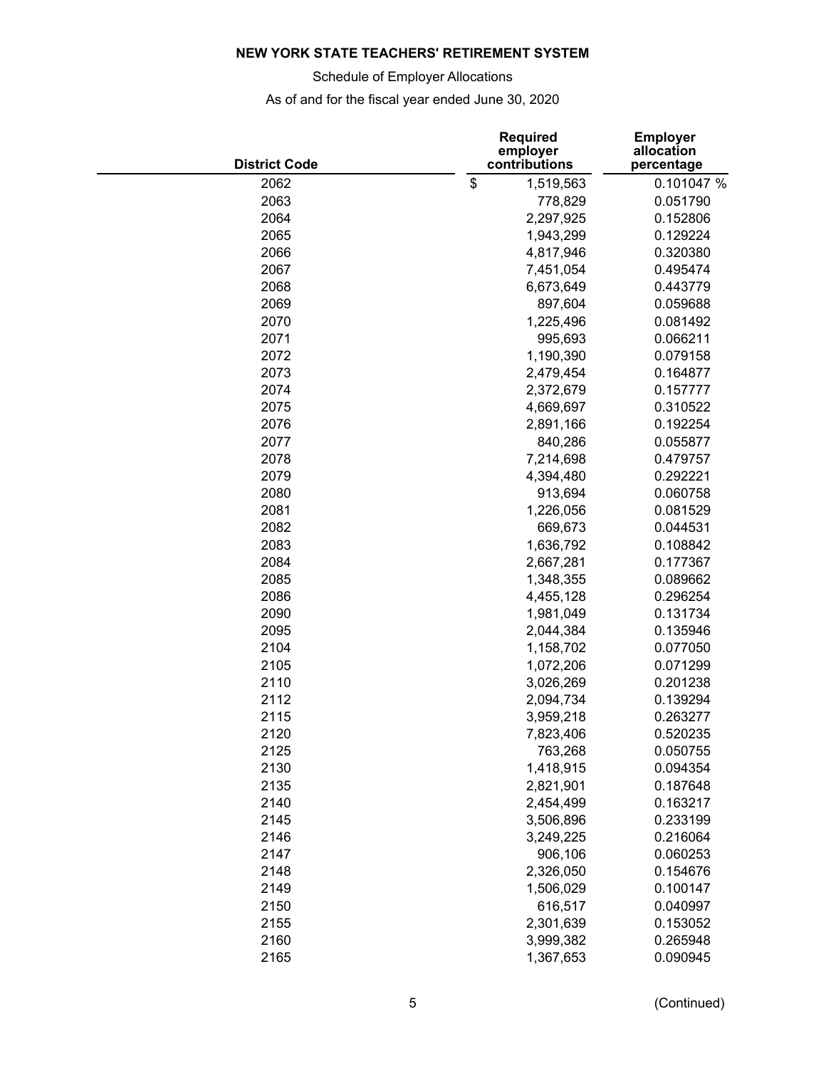**NEW YORK STATE TEACHERS' RETIREMENT SYSTEM**

Schedule of Employer Allocations

As of and for the fiscal year ended June 30, 2020

| District Code | Required employer contributions | Employer allocation percentage |
|---|---|---|
| 2062 | $ 1,519,563 | 0.101047 % |
| 2063 | 778,829 | 0.051790 |
| 2064 | 2,297,925 | 0.152806 |
| 2065 | 1,943,299 | 0.129224 |
| 2066 | 4,817,946 | 0.320380 |
| 2067 | 7,451,054 | 0.495474 |
| 2068 | 6,673,649 | 0.443779 |
| 2069 | 897,604 | 0.059688 |
| 2070 | 1,225,496 | 0.081492 |
| 2071 | 995,693 | 0.066211 |
| 2072 | 1,190,390 | 0.079158 |
| 2073 | 2,479,454 | 0.164877 |
| 2074 | 2,372,679 | 0.157777 |
| 2075 | 4,669,697 | 0.310522 |
| 2076 | 2,891,166 | 0.192254 |
| 2077 | 840,286 | 0.055877 |
| 2078 | 7,214,698 | 0.479757 |
| 2079 | 4,394,480 | 0.292221 |
| 2080 | 913,694 | 0.060758 |
| 2081 | 1,226,056 | 0.081529 |
| 2082 | 669,673 | 0.044531 |
| 2083 | 1,636,792 | 0.108842 |
| 2084 | 2,667,281 | 0.177367 |
| 2085 | 1,348,355 | 0.089662 |
| 2086 | 4,455,128 | 0.296254 |
| 2090 | 1,981,049 | 0.131734 |
| 2095 | 2,044,384 | 0.135946 |
| 2104 | 1,158,702 | 0.077050 |
| 2105 | 1,072,206 | 0.071299 |
| 2110 | 3,026,269 | 0.201238 |
| 2112 | 2,094,734 | 0.139294 |
| 2115 | 3,959,218 | 0.263277 |
| 2120 | 7,823,406 | 0.520235 |
| 2125 | 763,268 | 0.050755 |
| 2130 | 1,418,915 | 0.094354 |
| 2135 | 2,821,901 | 0.187648 |
| 2140 | 2,454,499 | 0.163217 |
| 2145 | 3,506,896 | 0.233199 |
| 2146 | 3,249,225 | 0.216064 |
| 2147 | 906,106 | 0.060253 |
| 2148 | 2,326,050 | 0.154676 |
| 2149 | 1,506,029 | 0.100147 |
| 2150 | 616,517 | 0.040997 |
| 2155 | 2,301,639 | 0.153052 |
| 2160 | 3,999,382 | 0.265948 |
| 2165 | 1,367,653 | 0.090945 |

(Continued)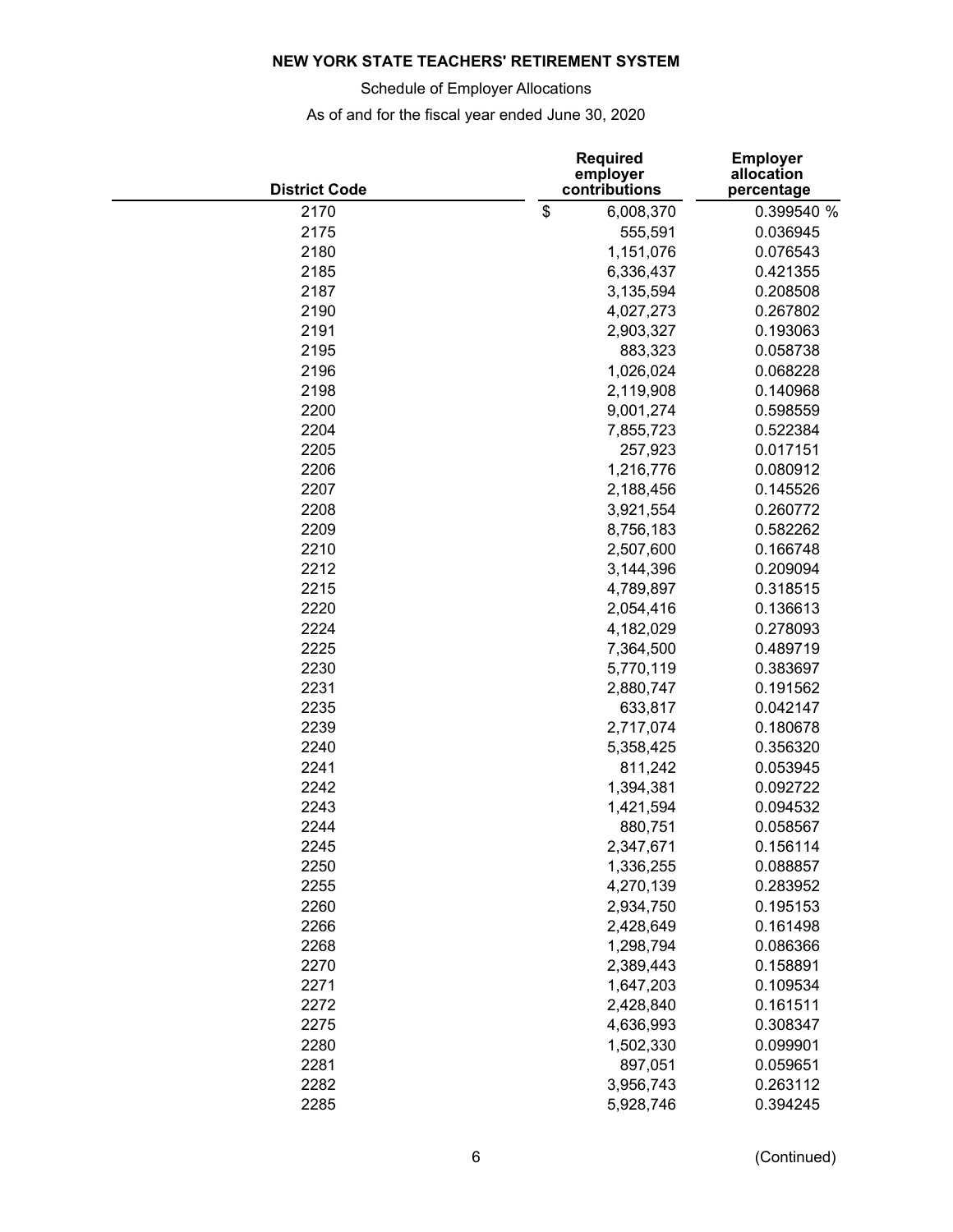**NEW YORK STATE TEACHERS' RETIREMENT SYSTEM**

Schedule of Employer Allocations

As of and for the fiscal year ended June 30, 2020

| District Code | Required employer contributions | Employer allocation percentage |
|---|---|---|
| 2170 | $ 6,008,370 | 0.399540 % |
| 2175 | 555,591 | 0.036945 |
| 2180 | 1,151,076 | 0.076543 |
| 2185 | 6,336,437 | 0.421355 |
| 2187 | 3,135,594 | 0.208508 |
| 2190 | 4,027,273 | 0.267802 |
| 2191 | 2,903,327 | 0.193063 |
| 2195 | 883,323 | 0.058738 |
| 2196 | 1,026,024 | 0.068228 |
| 2198 | 2,119,908 | 0.140968 |
| 2200 | 9,001,274 | 0.598559 |
| 2204 | 7,855,723 | 0.522384 |
| 2205 | 257,923 | 0.017151 |
| 2206 | 1,216,776 | 0.080912 |
| 2207 | 2,188,456 | 0.145526 |
| 2208 | 3,921,554 | 0.260772 |
| 2209 | 8,756,183 | 0.582262 |
| 2210 | 2,507,600 | 0.166748 |
| 2212 | 3,144,396 | 0.209094 |
| 2215 | 4,789,897 | 0.318515 |
| 2220 | 2,054,416 | 0.136613 |
| 2224 | 4,182,029 | 0.278093 |
| 2225 | 7,364,500 | 0.489719 |
| 2230 | 5,770,119 | 0.383697 |
| 2231 | 2,880,747 | 0.191562 |
| 2235 | 633,817 | 0.042147 |
| 2239 | 2,717,074 | 0.180678 |
| 2240 | 5,358,425 | 0.356320 |
| 2241 | 811,242 | 0.053945 |
| 2242 | 1,394,381 | 0.092722 |
| 2243 | 1,421,594 | 0.094532 |
| 2244 | 880,751 | 0.058567 |
| 2245 | 2,347,671 | 0.156114 |
| 2250 | 1,336,255 | 0.088857 |
| 2255 | 4,270,139 | 0.283952 |
| 2260 | 2,934,750 | 0.195153 |
| 2266 | 2,428,649 | 0.161498 |
| 2268 | 1,298,794 | 0.086366 |
| 2270 | 2,389,443 | 0.158891 |
| 2271 | 1,647,203 | 0.109534 |
| 2272 | 2,428,840 | 0.161511 |
| 2275 | 4,636,993 | 0.308347 |
| 2280 | 1,502,330 | 0.099901 |
| 2281 | 897,051 | 0.059651 |
| 2282 | 3,956,743 | 0.263112 |
| 2285 | 5,928,746 | 0.394245 |

(Continued)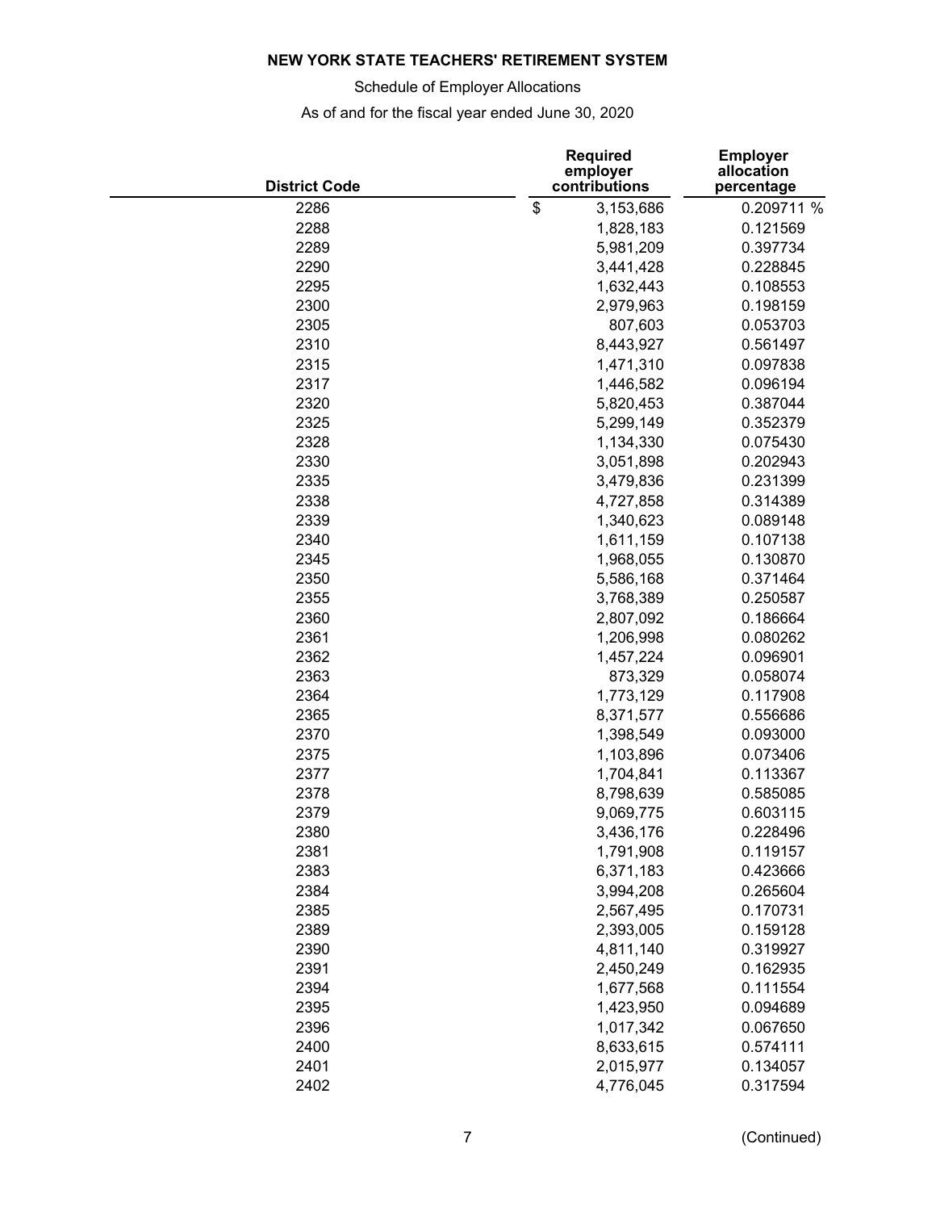**NEW YORK STATE TEACHERS' RETIREMENT SYSTEM**

Schedule of Employer Allocations

As of and for the fiscal year ended June 30, 2020

| District Code | Required employer contributions | Employer allocation percentage |
|---|---|---|
| 2286 | $ 3,153,686 | 0.209711 % |
| 2288 | 1,828,183 | 0.121569 |
| 2289 | 5,981,209 | 0.397734 |
| 2290 | 3,441,428 | 0.228845 |
| 2295 | 1,632,443 | 0.108553 |
| 2300 | 2,979,963 | 0.198159 |
| 2305 | 807,603 | 0.053703 |
| 2310 | 8,443,927 | 0.561497 |
| 2315 | 1,471,310 | 0.097838 |
| 2317 | 1,446,582 | 0.096194 |
| 2320 | 5,820,453 | 0.387044 |
| 2325 | 5,299,149 | 0.352379 |
| 2328 | 1,134,330 | 0.075430 |
| 2330 | 3,051,898 | 0.202943 |
| 2335 | 3,479,836 | 0.231399 |
| 2338 | 4,727,858 | 0.314389 |
| 2339 | 1,340,623 | 0.089148 |
| 2340 | 1,611,159 | 0.107138 |
| 2345 | 1,968,055 | 0.130870 |
| 2350 | 5,586,168 | 0.371464 |
| 2355 | 3,768,389 | 0.250587 |
| 2360 | 2,807,092 | 0.186664 |
| 2361 | 1,206,998 | 0.080262 |
| 2362 | 1,457,224 | 0.096901 |
| 2363 | 873,329 | 0.058074 |
| 2364 | 1,773,129 | 0.117908 |
| 2365 | 8,371,577 | 0.556686 |
| 2370 | 1,398,549 | 0.093000 |
| 2375 | 1,103,896 | 0.073406 |
| 2377 | 1,704,841 | 0.113367 |
| 2378 | 8,798,639 | 0.585085 |
| 2379 | 9,069,775 | 0.603115 |
| 2380 | 3,436,176 | 0.228496 |
| 2381 | 1,791,908 | 0.119157 |
| 2383 | 6,371,183 | 0.423666 |
| 2384 | 3,994,208 | 0.265604 |
| 2385 | 2,567,495 | 0.170731 |
| 2389 | 2,393,005 | 0.159128 |
| 2390 | 4,811,140 | 0.319927 |
| 2391 | 2,450,249 | 0.162935 |
| 2394 | 1,677,568 | 0.111554 |
| 2395 | 1,423,950 | 0.094689 |
| 2396 | 1,017,342 | 0.067650 |
| 2400 | 8,633,615 | 0.574111 |
| 2401 | 2,015,977 | 0.134057 |
| 2402 | 4,776,045 | 0.317594 |

(Continued)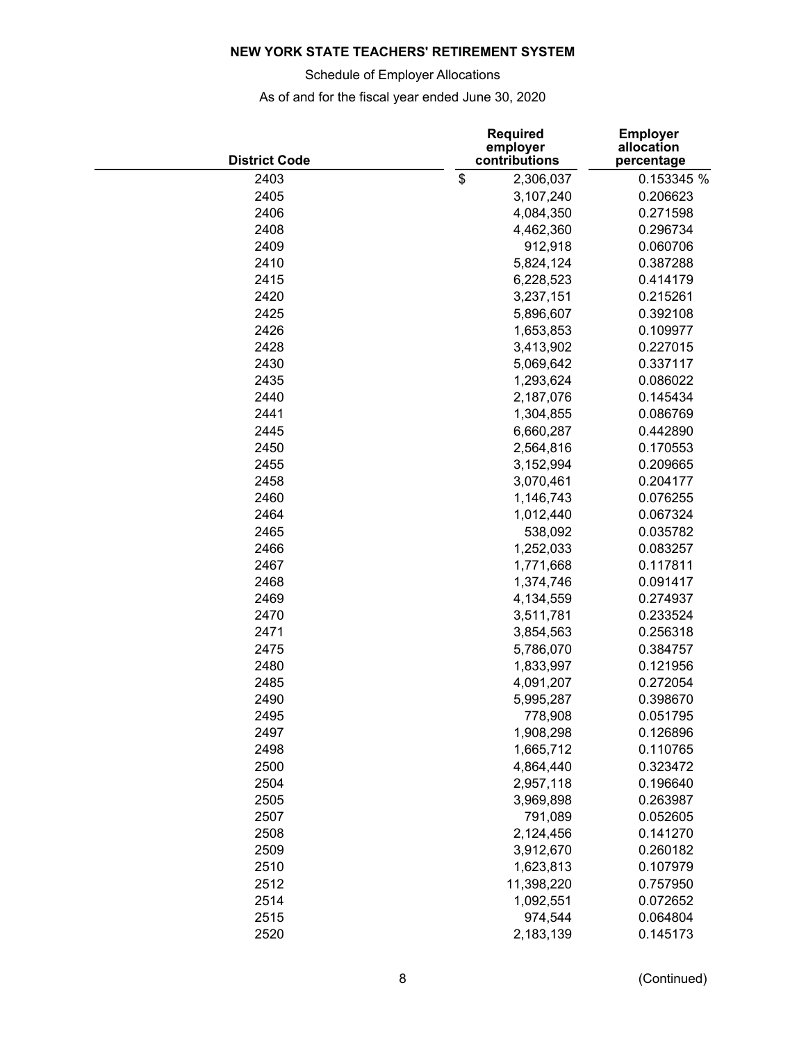**NEW YORK STATE TEACHERS' RETIREMENT SYSTEM**

Schedule of Employer Allocations

As of and for the fiscal year ended June 30, 2020

| District Code | Required employer contributions | Employer allocation percentage |
|---|---|---|
| 2403 | $ 2,306,037 | 0.153345 % |
| 2405 | 3,107,240 | 0.206623 |
| 2406 | 4,084,350 | 0.271598 |
| 2408 | 4,462,360 | 0.296734 |
| 2409 | 912,918 | 0.060706 |
| 2410 | 5,824,124 | 0.387288 |
| 2415 | 6,228,523 | 0.414179 |
| 2420 | 3,237,151 | 0.215261 |
| 2425 | 5,896,607 | 0.392108 |
| 2426 | 1,653,853 | 0.109977 |
| 2428 | 3,413,902 | 0.227015 |
| 2430 | 5,069,642 | 0.337117 |
| 2435 | 1,293,624 | 0.086022 |
| 2440 | 2,187,076 | 0.145434 |
| 2441 | 1,304,855 | 0.086769 |
| 2445 | 6,660,287 | 0.442890 |
| 2450 | 2,564,816 | 0.170553 |
| 2455 | 3,152,994 | 0.209665 |
| 2458 | 3,070,461 | 0.204177 |
| 2460 | 1,146,743 | 0.076255 |
| 2464 | 1,012,440 | 0.067324 |
| 2465 | 538,092 | 0.035782 |
| 2466 | 1,252,033 | 0.083257 |
| 2467 | 1,771,668 | 0.117811 |
| 2468 | 1,374,746 | 0.091417 |
| 2469 | 4,134,559 | 0.274937 |
| 2470 | 3,511,781 | 0.233524 |
| 2471 | 3,854,563 | 0.256318 |
| 2475 | 5,786,070 | 0.384757 |
| 2480 | 1,833,997 | 0.121956 |
| 2485 | 4,091,207 | 0.272054 |
| 2490 | 5,995,287 | 0.398670 |
| 2495 | 778,908 | 0.051795 |
| 2497 | 1,908,298 | 0.126896 |
| 2498 | 1,665,712 | 0.110765 |
| 2500 | 4,864,440 | 0.323472 |
| 2504 | 2,957,118 | 0.196640 |
| 2505 | 3,969,898 | 0.263987 |
| 2507 | 791,089 | 0.052605 |
| 2508 | 2,124,456 | 0.141270 |
| 2509 | 3,912,670 | 0.260182 |
| 2510 | 1,623,813 | 0.107979 |
| 2512 | 11,398,220 | 0.757950 |
| 2514 | 1,092,551 | 0.072652 |
| 2515 | 974,544 | 0.064804 |
| 2520 | 2,183,139 | 0.145173 |

(Continued)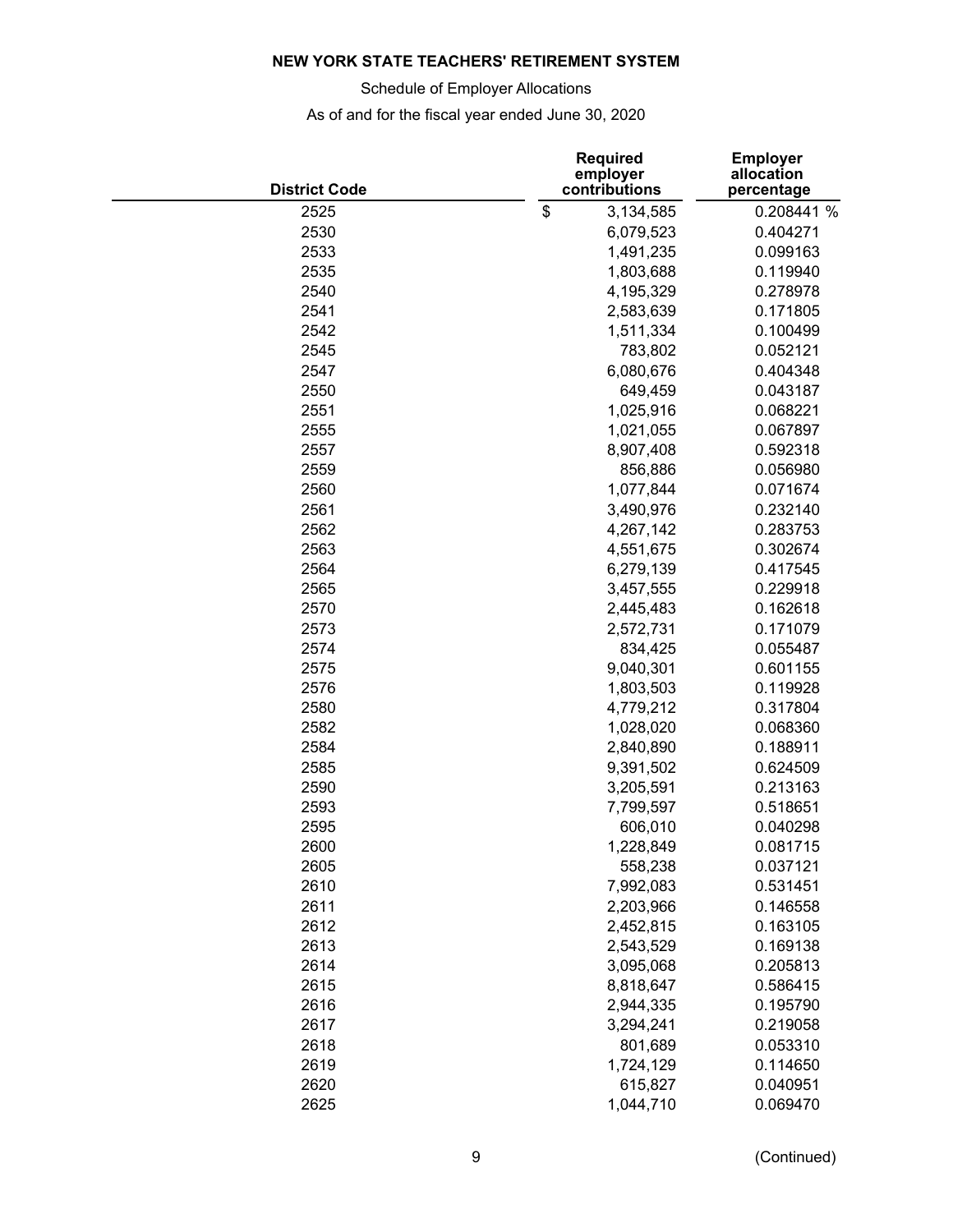**NEW YORK STATE TEACHERS' RETIREMENT SYSTEM**

Schedule of Employer Allocations

As of and for the fiscal year ended June 30, 2020

| District Code | Required employer contributions | Employer allocation percentage |
|---|---|---|
| 2525 | $ 3,134,585 | 0.208441 % |
| 2530 | 6,079,523 | 0.404271 |
| 2533 | 1,491,235 | 0.099163 |
| 2535 | 1,803,688 | 0.119940 |
| 2540 | 4,195,329 | 0.278978 |
| 2541 | 2,583,639 | 0.171805 |
| 2542 | 1,511,334 | 0.100499 |
| 2545 | 783,802 | 0.052121 |
| 2547 | 6,080,676 | 0.404348 |
| 2550 | 649,459 | 0.043187 |
| 2551 | 1,025,916 | 0.068221 |
| 2555 | 1,021,055 | 0.067897 |
| 2557 | 8,907,408 | 0.592318 |
| 2559 | 856,886 | 0.056980 |
| 2560 | 1,077,844 | 0.071674 |
| 2561 | 3,490,976 | 0.232140 |
| 2562 | 4,267,142 | 0.283753 |
| 2563 | 4,551,675 | 0.302674 |
| 2564 | 6,279,139 | 0.417545 |
| 2565 | 3,457,555 | 0.229918 |
| 2570 | 2,445,483 | 0.162618 |
| 2573 | 2,572,731 | 0.171079 |
| 2574 | 834,425 | 0.055487 |
| 2575 | 9,040,301 | 0.601155 |
| 2576 | 1,803,503 | 0.119928 |
| 2580 | 4,779,212 | 0.317804 |
| 2582 | 1,028,020 | 0.068360 |
| 2584 | 2,840,890 | 0.188911 |
| 2585 | 9,391,502 | 0.624509 |
| 2590 | 3,205,591 | 0.213163 |
| 2593 | 7,799,597 | 0.518651 |
| 2595 | 606,010 | 0.040298 |
| 2600 | 1,228,849 | 0.081715 |
| 2605 | 558,238 | 0.037121 |
| 2610 | 7,992,083 | 0.531451 |
| 2611 | 2,203,966 | 0.146558 |
| 2612 | 2,452,815 | 0.163105 |
| 2613 | 2,543,529 | 0.169138 |
| 2614 | 3,095,068 | 0.205813 |
| 2615 | 8,818,647 | 0.586415 |
| 2616 | 2,944,335 | 0.195790 |
| 2617 | 3,294,241 | 0.219058 |
| 2618 | 801,689 | 0.053310 |
| 2619 | 1,724,129 | 0.114650 |
| 2620 | 615,827 | 0.040951 |
| 2625 | 1,044,710 | 0.069470 |

(Continued)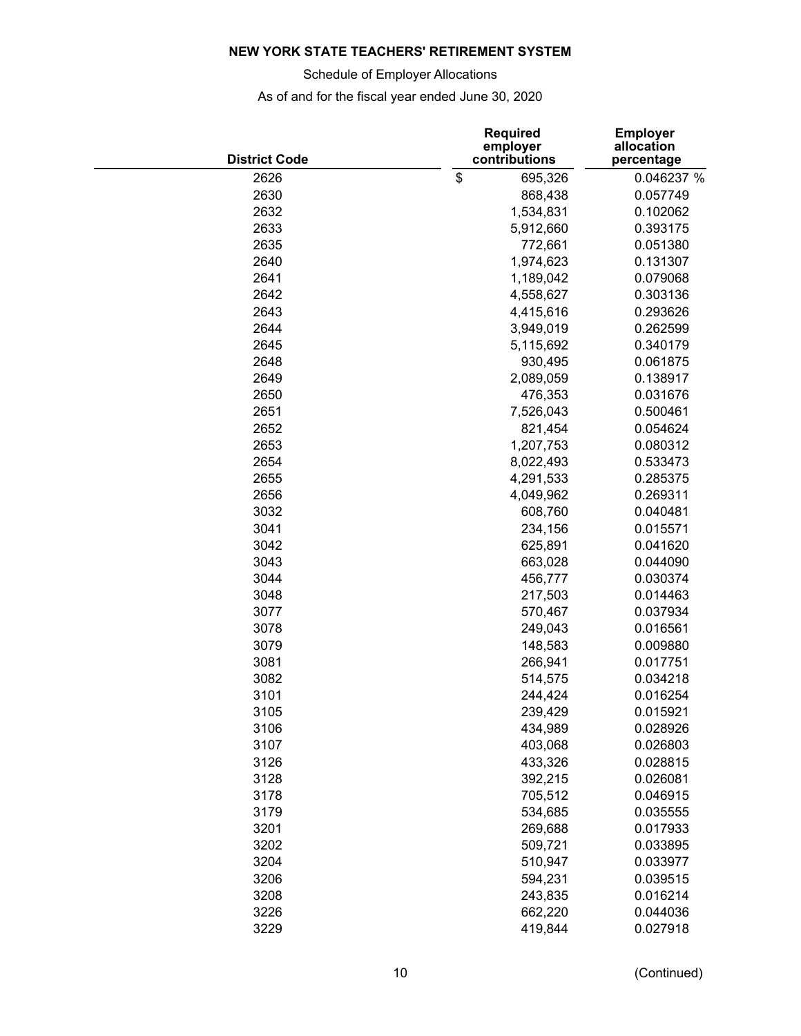**NEW YORK STATE TEACHERS' RETIREMENT SYSTEM**

Schedule of Employer Allocations

As of and for the fiscal year ended June 30, 2020

| District Code | Required employer contributions | Employer allocation percentage |
|---|---|---|
| 2626 | $ 695,326 | 0.046237 % |
| 2630 | 868,438 | 0.057749 |
| 2632 | 1,534,831 | 0.102062 |
| 2633 | 5,912,660 | 0.393175 |
| 2635 | 772,661 | 0.051380 |
| 2640 | 1,974,623 | 0.131307 |
| 2641 | 1,189,042 | 0.079068 |
| 2642 | 4,558,627 | 0.303136 |
| 2643 | 4,415,616 | 0.293626 |
| 2644 | 3,949,019 | 0.262599 |
| 2645 | 5,115,692 | 0.340179 |
| 2648 | 930,495 | 0.061875 |
| 2649 | 2,089,059 | 0.138917 |
| 2650 | 476,353 | 0.031676 |
| 2651 | 7,526,043 | 0.500461 |
| 2652 | 821,454 | 0.054624 |
| 2653 | 1,207,753 | 0.080312 |
| 2654 | 8,022,493 | 0.533473 |
| 2655 | 4,291,533 | 0.285375 |
| 2656 | 4,049,962 | 0.269311 |
| 3032 | 608,760 | 0.040481 |
| 3041 | 234,156 | 0.015571 |
| 3042 | 625,891 | 0.041620 |
| 3043 | 663,028 | 0.044090 |
| 3044 | 456,777 | 0.030374 |
| 3048 | 217,503 | 0.014463 |
| 3077 | 570,467 | 0.037934 |
| 3078 | 249,043 | 0.016561 |
| 3079 | 148,583 | 0.009880 |
| 3081 | 266,941 | 0.017751 |
| 3082 | 514,575 | 0.034218 |
| 3101 | 244,424 | 0.016254 |
| 3105 | 239,429 | 0.015921 |
| 3106 | 434,989 | 0.028926 |
| 3107 | 403,068 | 0.026803 |
| 3126 | 433,326 | 0.028815 |
| 3128 | 392,215 | 0.026081 |
| 3178 | 705,512 | 0.046915 |
| 3179 | 534,685 | 0.035555 |
| 3201 | 269,688 | 0.017933 |
| 3202 | 509,721 | 0.033895 |
| 3204 | 510,947 | 0.033977 |
| 3206 | 594,231 | 0.039515 |
| 3208 | 243,835 | 0.016214 |
| 3226 | 662,220 | 0.044036 |
| 3229 | 419,844 | 0.027918 |

(Continued)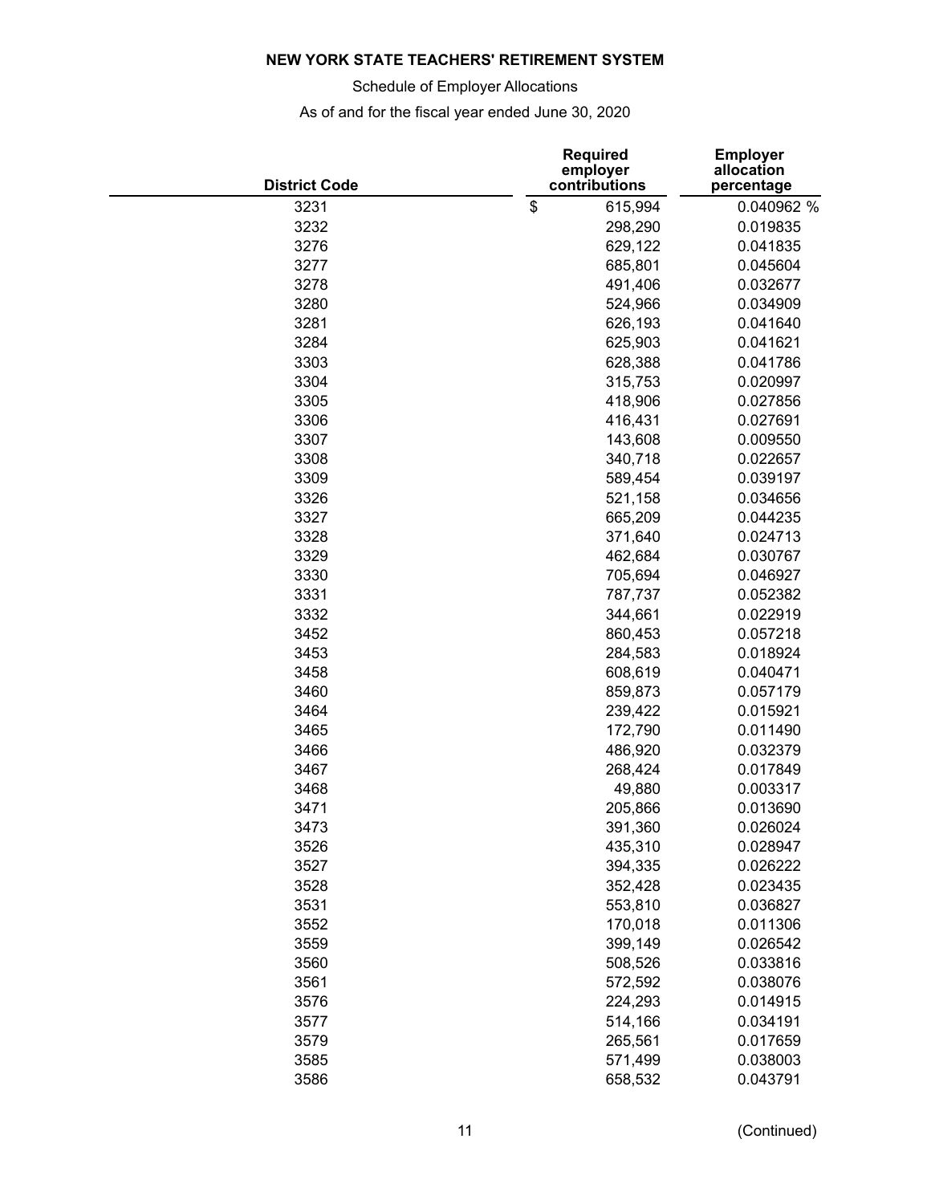**NEW YORK STATE TEACHERS' RETIREMENT SYSTEM**

Schedule of Employer Allocations

As of and for the fiscal year ended June 30, 2020

| District Code | Required employer contributions | Employer allocation percentage |
|---|---|---|
| 3231 | $ 615,994 | 0.040962 % |
| 3232 | 298,290 | 0.019835 |
| 3276 | 629,122 | 0.041835 |
| 3277 | 685,801 | 0.045604 |
| 3278 | 491,406 | 0.032677 |
| 3280 | 524,966 | 0.034909 |
| 3281 | 626,193 | 0.041640 |
| 3284 | 625,903 | 0.041621 |
| 3303 | 628,388 | 0.041786 |
| 3304 | 315,753 | 0.020997 |
| 3305 | 418,906 | 0.027856 |
| 3306 | 416,431 | 0.027691 |
| 3307 | 143,608 | 0.009550 |
| 3308 | 340,718 | 0.022657 |
| 3309 | 589,454 | 0.039197 |
| 3326 | 521,158 | 0.034656 |
| 3327 | 665,209 | 0.044235 |
| 3328 | 371,640 | 0.024713 |
| 3329 | 462,684 | 0.030767 |
| 3330 | 705,694 | 0.046927 |
| 3331 | 787,737 | 0.052382 |
| 3332 | 344,661 | 0.022919 |
| 3452 | 860,453 | 0.057218 |
| 3453 | 284,583 | 0.018924 |
| 3458 | 608,619 | 0.040471 |
| 3460 | 859,873 | 0.057179 |
| 3464 | 239,422 | 0.015921 |
| 3465 | 172,790 | 0.011490 |
| 3466 | 486,920 | 0.032379 |
| 3467 | 268,424 | 0.017849 |
| 3468 | 49,880 | 0.003317 |
| 3471 | 205,866 | 0.013690 |
| 3473 | 391,360 | 0.026024 |
| 3526 | 435,310 | 0.028947 |
| 3527 | 394,335 | 0.026222 |
| 3528 | 352,428 | 0.023435 |
| 3531 | 553,810 | 0.036827 |
| 3552 | 170,018 | 0.011306 |
| 3559 | 399,149 | 0.026542 |
| 3560 | 508,526 | 0.033816 |
| 3561 | 572,592 | 0.038076 |
| 3576 | 224,293 | 0.014915 |
| 3577 | 514,166 | 0.034191 |
| 3579 | 265,561 | 0.017659 |
| 3585 | 571,499 | 0.038003 |
| 3586 | 658,532 | 0.043791 |

(Continued)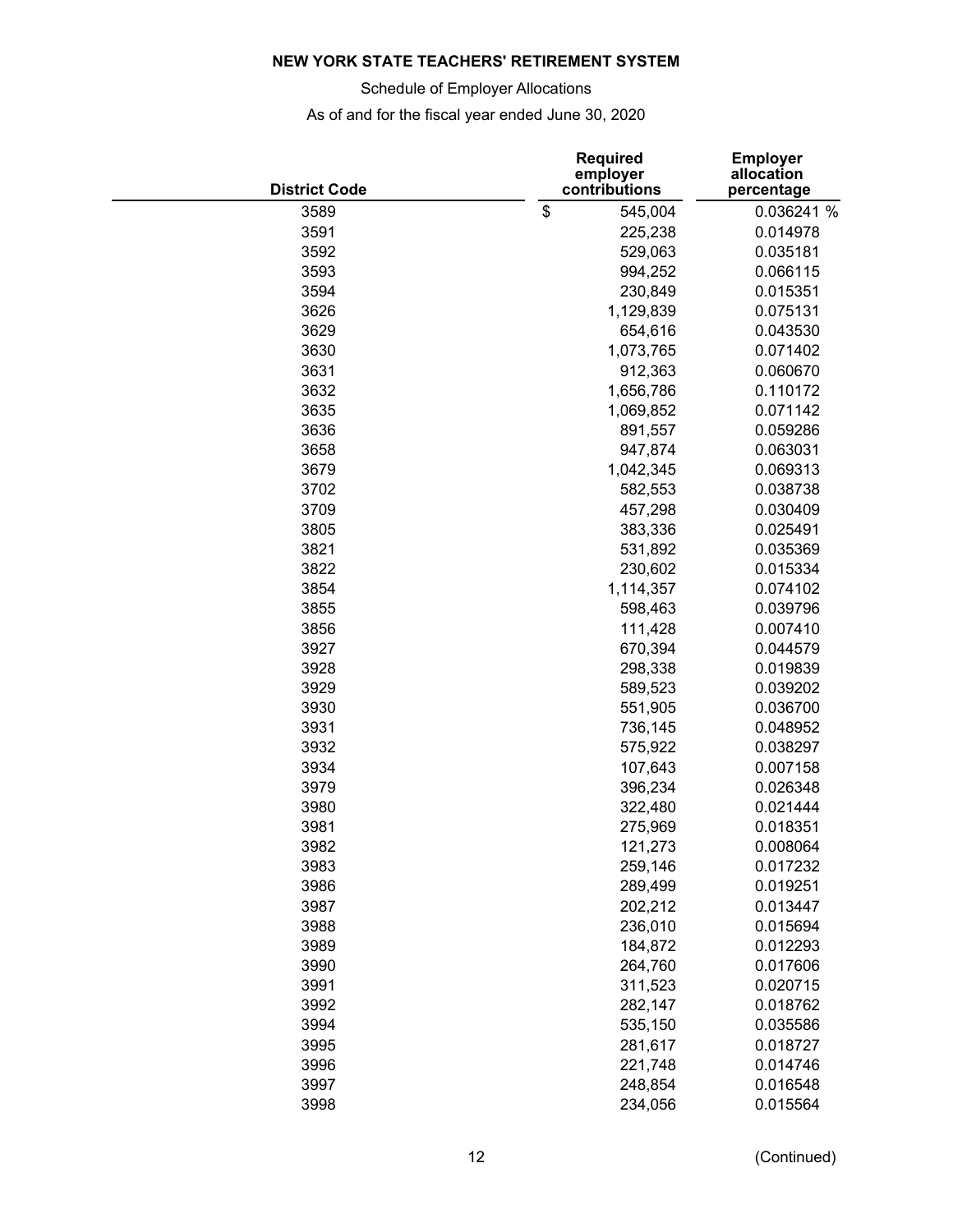**NEW YORK STATE TEACHERS' RETIREMENT SYSTEM**

Schedule of Employer Allocations

As of and for the fiscal year ended June 30, 2020

| District Code | Required employer contributions | Employer allocation percentage |
|---|---|---|
| 3589 | $ 545,004 | 0.036241 % |
| 3591 | 225,238 | 0.014978 |
| 3592 | 529,063 | 0.035181 |
| 3593 | 994,252 | 0.066115 |
| 3594 | 230,849 | 0.015351 |
| 3626 | 1,129,839 | 0.075131 |
| 3629 | 654,616 | 0.043530 |
| 3630 | 1,073,765 | 0.071402 |
| 3631 | 912,363 | 0.060670 |
| 3632 | 1,656,786 | 0.110172 |
| 3635 | 1,069,852 | 0.071142 |
| 3636 | 891,557 | 0.059286 |
| 3658 | 947,874 | 0.063031 |
| 3679 | 1,042,345 | 0.069313 |
| 3702 | 582,553 | 0.038738 |
| 3709 | 457,298 | 0.030409 |
| 3805 | 383,336 | 0.025491 |
| 3821 | 531,892 | 0.035369 |
| 3822 | 230,602 | 0.015334 |
| 3854 | 1,114,357 | 0.074102 |
| 3855 | 598,463 | 0.039796 |
| 3856 | 111,428 | 0.007410 |
| 3927 | 670,394 | 0.044579 |
| 3928 | 298,338 | 0.019839 |
| 3929 | 589,523 | 0.039202 |
| 3930 | 551,905 | 0.036700 |
| 3931 | 736,145 | 0.048952 |
| 3932 | 575,922 | 0.038297 |
| 3934 | 107,643 | 0.007158 |
| 3979 | 396,234 | 0.026348 |
| 3980 | 322,480 | 0.021444 |
| 3981 | 275,969 | 0.018351 |
| 3982 | 121,273 | 0.008064 |
| 3983 | 259,146 | 0.017232 |
| 3986 | 289,499 | 0.019251 |
| 3987 | 202,212 | 0.013447 |
| 3988 | 236,010 | 0.015694 |
| 3989 | 184,872 | 0.012293 |
| 3990 | 264,760 | 0.017606 |
| 3991 | 311,523 | 0.020715 |
| 3992 | 282,147 | 0.018762 |
| 3994 | 535,150 | 0.035586 |
| 3995 | 281,617 | 0.018727 |
| 3996 | 221,748 | 0.014746 |
| 3997 | 248,854 | 0.016548 |
| 3998 | 234,056 | 0.015564 |

(Continued)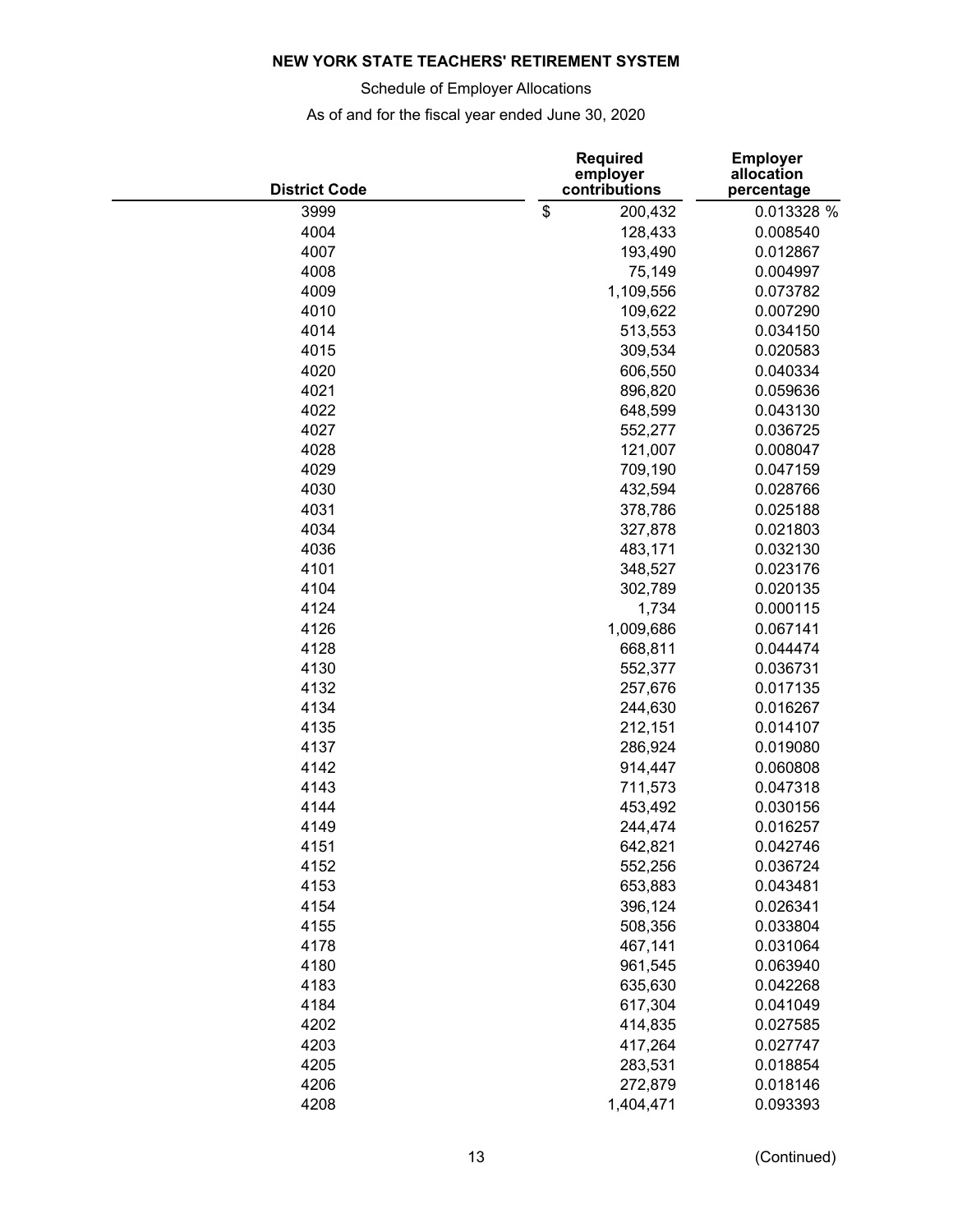**NEW YORK STATE TEACHERS' RETIREMENT SYSTEM**

Schedule of Employer Allocations

As of and for the fiscal year ended June 30, 2020

| District Code | Required employer contributions | Employer allocation percentage |
|---|---|---|
| 3999 | $ 200,432 | 0.013328 % |
| 4004 | 128,433 | 0.008540 |
| 4007 | 193,490 | 0.012867 |
| 4008 | 75,149 | 0.004997 |
| 4009 | 1,109,556 | 0.073782 |
| 4010 | 109,622 | 0.007290 |
| 4014 | 513,553 | 0.034150 |
| 4015 | 309,534 | 0.020583 |
| 4020 | 606,550 | 0.040334 |
| 4021 | 896,820 | 0.059636 |
| 4022 | 648,599 | 0.043130 |
| 4027 | 552,277 | 0.036725 |
| 4028 | 121,007 | 0.008047 |
| 4029 | 709,190 | 0.047159 |
| 4030 | 432,594 | 0.028766 |
| 4031 | 378,786 | 0.025188 |
| 4034 | 327,878 | 0.021803 |
| 4036 | 483,171 | 0.032130 |
| 4101 | 348,527 | 0.023176 |
| 4104 | 302,789 | 0.020135 |
| 4124 | 1,734 | 0.000115 |
| 4126 | 1,009,686 | 0.067141 |
| 4128 | 668,811 | 0.044474 |
| 4130 | 552,377 | 0.036731 |
| 4132 | 257,676 | 0.017135 |
| 4134 | 244,630 | 0.016267 |
| 4135 | 212,151 | 0.014107 |
| 4137 | 286,924 | 0.019080 |
| 4142 | 914,447 | 0.060808 |
| 4143 | 711,573 | 0.047318 |
| 4144 | 453,492 | 0.030156 |
| 4149 | 244,474 | 0.016257 |
| 4151 | 642,821 | 0.042746 |
| 4152 | 552,256 | 0.036724 |
| 4153 | 653,883 | 0.043481 |
| 4154 | 396,124 | 0.026341 |
| 4155 | 508,356 | 0.033804 |
| 4178 | 467,141 | 0.031064 |
| 4180 | 961,545 | 0.063940 |
| 4183 | 635,630 | 0.042268 |
| 4184 | 617,304 | 0.041049 |
| 4202 | 414,835 | 0.027585 |
| 4203 | 417,264 | 0.027747 |
| 4205 | 283,531 | 0.018854 |
| 4206 | 272,879 | 0.018146 |
| 4208 | 1,404,471 | 0.093393 |

(Continued)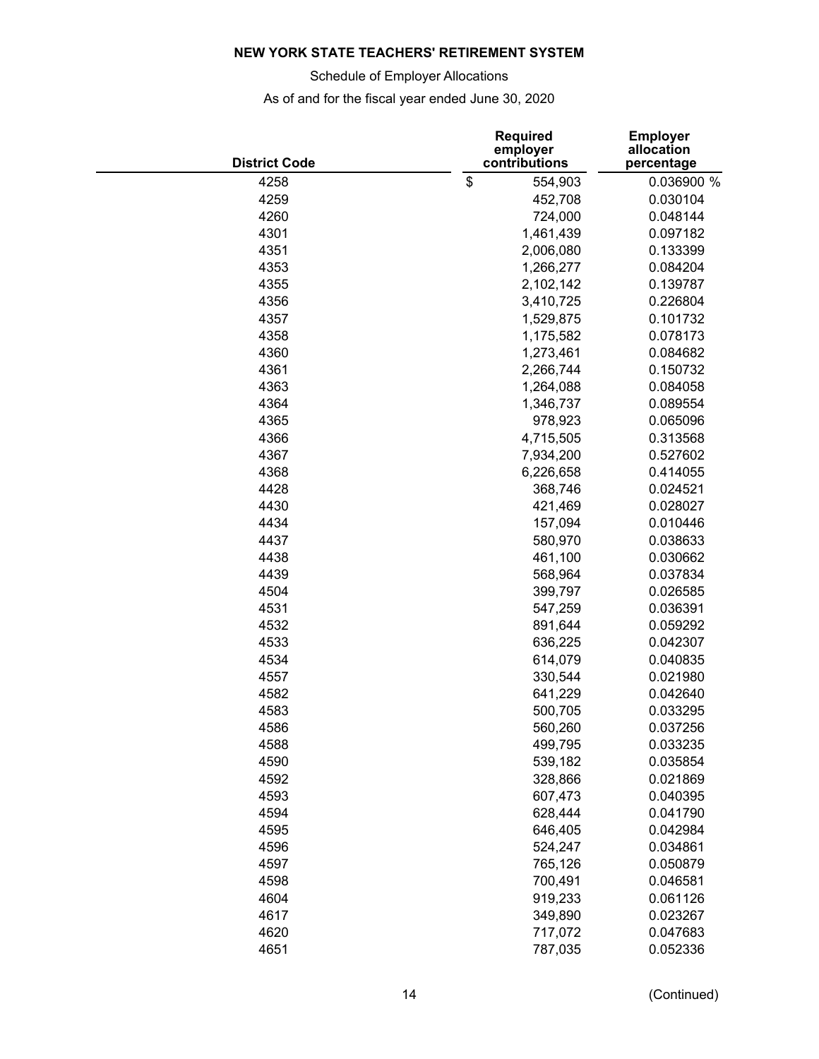**NEW YORK STATE TEACHERS' RETIREMENT SYSTEM**

Schedule of Employer Allocations

As of and for the fiscal year ended June 30, 2020

| District Code | Required employer contributions | Employer allocation percentage |
|---|---|---|
| 4258 | $ 554,903 | 0.036900 % |
| 4259 | 452,708 | 0.030104 |
| 4260 | 724,000 | 0.048144 |
| 4301 | 1,461,439 | 0.097182 |
| 4351 | 2,006,080 | 0.133399 |
| 4353 | 1,266,277 | 0.084204 |
| 4355 | 2,102,142 | 0.139787 |
| 4356 | 3,410,725 | 0.226804 |
| 4357 | 1,529,875 | 0.101732 |
| 4358 | 1,175,582 | 0.078173 |
| 4360 | 1,273,461 | 0.084682 |
| 4361 | 2,266,744 | 0.150732 |
| 4363 | 1,264,088 | 0.084058 |
| 4364 | 1,346,737 | 0.089554 |
| 4365 | 978,923 | 0.065096 |
| 4366 | 4,715,505 | 0.313568 |
| 4367 | 7,934,200 | 0.527602 |
| 4368 | 6,226,658 | 0.414055 |
| 4428 | 368,746 | 0.024521 |
| 4430 | 421,469 | 0.028027 |
| 4434 | 157,094 | 0.010446 |
| 4437 | 580,970 | 0.038633 |
| 4438 | 461,100 | 0.030662 |
| 4439 | 568,964 | 0.037834 |
| 4504 | 399,797 | 0.026585 |
| 4531 | 547,259 | 0.036391 |
| 4532 | 891,644 | 0.059292 |
| 4533 | 636,225 | 0.042307 |
| 4534 | 614,079 | 0.040835 |
| 4557 | 330,544 | 0.021980 |
| 4582 | 641,229 | 0.042640 |
| 4583 | 500,705 | 0.033295 |
| 4586 | 560,260 | 0.037256 |
| 4588 | 499,795 | 0.033235 |
| 4590 | 539,182 | 0.035854 |
| 4592 | 328,866 | 0.021869 |
| 4593 | 607,473 | 0.040395 |
| 4594 | 628,444 | 0.041790 |
| 4595 | 646,405 | 0.042984 |
| 4596 | 524,247 | 0.034861 |
| 4597 | 765,126 | 0.050879 |
| 4598 | 700,491 | 0.046581 |
| 4604 | 919,233 | 0.061126 |
| 4617 | 349,890 | 0.023267 |
| 4620 | 717,072 | 0.047683 |
| 4651 | 787,035 | 0.052336 |

(Continued)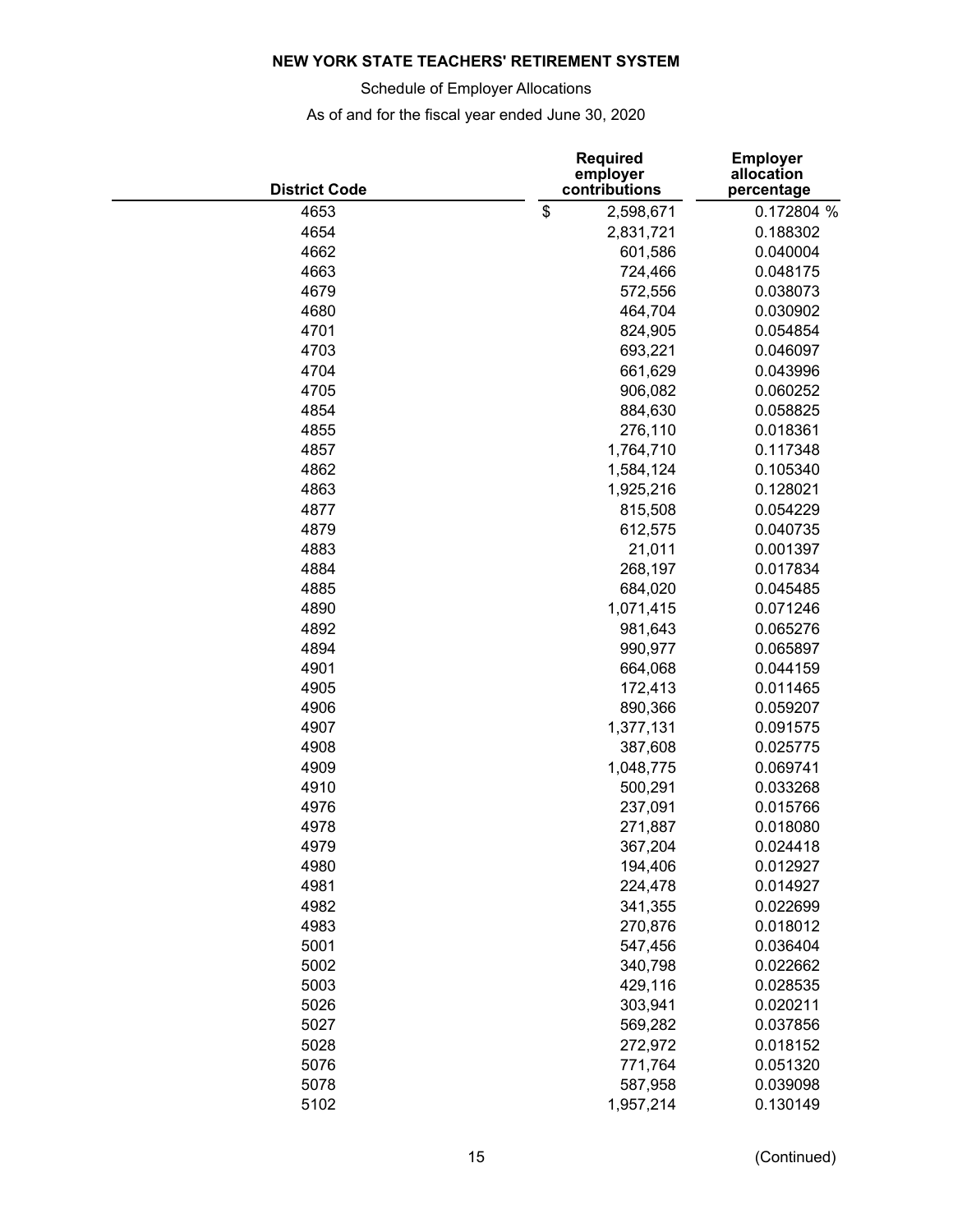**NEW YORK STATE TEACHERS' RETIREMENT SYSTEM**

Schedule of Employer Allocations

As of and for the fiscal year ended June 30, 2020

| District Code | Required employer contributions | Employer allocation percentage |
|---|---|---|
| 4653 | $ 2,598,671 | 0.172804 % |
| 4654 | 2,831,721 | 0.188302 |
| 4662 | 601,586 | 0.040004 |
| 4663 | 724,466 | 0.048175 |
| 4679 | 572,556 | 0.038073 |
| 4680 | 464,704 | 0.030902 |
| 4701 | 824,905 | 0.054854 |
| 4703 | 693,221 | 0.046097 |
| 4704 | 661,629 | 0.043996 |
| 4705 | 906,082 | 0.060252 |
| 4854 | 884,630 | 0.058825 |
| 4855 | 276,110 | 0.018361 |
| 4857 | 1,764,710 | 0.117348 |
| 4862 | 1,584,124 | 0.105340 |
| 4863 | 1,925,216 | 0.128021 |
| 4877 | 815,508 | 0.054229 |
| 4879 | 612,575 | 0.040735 |
| 4883 | 21,011 | 0.001397 |
| 4884 | 268,197 | 0.017834 |
| 4885 | 684,020 | 0.045485 |
| 4890 | 1,071,415 | 0.071246 |
| 4892 | 981,643 | 0.065276 |
| 4894 | 990,977 | 0.065897 |
| 4901 | 664,068 | 0.044159 |
| 4905 | 172,413 | 0.011465 |
| 4906 | 890,366 | 0.059207 |
| 4907 | 1,377,131 | 0.091575 |
| 4908 | 387,608 | 0.025775 |
| 4909 | 1,048,775 | 0.069741 |
| 4910 | 500,291 | 0.033268 |
| 4976 | 237,091 | 0.015766 |
| 4978 | 271,887 | 0.018080 |
| 4979 | 367,204 | 0.024418 |
| 4980 | 194,406 | 0.012927 |
| 4981 | 224,478 | 0.014927 |
| 4982 | 341,355 | 0.022699 |
| 4983 | 270,876 | 0.018012 |
| 5001 | 547,456 | 0.036404 |
| 5002 | 340,798 | 0.022662 |
| 5003 | 429,116 | 0.028535 |
| 5026 | 303,941 | 0.020211 |
| 5027 | 569,282 | 0.037856 |
| 5028 | 272,972 | 0.018152 |
| 5076 | 771,764 | 0.051320 |
| 5078 | 587,958 | 0.039098 |
| 5102 | 1,957,214 | 0.130149 |

(Continued)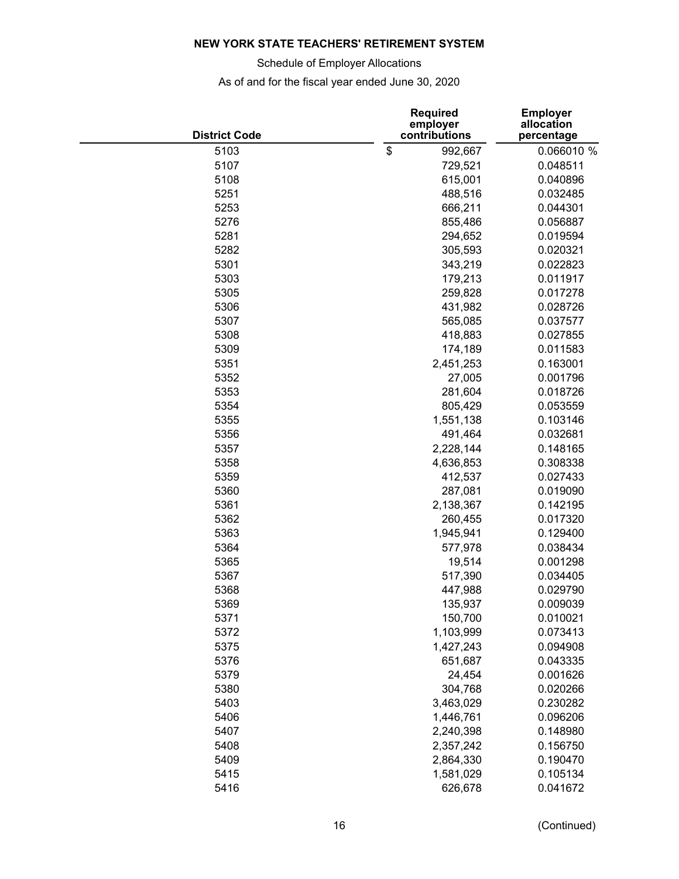**NEW YORK STATE TEACHERS' RETIREMENT SYSTEM**

Schedule of Employer Allocations

As of and for the fiscal year ended June 30, 2020

| District Code | Required employer contributions | Employer allocation percentage |
|---|---|---|
| 5103 | $ 992,667 | 0.066010 % |
| 5107 | 729,521 | 0.048511 |
| 5108 | 615,001 | 0.040896 |
| 5251 | 488,516 | 0.032485 |
| 5253 | 666,211 | 0.044301 |
| 5276 | 855,486 | 0.056887 |
| 5281 | 294,652 | 0.019594 |
| 5282 | 305,593 | 0.020321 |
| 5301 | 343,219 | 0.022823 |
| 5303 | 179,213 | 0.011917 |
| 5305 | 259,828 | 0.017278 |
| 5306 | 431,982 | 0.028726 |
| 5307 | 565,085 | 0.037577 |
| 5308 | 418,883 | 0.027855 |
| 5309 | 174,189 | 0.011583 |
| 5351 | 2,451,253 | 0.163001 |
| 5352 | 27,005 | 0.001796 |
| 5353 | 281,604 | 0.018726 |
| 5354 | 805,429 | 0.053559 |
| 5355 | 1,551,138 | 0.103146 |
| 5356 | 491,464 | 0.032681 |
| 5357 | 2,228,144 | 0.148165 |
| 5358 | 4,636,853 | 0.308338 |
| 5359 | 412,537 | 0.027433 |
| 5360 | 287,081 | 0.019090 |
| 5361 | 2,138,367 | 0.142195 |
| 5362 | 260,455 | 0.017320 |
| 5363 | 1,945,941 | 0.129400 |
| 5364 | 577,978 | 0.038434 |
| 5365 | 19,514 | 0.001298 |
| 5367 | 517,390 | 0.034405 |
| 5368 | 447,988 | 0.029790 |
| 5369 | 135,937 | 0.009039 |
| 5371 | 150,700 | 0.010021 |
| 5372 | 1,103,999 | 0.073413 |
| 5375 | 1,427,243 | 0.094908 |
| 5376 | 651,687 | 0.043335 |
| 5379 | 24,454 | 0.001626 |
| 5380 | 304,768 | 0.020266 |
| 5403 | 3,463,029 | 0.230282 |
| 5406 | 1,446,761 | 0.096206 |
| 5407 | 2,240,398 | 0.148980 |
| 5408 | 2,357,242 | 0.156750 |
| 5409 | 2,864,330 | 0.190470 |
| 5415 | 1,581,029 | 0.105134 |
| 5416 | 626,678 | 0.041672 |

(Continued)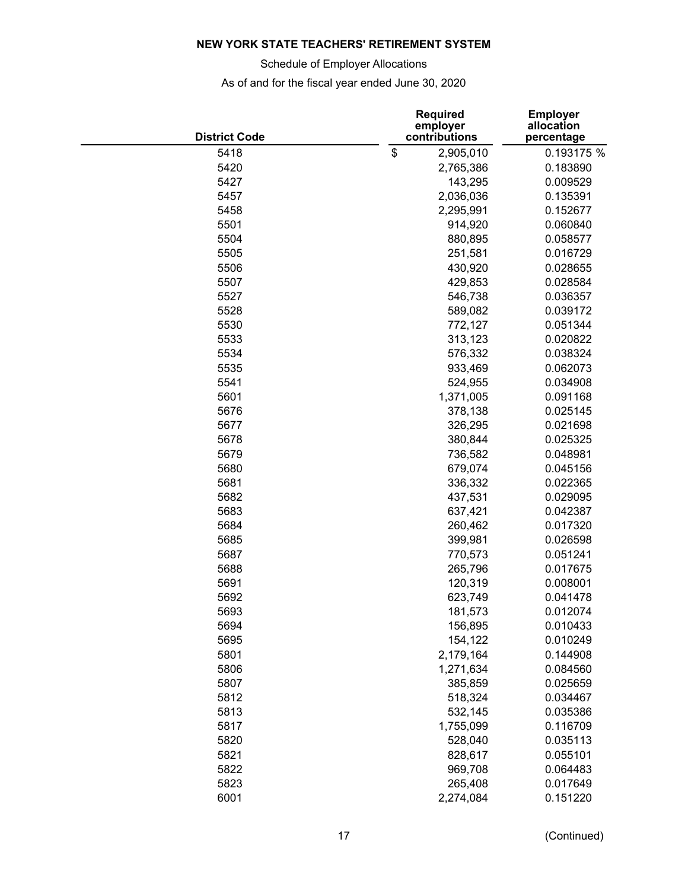**NEW YORK STATE TEACHERS' RETIREMENT SYSTEM**

Schedule of Employer Allocations

As of and for the fiscal year ended June 30, 2020

| District Code | Required employer contributions | Employer allocation percentage |
|---|---|---|
| 5418 | $ 2,905,010 | 0.193175 % |
| 5420 | 2,765,386 | 0.183890 |
| 5427 | 143,295 | 0.009529 |
| 5457 | 2,036,036 | 0.135391 |
| 5458 | 2,295,991 | 0.152677 |
| 5501 | 914,920 | 0.060840 |
| 5504 | 880,895 | 0.058577 |
| 5505 | 251,581 | 0.016729 |
| 5506 | 430,920 | 0.028655 |
| 5507 | 429,853 | 0.028584 |
| 5527 | 546,738 | 0.036357 |
| 5528 | 589,082 | 0.039172 |
| 5530 | 772,127 | 0.051344 |
| 5533 | 313,123 | 0.020822 |
| 5534 | 576,332 | 0.038324 |
| 5535 | 933,469 | 0.062073 |
| 5541 | 524,955 | 0.034908 |
| 5601 | 1,371,005 | 0.091168 |
| 5676 | 378,138 | 0.025145 |
| 5677 | 326,295 | 0.021698 |
| 5678 | 380,844 | 0.025325 |
| 5679 | 736,582 | 0.048981 |
| 5680 | 679,074 | 0.045156 |
| 5681 | 336,332 | 0.022365 |
| 5682 | 437,531 | 0.029095 |
| 5683 | 637,421 | 0.042387 |
| 5684 | 260,462 | 0.017320 |
| 5685 | 399,981 | 0.026598 |
| 5687 | 770,573 | 0.051241 |
| 5688 | 265,796 | 0.017675 |
| 5691 | 120,319 | 0.008001 |
| 5692 | 623,749 | 0.041478 |
| 5693 | 181,573 | 0.012074 |
| 5694 | 156,895 | 0.010433 |
| 5695 | 154,122 | 0.010249 |
| 5801 | 2,179,164 | 0.144908 |
| 5806 | 1,271,634 | 0.084560 |
| 5807 | 385,859 | 0.025659 |
| 5812 | 518,324 | 0.034467 |
| 5813 | 532,145 | 0.035386 |
| 5817 | 1,755,099 | 0.116709 |
| 5820 | 528,040 | 0.035113 |
| 5821 | 828,617 | 0.055101 |
| 5822 | 969,708 | 0.064483 |
| 5823 | 265,408 | 0.017649 |
| 6001 | 2,274,084 | 0.151220 |

(Continued)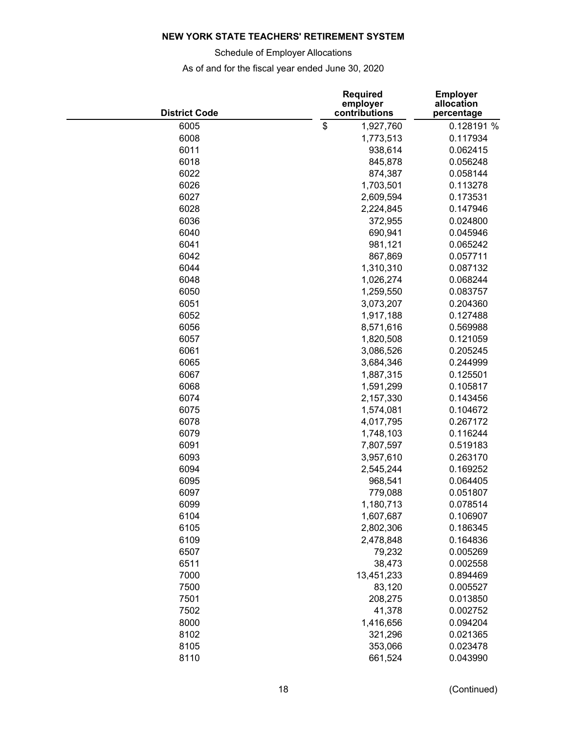**NEW YORK STATE TEACHERS' RETIREMENT SYSTEM**

Schedule of Employer Allocations

As of and for the fiscal year ended June 30, 2020

| District Code | Required employer contributions | Employer allocation percentage |
|---|---|---|
| 6005 | $ 1,927,760 | 0.128191 % |
| 6008 | 1,773,513 | 0.117934 |
| 6011 | 938,614 | 0.062415 |
| 6018 | 845,878 | 0.056248 |
| 6022 | 874,387 | 0.058144 |
| 6026 | 1,703,501 | 0.113278 |
| 6027 | 2,609,594 | 0.173531 |
| 6028 | 2,224,845 | 0.147946 |
| 6036 | 372,955 | 0.024800 |
| 6040 | 690,941 | 0.045946 |
| 6041 | 981,121 | 0.065242 |
| 6042 | 867,869 | 0.057711 |
| 6044 | 1,310,310 | 0.087132 |
| 6048 | 1,026,274 | 0.068244 |
| 6050 | 1,259,550 | 0.083757 |
| 6051 | 3,073,207 | 0.204360 |
| 6052 | 1,917,188 | 0.127488 |
| 6056 | 8,571,616 | 0.569988 |
| 6057 | 1,820,508 | 0.121059 |
| 6061 | 3,086,526 | 0.205245 |
| 6065 | 3,684,346 | 0.244999 |
| 6067 | 1,887,315 | 0.125501 |
| 6068 | 1,591,299 | 0.105817 |
| 6074 | 2,157,330 | 0.143456 |
| 6075 | 1,574,081 | 0.104672 |
| 6078 | 4,017,795 | 0.267172 |
| 6079 | 1,748,103 | 0.116244 |
| 6091 | 7,807,597 | 0.519183 |
| 6093 | 3,957,610 | 0.263170 |
| 6094 | 2,545,244 | 0.169252 |
| 6095 | 968,541 | 0.064405 |
| 6097 | 779,088 | 0.051807 |
| 6099 | 1,180,713 | 0.078514 |
| 6104 | 1,607,687 | 0.106907 |
| 6105 | 2,802,306 | 0.186345 |
| 6109 | 2,478,848 | 0.164836 |
| 6507 | 79,232 | 0.005269 |
| 6511 | 38,473 | 0.002558 |
| 7000 | 13,451,233 | 0.894469 |
| 7500 | 83,120 | 0.005527 |
| 7501 | 208,275 | 0.013850 |
| 7502 | 41,378 | 0.002752 |
| 8000 | 1,416,656 | 0.094204 |
| 8102 | 321,296 | 0.021365 |
| 8105 | 353,066 | 0.023478 |
| 8110 | 661,524 | 0.043990 |

(Continued)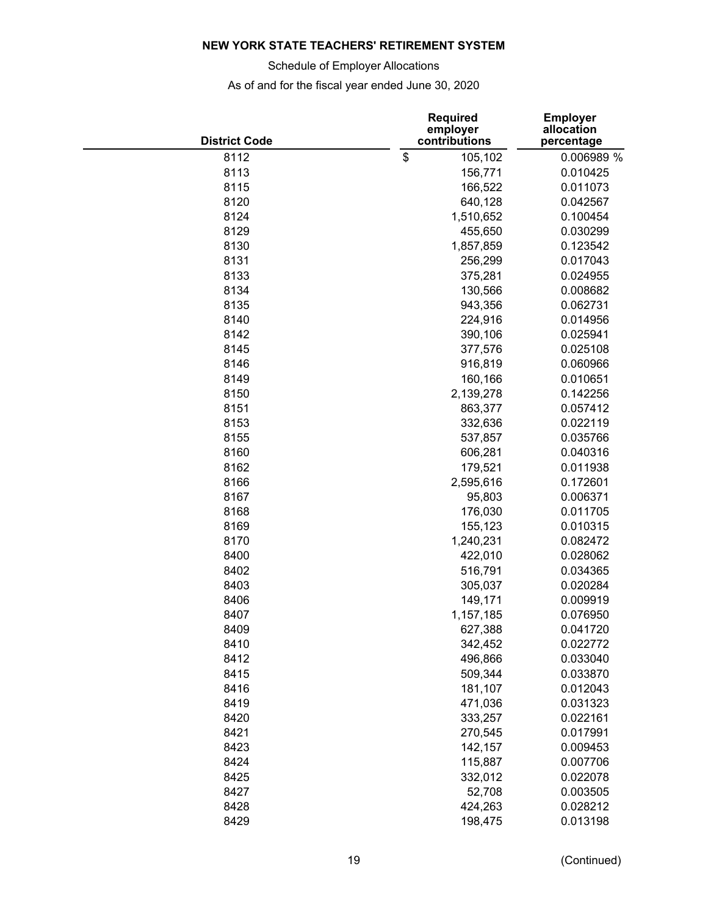**NEW YORK STATE TEACHERS' RETIREMENT SYSTEM**

Schedule of Employer Allocations

As of and for the fiscal year ended June 30, 2020

| District Code | Required employer contributions | Employer allocation percentage |
|---|---|---|
| 8112 | $ 105,102 | 0.006989 % |
| 8113 | 156,771 | 0.010425 |
| 8115 | 166,522 | 0.011073 |
| 8120 | 640,128 | 0.042567 |
| 8124 | 1,510,652 | 0.100454 |
| 8129 | 455,650 | 0.030299 |
| 8130 | 1,857,859 | 0.123542 |
| 8131 | 256,299 | 0.017043 |
| 8133 | 375,281 | 0.024955 |
| 8134 | 130,566 | 0.008682 |
| 8135 | 943,356 | 0.062731 |
| 8140 | 224,916 | 0.014956 |
| 8142 | 390,106 | 0.025941 |
| 8145 | 377,576 | 0.025108 |
| 8146 | 916,819 | 0.060966 |
| 8149 | 160,166 | 0.010651 |
| 8150 | 2,139,278 | 0.142256 |
| 8151 | 863,377 | 0.057412 |
| 8153 | 332,636 | 0.022119 |
| 8155 | 537,857 | 0.035766 |
| 8160 | 606,281 | 0.040316 |
| 8162 | 179,521 | 0.011938 |
| 8166 | 2,595,616 | 0.172601 |
| 8167 | 95,803 | 0.006371 |
| 8168 | 176,030 | 0.011705 |
| 8169 | 155,123 | 0.010315 |
| 8170 | 1,240,231 | 0.082472 |
| 8400 | 422,010 | 0.028062 |
| 8402 | 516,791 | 0.034365 |
| 8403 | 305,037 | 0.020284 |
| 8406 | 149,171 | 0.009919 |
| 8407 | 1,157,185 | 0.076950 |
| 8409 | 627,388 | 0.041720 |
| 8410 | 342,452 | 0.022772 |
| 8412 | 496,866 | 0.033040 |
| 8415 | 509,344 | 0.033870 |
| 8416 | 181,107 | 0.012043 |
| 8419 | 471,036 | 0.031323 |
| 8420 | 333,257 | 0.022161 |
| 8421 | 270,545 | 0.017991 |
| 8423 | 142,157 | 0.009453 |
| 8424 | 115,887 | 0.007706 |
| 8425 | 332,012 | 0.022078 |
| 8427 | 52,708 | 0.003505 |
| 8428 | 424,263 | 0.028212 |
| 8429 | 198,475 | 0.013198 |

(Continued)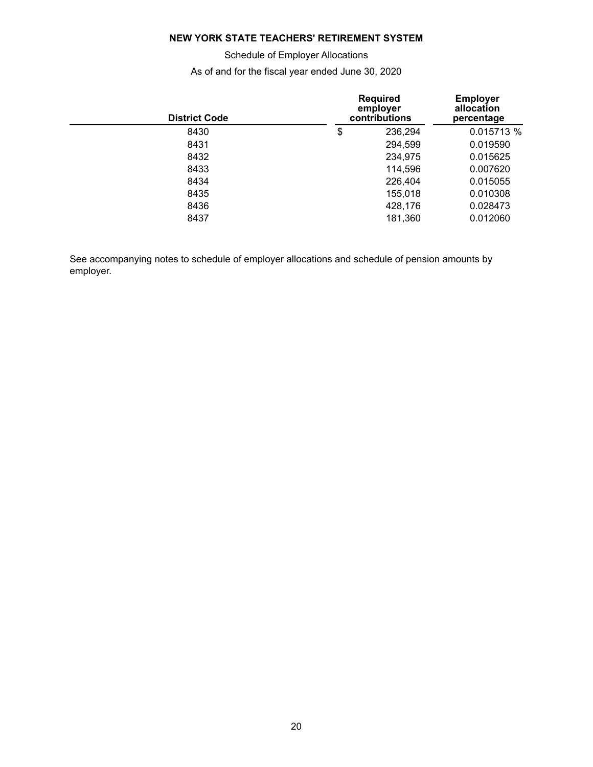**NEW YORK STATE TEACHERS' RETIREMENT SYSTEM**

Schedule of Employer Allocations

As of and for the fiscal year ended June 30, 2020

| District Code | Required employer contributions | Employer allocation percentage |
|---|---|---|
| 8430 | $ 236,294 | 0.015713 % |
| 8431 | 294,599 | 0.019590 |
| 8432 | 234,975 | 0.015625 |
| 8433 | 114,596 | 0.007620 |
| 8434 | 226,404 | 0.015055 |
| 8435 | 155,018 | 0.010308 |
| 8436 | 428,176 | 0.028473 |
| 8437 | 181,360 | 0.012060 |

See accompanying notes to schedule of employer allocations and schedule of pension amounts by employer.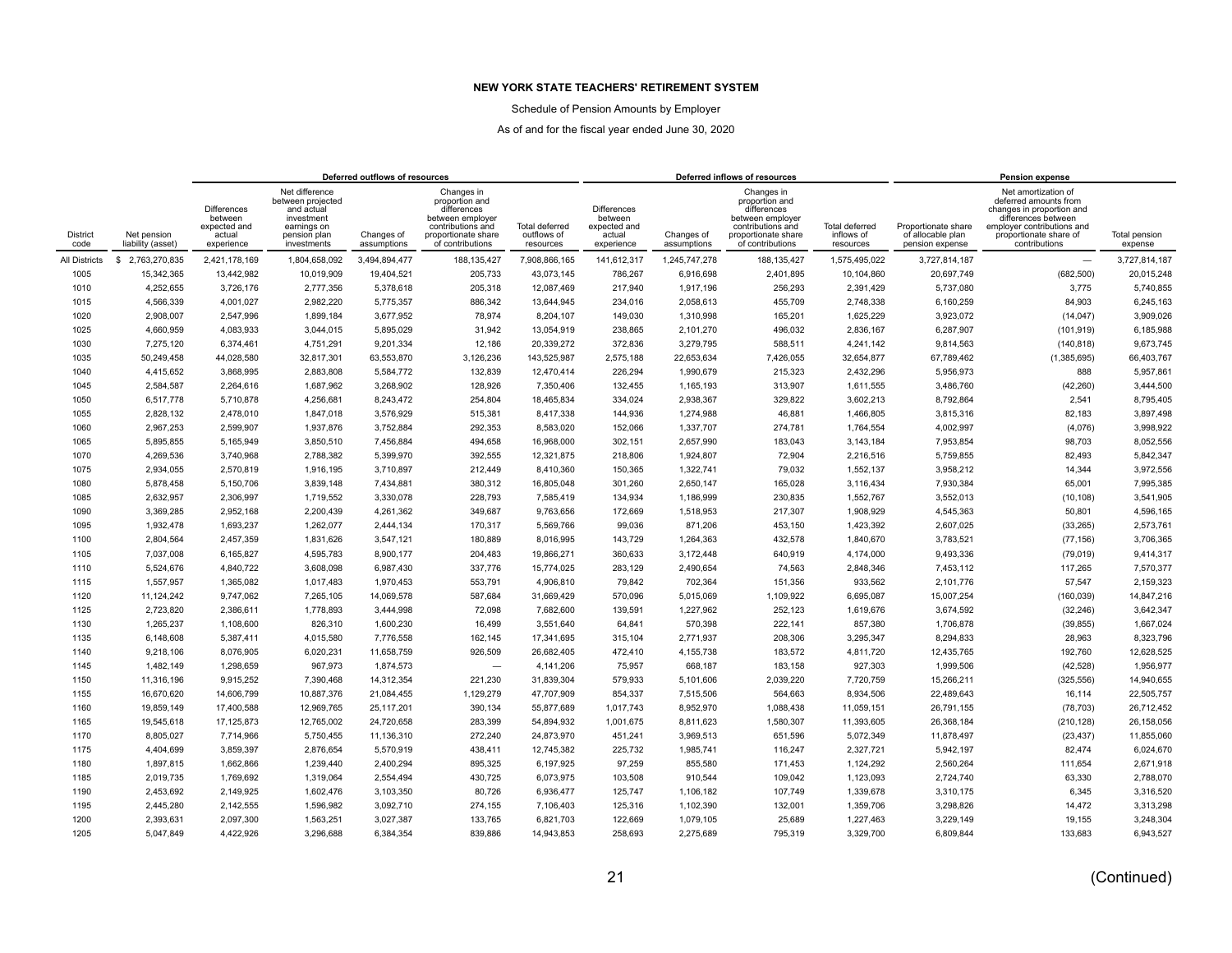**NEW YORK STATE TEACHERS' RETIREMENT SYSTEM**

Schedule of Pension Amounts by Employer

As of and for the fiscal year ended June 30, 2020

| | | Deferred outflows of resources | | | | | Deferred inflows of resources | | | | Pension expense | | |
|---|---|---|---|---|---|---|---|---|---|---|---|---|---|
| District code | Net pension liability (asset) | Differences between expected and actual experience | Net difference between projected and actual investment earnings on pension plan investments | Changes of assumptions | Changes in proportion and differences between employer contributions and proportionate share of contributions | Total deferred outflows of resources | Differences between expected and actual experience | Changes of assumptions | Changes in proportion and differences between employer contributions and proportionate share of contributions | Total deferred inflows of resources | Proportionate share of allocable plan pension expense | Net amortization of deferred amounts from changes in proportion and differences between employer contributions and proportionate share of contributions | Total pension expense |
| All Districts | $ 2,763,270,835 | 2,421,178,169 | 1,804,658,092 | 3,494,894,477 | 188,135,427 | 7,908,866,165 | 141,612,317 | 1,245,747,278 | 188,135,427 | 1,575,495,022 | 3,727,814,187 | — | 3,727,814,187 |
| 1005 | 15,342,365 | 13,442,982 | 10,019,909 | 19,404,521 | 205,733 | 43,073,145 | 786,267 | 6,916,698 | 2,401,895 | 10,104,860 | 20,697,749 | (682,500) | 20,015,248 |
| 1010 | 4,252,655 | 3,726,176 | 2,777,356 | 5,378,618 | 205,318 | 12,087,469 | 217,940 | 1,917,196 | 256,293 | 2,391,429 | 5,737,080 | 3,775 | 5,740,855 |
| 1015 | 4,566,339 | 4,001,027 | 2,982,220 | 5,775,357 | 886,342 | 13,644,945 | 234,016 | 2,058,613 | 455,709 | 2,748,338 | 6,160,259 | 84,903 | 6,245,163 |
| 1020 | 2,908,007 | 2,547,996 | 1,899,184 | 3,677,952 | 78,974 | 8,204,107 | 149,030 | 1,310,998 | 165,201 | 1,625,229 | 3,923,072 | (14,047) | 3,909,026 |
| 1025 | 4,660,959 | 4,083,933 | 3,044,015 | 5,895,029 | 31,942 | 13,054,919 | 238,865 | 2,101,270 | 496,032 | 2,836,167 | 6,287,907 | (101,919) | 6,185,988 |
| 1030 | 7,275,120 | 6,374,461 | 4,751,291 | 9,201,334 | 12,186 | 20,339,272 | 372,836 | 3,279,795 | 588,511 | 4,241,142 | 9,814,563 | (140,818) | 9,673,745 |
| 1035 | 50,249,458 | 44,028,580 | 32,817,301 | 63,553,870 | 3,126,236 | 143,525,987 | 2,575,188 | 22,653,634 | 7,426,055 | 32,654,877 | 67,789,462 | (1,385,695) | 66,403,767 |
| 1040 | 4,415,652 | 3,868,995 | 2,883,808 | 5,584,772 | 132,839 | 12,470,414 | 226,294 | 1,990,679 | 215,323 | 2,432,296 | 5,956,973 | 888 | 5,957,861 |
| 1045 | 2,584,587 | 2,264,616 | 1,687,962 | 3,268,902 | 128,926 | 7,350,406 | 132,455 | 1,165,193 | 313,907 | 1,611,555 | 3,486,760 | (42,260) | 3,444,500 |
| 1050 | 6,517,778 | 5,710,878 | 4,256,681 | 8,243,472 | 254,804 | 18,465,834 | 334,024 | 2,938,367 | 329,822 | 3,602,213 | 8,792,864 | 2,541 | 8,795,405 |
| 1055 | 2,828,132 | 2,478,010 | 1,847,018 | 3,576,929 | 515,381 | 8,417,338 | 144,936 | 1,274,988 | 46,881 | 1,466,805 | 3,815,316 | 82,183 | 3,897,498 |
| 1060 | 2,967,253 | 2,599,907 | 1,937,876 | 3,752,884 | 292,353 | 8,583,020 | 152,066 | 1,337,707 | 274,781 | 1,764,554 | 4,002,997 | (4,076) | 3,998,922 |
| 1065 | 5,895,855 | 5,165,949 | 3,850,510 | 7,456,884 | 494,658 | 16,968,000 | 302,151 | 2,657,990 | 183,043 | 3,143,184 | 7,953,854 | 98,703 | 8,052,556 |
| 1070 | 4,269,536 | 3,740,968 | 2,788,382 | 5,399,970 | 392,555 | 12,321,875 | 218,806 | 1,924,807 | 72,904 | 2,216,516 | 5,759,855 | 82,493 | 5,842,347 |
| 1075 | 2,934,055 | 2,570,819 | 1,916,195 | 3,710,897 | 212,449 | 8,410,360 | 150,365 | 1,322,741 | 79,032 | 1,552,137 | 3,958,212 | 14,344 | 3,972,556 |
| 1080 | 5,878,458 | 5,150,706 | 3,839,148 | 7,434,881 | 380,312 | 16,805,048 | 301,260 | 2,650,147 | 165,028 | 3,116,434 | 7,930,384 | 65,001 | 7,995,385 |
| 1085 | 2,632,957 | 2,306,997 | 1,719,552 | 3,330,078 | 228,793 | 7,585,419 | 134,934 | 1,186,999 | 230,835 | 1,552,767 | 3,552,013 | (10,108) | 3,541,905 |
| 1090 | 3,369,285 | 2,952,168 | 2,200,439 | 4,261,362 | 349,687 | 9,763,656 | 172,669 | 1,518,953 | 217,307 | 1,908,929 | 4,545,363 | 50,801 | 4,596,165 |
| 1095 | 1,932,478 | 1,693,237 | 1,262,077 | 2,444,134 | 170,317 | 5,569,766 | 99,036 | 871,206 | 453,150 | 1,423,392 | 2,607,025 | (33,265) | 2,573,761 |
| 1100 | 2,804,564 | 2,457,359 | 1,831,626 | 3,547,121 | 180,889 | 8,016,995 | 143,729 | 1,264,363 | 432,578 | 1,840,670 | 3,783,521 | (77,156) | 3,706,365 |
| 1105 | 7,037,008 | 6,165,827 | 4,595,783 | 8,900,177 | 204,483 | 19,866,271 | 360,633 | 3,172,448 | 640,919 | 4,174,000 | 9,493,336 | (79,019) | 9,414,317 |
| 1110 | 5,524,676 | 4,840,722 | 3,608,098 | 6,987,430 | 337,776 | 15,774,025 | 283,129 | 2,490,654 | 74,563 | 2,848,346 | 7,453,112 | 117,265 | 7,570,377 |
| 1115 | 1,557,957 | 1,365,082 | 1,017,483 | 1,970,453 | 553,791 | 4,906,810 | 79,842 | 702,364 | 151,356 | 933,562 | 2,101,776 | 57,547 | 2,159,323 |
| 1120 | 11,124,242 | 9,747,062 | 7,265,105 | 14,069,578 | 587,684 | 31,669,429 | 570,096 | 5,015,069 | 1,109,922 | 6,695,087 | 15,007,254 | (160,039) | 14,847,216 |
| 1125 | 2,723,820 | 2,386,611 | 1,778,893 | 3,444,998 | 72,098 | 7,682,600 | 139,591 | 1,227,962 | 252,123 | 1,619,676 | 3,674,592 | (32,246) | 3,642,347 |
| 1130 | 1,265,237 | 1,108,600 | 826,310 | 1,600,230 | 16,499 | 3,551,640 | 64,841 | 570,398 | 222,141 | 857,380 | 1,706,878 | (39,855) | 1,667,024 |
| 1135 | 6,148,608 | 5,387,411 | 4,015,580 | 7,776,558 | 162,145 | 17,341,695 | 315,104 | 2,771,937 | 208,306 | 3,295,347 | 8,294,833 | 28,963 | 8,323,796 |
| 1140 | 9,218,106 | 8,076,905 | 6,020,231 | 11,658,759 | 926,509 | 26,682,405 | 472,410 | 4,155,738 | 183,572 | 4,811,720 | 12,435,765 | 192,760 | 12,628,525 |
| 1145 | 1,482,149 | 1,298,659 | 967,973 | 1,874,573 | — | 4,141,206 | 75,957 | 668,187 | 183,158 | 927,303 | 1,999,506 | (42,528) | 1,956,977 |
| 1150 | 11,316,196 | 9,915,252 | 7,390,468 | 14,312,354 | 221,230 | 31,839,304 | 579,933 | 5,101,606 | 2,039,220 | 7,720,759 | 15,266,211 | (325,556) | 14,940,655 |
| 1155 | 16,670,620 | 14,606,799 | 10,887,376 | 21,084,455 | 1,129,279 | 47,707,909 | 854,337 | 7,515,506 | 564,663 | 8,934,506 | 22,489,643 | 16,114 | 22,505,757 |
| 1160 | 19,859,149 | 17,400,588 | 12,969,765 | 25,117,201 | 390,134 | 55,877,689 | 1,017,743 | 8,952,970 | 1,088,438 | 11,059,151 | 26,791,155 | (78,703) | 26,712,452 |
| 1165 | 19,545,618 | 17,125,873 | 12,765,002 | 24,720,658 | 283,399 | 54,894,932 | 1,001,675 | 8,811,623 | 1,580,307 | 11,393,605 | 26,368,184 | (210,128) | 26,158,056 |
| 1170 | 8,805,027 | 7,714,966 | 5,750,455 | 11,136,310 | 272,240 | 24,873,970 | 451,241 | 3,969,513 | 651,596 | 5,072,349 | 11,878,497 | (23,437) | 11,855,060 |
| 1175 | 4,404,699 | 3,859,397 | 2,876,654 | 5,570,919 | 438,411 | 12,745,382 | 225,732 | 1,985,741 | 116,247 | 2,327,721 | 5,942,197 | 82,474 | 6,024,670 |
| 1180 | 1,897,815 | 1,662,866 | 1,239,440 | 2,400,294 | 895,325 | 6,197,925 | 97,259 | 855,580 | 171,453 | 1,124,292 | 2,560,264 | 111,654 | 2,671,918 |
| 1185 | 2,019,735 | 1,769,692 | 1,319,064 | 2,554,494 | 430,725 | 6,073,975 | 103,508 | 910,544 | 109,042 | 1,123,093 | 2,724,740 | 63,330 | 2,788,070 |
| 1190 | 2,453,692 | 2,149,925 | 1,602,476 | 3,103,350 | 80,726 | 6,936,477 | 125,747 | 1,106,182 | 107,749 | 1,339,678 | 3,310,175 | 6,345 | 3,316,520 |
| 1195 | 2,445,280 | 2,142,555 | 1,596,982 | 3,092,710 | 274,155 | 7,106,403 | 125,316 | 1,102,390 | 132,001 | 1,359,706 | 3,298,826 | 14,472 | 3,313,298 |
| 1200 | 2,393,631 | 2,097,300 | 1,563,251 | 3,027,387 | 133,765 | 6,821,703 | 122,669 | 1,079,105 | 25,689 | 1,227,463 | 3,229,149 | 19,155 | 3,248,304 |
| 1205 | 5,047,849 | 4,422,926 | 3,296,688 | 6,384,354 | 839,886 | 14,943,853 | 258,693 | 2,275,689 | 795,319 | 3,329,700 | 6,809,844 | 133,683 | 6,943,527 |

(Continued)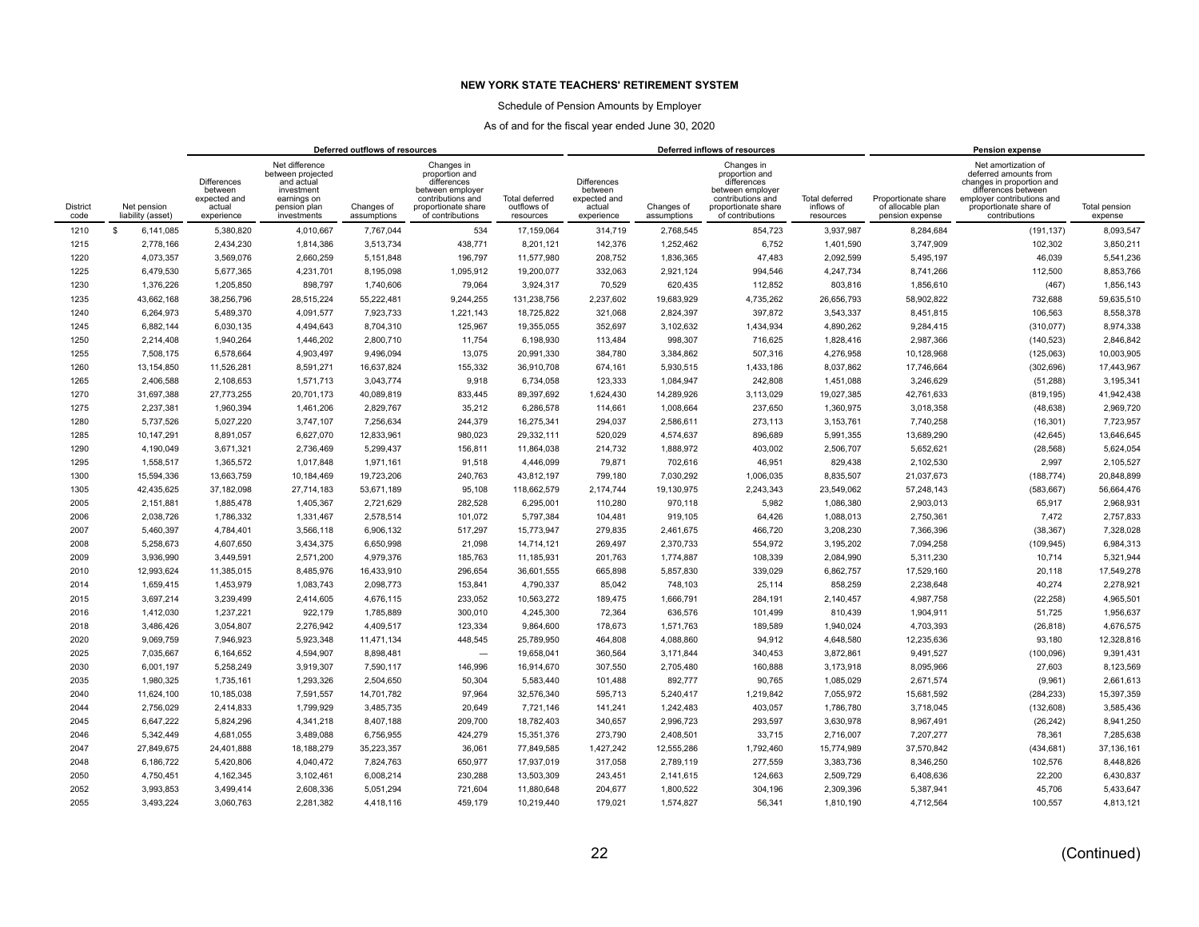**NEW YORK STATE TEACHERS' RETIREMENT SYSTEM**

Schedule of Pension Amounts by Employer

As of and for the fiscal year ended June 30, 2020

| | | Deferred outflows of resources | | | | | Deferred inflows of resources | | | | Pension expense | | |
|---|---|---|---|---|---|---|---|---|---|---|---|---|---|
| District code | Net pension liability (asset) | Differences between expected and actual experience | Net difference between projected and actual investment earnings on pension plan investments | Changes of assumptions | Changes in proportion and differences between employer contributions and proportionate share of contributions | Total deferred outflows of resources | Differences between expected and actual experience | Changes of assumptions | Changes in proportion and differences between employer contributions and proportionate share of contributions | Total deferred inflows of resources | Proportionate share of allocable plan pension expense | Net amortization of deferred amounts from changes in proportion and differences between employer contributions and proportionate share of contributions | Total pension expense |
| 1210 | $ 6,141,085 | 5,380,820 | 4,010,667 | 7,767,044 | 534 | 17,159,064 | 314,719 | 2,768,545 | 854,723 | 3,937,987 | 8,284,684 | (191,137) | 8,093,547 |
| 1215 | 2,778,166 | 2,434,230 | 1,814,386 | 3,513,734 | 438,771 | 8,201,121 | 142,376 | 1,252,462 | 6,752 | 1,401,590 | 3,747,909 | 102,302 | 3,850,211 |
| 1220 | 4,073,357 | 3,569,076 | 2,660,259 | 5,151,848 | 196,797 | 11,577,980 | 208,752 | 1,836,365 | 47,483 | 2,092,599 | 5,495,197 | 46,039 | 5,541,236 |
| 1225 | 6,479,530 | 5,677,365 | 4,231,701 | 8,195,098 | 1,095,912 | 19,200,077 | 332,063 | 2,921,124 | 994,546 | 4,247,734 | 8,741,266 | 112,500 | 8,853,766 |
| 1230 | 1,376,226 | 1,205,850 | 898,797 | 1,740,606 | 79,064 | 3,924,317 | 70,529 | 620,435 | 112,852 | 803,816 | 1,856,610 | (467) | 1,856,143 |
| 1235 | 43,662,168 | 38,256,796 | 28,515,224 | 55,222,481 | 9,244,255 | 131,238,756 | 2,237,602 | 19,683,929 | 4,735,262 | 26,656,793 | 58,902,822 | 732,688 | 59,635,510 |
| 1240 | 6,264,973 | 5,489,370 | 4,091,577 | 7,923,733 | 1,221,143 | 18,725,822 | 321,068 | 2,824,397 | 397,872 | 3,543,337 | 8,451,815 | 106,563 | 8,558,378 |
| 1245 | 6,882,144 | 6,030,135 | 4,494,643 | 8,704,310 | 125,967 | 19,355,055 | 352,697 | 3,102,632 | 1,434,934 | 4,890,262 | 9,284,415 | (310,077) | 8,974,338 |
| 1250 | 2,214,408 | 1,940,264 | 1,446,202 | 2,800,710 | 11,754 | 6,198,930 | 113,484 | 998,307 | 716,625 | 1,828,416 | 2,987,366 | (140,523) | 2,846,842 |
| 1255 | 7,508,175 | 6,578,664 | 4,903,497 | 9,496,094 | 13,075 | 20,991,330 | 384,780 | 3,384,862 | 507,316 | 4,276,958 | 10,128,968 | (125,063) | 10,003,905 |
| 1260 | 13,154,850 | 11,526,281 | 8,591,271 | 16,637,824 | 155,332 | 36,910,708 | 674,161 | 5,930,515 | 1,433,186 | 8,037,862 | 17,746,664 | (302,696) | 17,443,967 |
| 1265 | 2,406,588 | 2,108,653 | 1,571,713 | 3,043,774 | 9,918 | 6,734,058 | 123,333 | 1,084,947 | 242,808 | 1,451,088 | 3,246,629 | (51,288) | 3,195,341 |
| 1270 | 31,697,388 | 27,773,255 | 20,701,173 | 40,089,819 | 833,445 | 89,397,692 | 1,624,430 | 14,289,926 | 3,113,029 | 19,027,385 | 42,761,633 | (819,195) | 41,942,438 |
| 1275 | 2,237,381 | 1,960,394 | 1,461,206 | 2,829,767 | 35,212 | 6,286,578 | 114,661 | 1,008,664 | 237,650 | 1,360,975 | 3,018,358 | (48,638) | 2,969,720 |
| 1280 | 5,737,526 | 5,027,220 | 3,747,107 | 7,256,634 | 244,379 | 16,275,341 | 294,037 | 2,586,611 | 273,113 | 3,153,761 | 7,740,258 | (16,301) | 7,723,957 |
| 1285 | 10,147,291 | 8,891,057 | 6,627,070 | 12,833,961 | 980,023 | 29,332,111 | 520,029 | 4,574,637 | 896,689 | 5,991,355 | 13,689,290 | (42,645) | 13,646,645 |
| 1290 | 4,190,049 | 3,671,321 | 2,736,469 | 5,299,437 | 156,811 | 11,864,038 | 214,732 | 1,888,972 | 403,002 | 2,506,707 | 5,652,621 | (28,568) | 5,624,054 |
| 1295 | 1,558,517 | 1,365,572 | 1,017,848 | 1,971,161 | 91,518 | 4,446,099 | 79,871 | 702,616 | 46,951 | 829,438 | 2,102,530 | 2,997 | 2,105,527 |
| 1300 | 15,594,336 | 13,663,759 | 10,184,469 | 19,723,206 | 240,763 | 43,812,197 | 799,180 | 7,030,292 | 1,006,035 | 8,835,507 | 21,037,673 | (188,774) | 20,848,899 |
| 1305 | 42,435,625 | 37,182,098 | 27,714,183 | 53,671,189 | 95,108 | 118,662,579 | 2,174,744 | 19,130,975 | 2,243,343 | 23,549,062 | 57,248,143 | (583,667) | 56,664,476 |
| 2005 | 2,151,881 | 1,885,478 | 1,405,367 | 2,721,629 | 282,528 | 6,295,001 | 110,280 | 970,118 | 5,982 | 1,086,380 | 2,903,013 | 65,917 | 2,968,931 |
| 2006 | 2,038,726 | 1,786,332 | 1,331,467 | 2,578,514 | 101,072 | 5,797,384 | 104,481 | 919,105 | 64,426 | 1,088,013 | 2,750,361 | 7,472 | 2,757,833 |
| 2007 | 5,460,397 | 4,784,401 | 3,566,118 | 6,906,132 | 517,297 | 15,773,947 | 279,835 | 2,461,675 | 466,720 | 3,208,230 | 7,366,396 | (38,367) | 7,328,028 |
| 2008 | 5,258,673 | 4,607,650 | 3,434,375 | 6,650,998 | 21,098 | 14,714,121 | 269,497 | 2,370,733 | 554,972 | 3,195,202 | 7,094,258 | (109,945) | 6,984,313 |
| 2009 | 3,936,990 | 3,449,591 | 2,571,200 | 4,979,376 | 185,763 | 11,185,931 | 201,763 | 1,774,887 | 108,339 | 2,084,990 | 5,311,230 | 10,714 | 5,321,944 |
| 2010 | 12,993,624 | 11,385,015 | 8,485,976 | 16,433,910 | 296,654 | 36,601,555 | 665,898 | 5,857,830 | 339,029 | 6,862,757 | 17,529,160 | 20,118 | 17,549,278 |
| 2014 | 1,659,415 | 1,453,979 | 1,083,743 | 2,098,773 | 153,841 | 4,790,337 | 85,042 | 748,103 | 25,114 | 858,259 | 2,238,648 | 40,274 | 2,278,921 |
| 2015 | 3,697,214 | 3,239,499 | 2,414,605 | 4,676,115 | 233,052 | 10,563,272 | 189,475 | 1,666,791 | 284,191 | 2,140,457 | 4,987,758 | (22,258) | 4,965,501 |
| 2016 | 1,412,030 | 1,237,221 | 922,179 | 1,785,889 | 300,010 | 4,245,300 | 72,364 | 636,576 | 101,499 | 810,439 | 1,904,911 | 51,725 | 1,956,637 |
| 2018 | 3,486,426 | 3,054,807 | 2,276,942 | 4,409,517 | 123,334 | 9,864,600 | 178,673 | 1,571,763 | 189,589 | 1,940,024 | 4,703,393 | (26,818) | 4,676,575 |
| 2020 | 9,069,759 | 7,946,923 | 5,923,348 | 11,471,134 | 448,545 | 25,789,950 | 464,808 | 4,088,860 | 94,912 | 4,648,580 | 12,235,636 | 93,180 | 12,328,816 |
| 2025 | 7,035,667 | 6,164,652 | 4,594,907 | 8,898,481 | — | 19,658,041 | 360,564 | 3,171,844 | 340,453 | 3,872,861 | 9,491,527 | (100,096) | 9,391,431 |
| 2030 | 6,001,197 | 5,258,249 | 3,919,307 | 7,590,117 | 146,996 | 16,914,670 | 307,550 | 2,705,480 | 160,888 | 3,173,918 | 8,095,966 | 27,603 | 8,123,569 |
| 2035 | 1,980,325 | 1,735,161 | 1,293,326 | 2,504,650 | 50,304 | 5,583,440 | 101,488 | 892,777 | 90,765 | 1,085,029 | 2,671,574 | (9,961) | 2,661,613 |
| 2040 | 11,624,100 | 10,185,038 | 7,591,557 | 14,701,782 | 97,964 | 32,576,340 | 595,713 | 5,240,417 | 1,219,842 | 7,055,972 | 15,681,592 | (284,233) | 15,397,359 |
| 2044 | 2,756,029 | 2,414,833 | 1,799,929 | 3,485,735 | 20,649 | 7,721,146 | 141,241 | 1,242,483 | 403,057 | 1,786,780 | 3,718,045 | (132,608) | 3,585,436 |
| 2045 | 6,647,222 | 5,824,296 | 4,341,218 | 8,407,188 | 209,700 | 18,782,403 | 340,657 | 2,996,723 | 293,597 | 3,630,978 | 8,967,491 | (26,242) | 8,941,250 |
| 2046 | 5,342,449 | 4,681,055 | 3,489,088 | 6,756,955 | 424,279 | 15,351,376 | 273,790 | 2,408,501 | 33,715 | 2,716,007 | 7,207,277 | 78,361 | 7,285,638 |
| 2047 | 27,849,675 | 24,401,888 | 18,188,279 | 35,223,357 | 36,061 | 77,849,585 | 1,427,242 | 12,555,286 | 1,792,460 | 15,774,989 | 37,570,842 | (434,681) | 37,136,161 |
| 2048 | 6,186,722 | 5,420,806 | 4,040,472 | 7,824,763 | 650,977 | 17,937,019 | 317,058 | 2,789,119 | 277,559 | 3,383,736 | 8,346,250 | 102,576 | 8,448,826 |
| 2050 | 4,750,451 | 4,162,345 | 3,102,461 | 6,008,214 | 230,288 | 13,503,309 | 243,451 | 2,141,615 | 124,663 | 2,509,729 | 6,408,636 | 22,200 | 6,430,837 |
| 2052 | 3,993,853 | 3,499,414 | 2,608,336 | 5,051,294 | 721,604 | 11,880,648 | 204,677 | 1,800,522 | 304,196 | 2,309,396 | 5,387,941 | 45,706 | 5,433,647 |
| 2055 | 3,493,224 | 3,060,763 | 2,281,382 | 4,418,116 | 459,179 | 10,219,440 | 179,021 | 1,574,827 | 56,341 | 1,810,190 | 4,712,564 | 100,557 | 4,813,121 |

(Continued)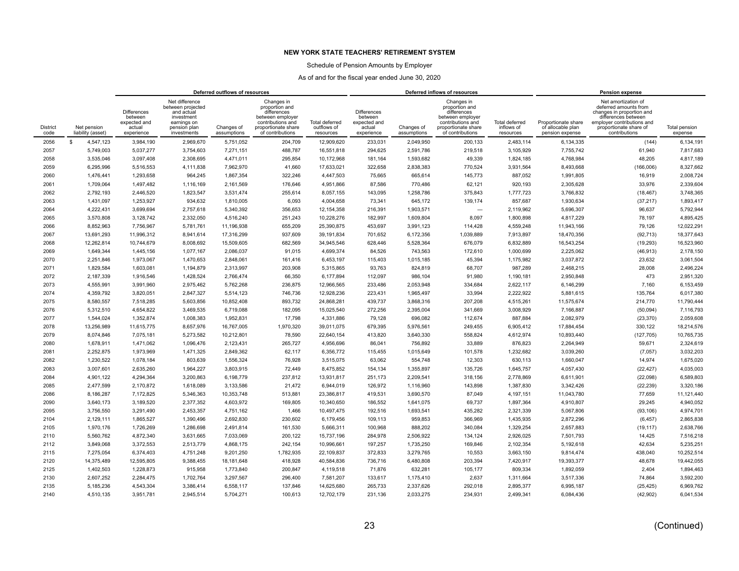# NEW YORK STATE TEACHERS' RETIREMENT SYSTEM

Schedule of Pension Amounts by Employer

As of and for the fiscal year ended June 30, 2020

| | | Deferred outflows of resources | | | | | Deferred inflows of resources | | | | Pension expense | | |
|---|---|---|---|---|---|---|---|---|---|---|---|---|---|
| District code | Net pension liability (asset) | Differences between expected and actual experience | Net difference between projected and actual investment earnings on pension plan investments | Changes of assumptions | Changes in proportion and differences between employer contributions and proportionate share of contributions | Total deferred outflows of resources | Differences between expected and actual experience | Changes of assumptions | Changes in proportion and differences between employer contributions and proportionate share of contributions | Total deferred inflows of resources | Proportionate share of allocable plan pension expense | Net amortization of deferred amounts from changes in proportion and differences between employer contributions and proportionate share of contributions | Total pension expense |
| 2056 | $ 4,547,123 | 3,984,190 | 2,969,670 | 5,751,052 | 204,709 | 12,909,620 | 233,031 | 2,049,950 | 200,133 | 2,483,114 | 6,134,335 | (144) | 6,134,191 |
| 2057 | 5,749,003 | 5,037,277 | 3,754,603 | 7,271,151 | 488,787 | 16,551,818 | 294,625 | 2,591,786 | 219,518 | 3,105,929 | 7,755,742 | 61,940 | 7,817,683 |
| 2058 | 3,535,046 | 3,097,408 | 2,308,695 | 4,471,011 | 295,854 | 10,172,968 | 181,164 | 1,593,682 | 49,339 | 1,824,185 | 4,768,984 | 48,205 | 4,817,189 |
| 2059 | 6,295,996 | 5,516,553 | 4,111,838 | 7,962,970 | 41,660 | 17,633,021 | 322,658 | 2,838,383 | 770,524 | 3,931,564 | 8,493,668 | (166,006) | 8,327,662 |
| 2060 | 1,476,441 | 1,293,658 | 964,245 | 1,867,354 | 322,246 | 4,447,503 | 75,665 | 665,614 | 145,773 | 887,052 | 1,991,805 | 16,919 | 2,008,724 |
| 2061 | 1,709,064 | 1,497,482 | 1,116,169 | 2,161,569 | 176,646 | 4,951,866 | 87,586 | 770,486 | 62,121 | 920,193 | 2,305,628 | 33,976 | 2,339,604 |
| 2062 | 2,792,193 | 2,446,520 | 1,823,547 | 3,531,474 | 255,614 | 8,057,155 | 143,095 | 1,258,786 | 375,843 | 1,777,723 | 3,766,832 | (18,467) | 3,748,365 |
| 2063 | 1,431,097 | 1,253,927 | 934,632 | 1,810,005 | 6,093 | 4,004,658 | 73,341 | 645,172 | 139,174 | 857,687 | 1,930,634 | (37,217) | 1,893,417 |
| 2064 | 4,222,431 | 3,699,694 | 2,757,618 | 5,340,392 | 356,653 | 12,154,358 | 216,391 | 1,903,571 | — | 2,119,962 | 5,696,307 | 96,637 | 5,792,944 |
| 2065 | 3,570,808 | 3,128,742 | 2,332,050 | 4,516,240 | 251,243 | 10,228,276 | 182,997 | 1,609,804 | 8,097 | 1,800,898 | 4,817,229 | 78,197 | 4,895,425 |
| 2066 | 8,852,963 | 7,756,967 | 5,781,761 | 11,196,938 | 655,209 | 25,390,875 | 453,697 | 3,991,123 | 114,428 | 4,559,248 | 11,943,166 | 79,126 | 12,022,291 |
| 2067 | 13,691,293 | 11,996,312 | 8,941,614 | 17,316,299 | 937,609 | 39,191,834 | 701,652 | 6,172,356 | 1,039,889 | 7,913,897 | 18,470,356 | (92,713) | 18,377,643 |
| 2068 | 12,262,814 | 10,744,679 | 8,008,692 | 15,509,605 | 682,569 | 34,945,546 | 628,446 | 5,528,364 | 676,079 | 6,832,889 | 16,543,254 | (19,293) | 16,523,960 |
| 2069 | 1,649,344 | 1,445,156 | 1,077,167 | 2,086,037 | 91,015 | 4,699,374 | 84,526 | 743,563 | 172,610 | 1,000,699 | 2,225,062 | (46,913) | 2,178,150 |
| 2070 | 2,251,846 | 1,973,067 | 1,470,653 | 2,848,061 | 161,416 | 6,453,197 | 115,403 | 1,015,185 | 45,394 | 1,175,982 | 3,037,872 | 23,632 | 3,061,504 |
| 2071 | 1,829,584 | 1,603,081 | 1,194,879 | 2,313,997 | 203,908 | 5,315,865 | 93,763 | 824,819 | 68,707 | 987,289 | 2,468,215 | 28,008 | 2,496,224 |
| 2072 | 2,187,339 | 1,916,546 | 1,428,524 | 2,766,474 | 66,350 | 6,177,894 | 112,097 | 986,104 | 91,980 | 1,190,181 | 2,950,848 | 473 | 2,951,320 |
| 2073 | 4,555,991 | 3,991,960 | 2,975,462 | 5,762,268 | 236,875 | 12,966,565 | 233,486 | 2,053,948 | 334,684 | 2,622,117 | 6,146,299 | 7,160 | 6,153,459 |
| 2074 | 4,359,792 | 3,820,051 | 2,847,327 | 5,514,123 | 746,736 | 12,928,236 | 223,431 | 1,965,497 | 33,994 | 2,222,922 | 5,881,615 | 135,764 | 6,017,380 |
| 2075 | 8,580,557 | 7,518,285 | 5,603,856 | 10,852,408 | 893,732 | 24,868,281 | 439,737 | 3,868,316 | 207,208 | 4,515,261 | 11,575,674 | 214,770 | 11,790,444 |
| 2076 | 5,312,510 | 4,654,822 | 3,469,535 | 6,719,088 | 182,095 | 15,025,540 | 272,256 | 2,395,004 | 341,669 | 3,008,929 | 7,166,887 | (50,094) | 7,116,793 |
| 2077 | 1,544,024 | 1,352,874 | 1,008,383 | 1,952,831 | 17,798 | 4,331,886 | 79,128 | 696,082 | 112,674 | 887,884 | 2,082,979 | (23,370) | 2,059,608 |
| 2078 | 13,256,989 | 11,615,775 | 8,657,976 | 16,767,005 | 1,970,320 | 39,011,075 | 679,395 | 5,976,561 | 249,455 | 6,905,412 | 17,884,454 | 330,122 | 18,214,576 |
| 2079 | 8,074,846 | 7,075,181 | 5,273,582 | 10,212,801 | 78,590 | 22,640,154 | 413,820 | 3,640,330 | 558,824 | 4,612,974 | 10,893,440 | (127,705) | 10,765,735 |
| 2080 | 1,678,911 | 1,471,062 | 1,096,476 | 2,123,431 | 265,727 | 4,956,696 | 86,041 | 756,892 | 33,889 | 876,823 | 2,264,949 | 59,671 | 2,324,619 |
| 2081 | 2,252,875 | 1,973,969 | 1,471,325 | 2,849,362 | 62,117 | 6,356,772 | 115,455 | 1,015,649 | 101,578 | 1,232,682 | 3,039,260 | (7,057) | 3,032,203 |
| 2082 | 1,230,522 | 1,078,184 | 803,639 | 1,556,324 | 76,928 | 3,515,075 | 63,062 | 554,748 | 12,303 | 630,113 | 1,660,047 | 14,974 | 1,675,020 |
| 2083 | 3,007,601 | 2,635,260 | 1,964,227 | 3,803,915 | 72,449 | 8,475,852 | 154,134 | 1,355,897 | 135,726 | 1,645,757 | 4,057,430 | (22,427) | 4,035,003 |
| 2084 | 4,901,122 | 4,294,364 | 3,200,863 | 6,198,779 | 237,812 | 13,931,817 | 251,173 | 2,209,541 | 318,156 | 2,778,869 | 6,611,901 | (22,098) | 6,589,803 |
| 2085 | 2,477,599 | 2,170,872 | 1,618,089 | 3,133,586 | 21,472 | 6,944,019 | 126,972 | 1,116,960 | 143,898 | 1,387,830 | 3,342,426 | (22,239) | 3,320,186 |
| 2086 | 8,186,287 | 7,172,825 | 5,346,363 | 10,353,748 | 513,881 | 23,386,817 | 419,531 | 3,690,570 | 87,049 | 4,197,151 | 11,043,780 | 77,659 | 11,121,440 |
| 2090 | 3,640,173 | 3,189,520 | 2,377,352 | 4,603,972 | 169,805 | 10,340,650 | 186,552 | 1,641,075 | 69,737 | 1,897,364 | 4,910,807 | 29,245 | 4,940,052 |
| 2095 | 3,756,550 | 3,291,490 | 2,453,357 | 4,751,162 | 1,466 | 10,497,475 | 192,516 | 1,693,541 | 435,282 | 2,321,339 | 5,067,806 | (93,106) | 4,974,701 |
| 2104 | 2,129,111 | 1,865,527 | 1,390,496 | 2,692,830 | 230,602 | 6,179,456 | 109,113 | 959,853 | 366,969 | 1,435,935 | 2,872,296 | (6,457) | 2,865,838 |
| 2105 | 1,970,176 | 1,726,269 | 1,286,698 | 2,491,814 | 161,530 | 5,666,311 | 100,968 | 888,202 | 340,084 | 1,329,254 | 2,657,883 | (19,117) | 2,638,766 |
| 2110 | 5,560,762 | 4,872,340 | 3,631,665 | 7,033,069 | 200,122 | 15,737,196 | 284,978 | 2,506,922 | 134,124 | 2,926,025 | 7,501,793 | 14,425 | 7,516,218 |
| 2112 | 3,849,068 | 3,372,553 | 2,513,779 | 4,868,175 | 242,154 | 10,996,661 | 197,257 | 1,735,250 | 169,846 | 2,102,354 | 5,192,618 | 42,634 | 5,235,251 |
| 2115 | 7,275,054 | 6,374,403 | 4,751,248 | 9,201,250 | 1,782,935 | 22,109,837 | 372,833 | 3,279,765 | 10,553 | 3,663,150 | 9,814,474 | 438,040 | 10,252,514 |
| 2120 | 14,375,489 | 12,595,805 | 9,388,455 | 18,181,648 | 418,928 | 40,584,836 | 736,716 | 6,480,808 | 203,394 | 7,420,917 | 19,393,377 | 48,678 | 19,442,055 |
| 2125 | 1,402,503 | 1,228,873 | 915,958 | 1,773,840 | 200,847 | 4,119,518 | 71,876 | 632,281 | 105,177 | 809,334 | 1,892,059 | 2,404 | 1,894,463 |
| 2130 | 2,607,252 | 2,284,475 | 1,702,764 | 3,297,567 | 296,400 | 7,581,207 | 133,617 | 1,175,410 | 2,637 | 1,311,664 | 3,517,336 | 74,864 | 3,592,200 |
| 2135 | 5,185,236 | 4,543,304 | 3,386,414 | 6,558,117 | 137,846 | 14,625,680 | 265,733 | 2,337,626 | 292,018 | 2,895,377 | 6,995,187 | (25,425) | 6,969,762 |
| 2140 | 4,510,135 | 3,951,781 | 2,945,514 | 5,704,271 | 100,613 | 12,702,179 | 231,136 | 2,033,275 | 234,931 | 2,499,341 | 6,084,436 | (42,902) | 6,041,534 |

(Continued)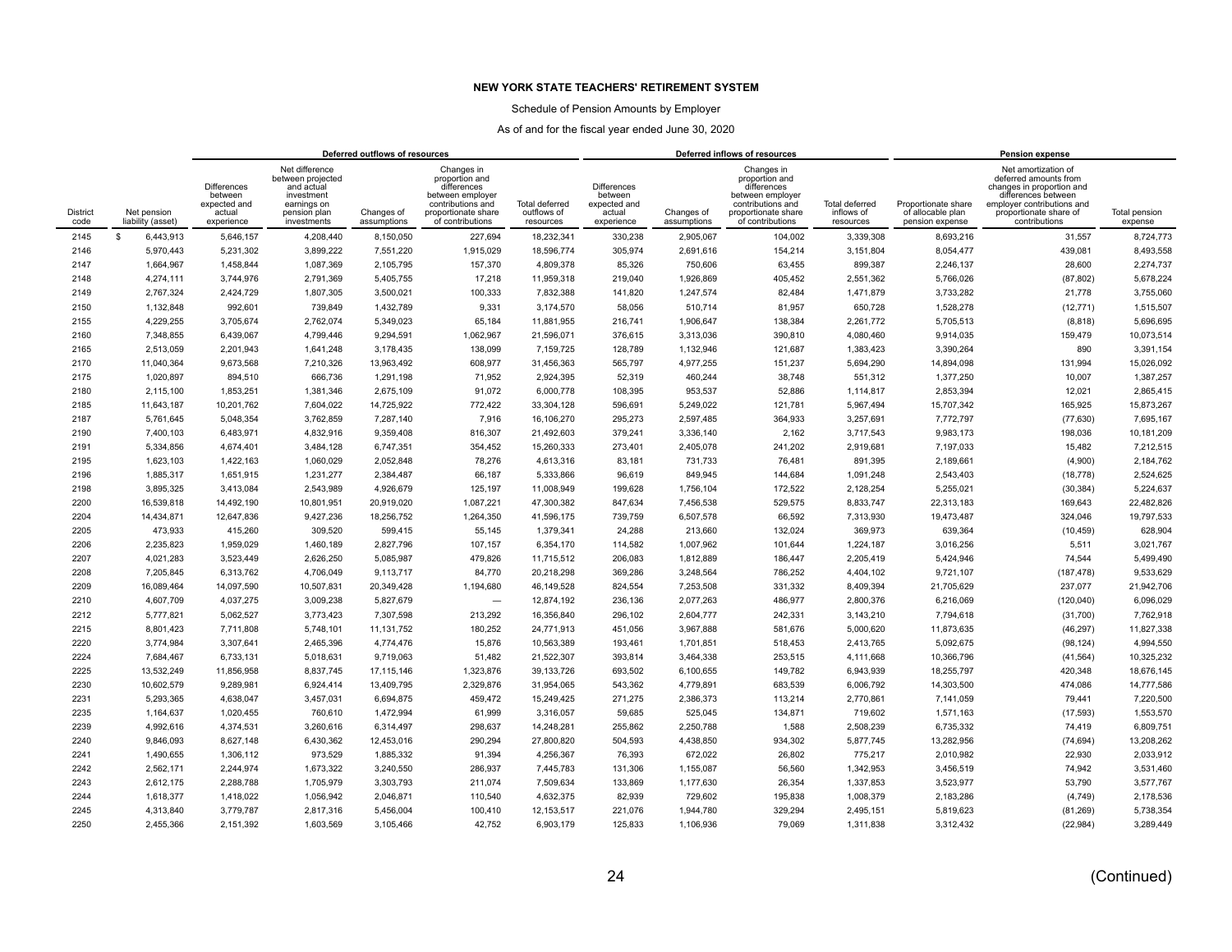**NEW YORK STATE TEACHERS' RETIREMENT SYSTEM**

Schedule of Pension Amounts by Employer

As of and for the fiscal year ended June 30, 2020

| | | Deferred outflows of resources | | | | | Deferred inflows of resources | | | | Pension expense | | |
|---|---|---|---|---|---|---|---|---|---|---|---|---|---|
| District code | Net pension liability (asset) | Differences between expected and actual experience | Net difference between projected and actual investment earnings on pension plan investments | Changes of assumptions | Changes in proportion and differences between employer contributions and proportionate share of contributions | Total deferred outflows of resources | Differences between expected and actual experience | Changes of assumptions | Changes in proportion and differences between employer contributions and proportionate share of contributions | Total deferred inflows of resources | Proportionate share of allocable plan pension expense | Net amortization of deferred amounts from changes in proportion and differences between employer contributions and proportionate share of contributions | Total pension expense |
| 2145 | $ 6,443,913 | 5,646,157 | 4,208,440 | 8,150,050 | 227,694 | 18,232,341 | 330,238 | 2,905,067 | 104,002 | 3,339,308 | 8,693,216 | 31,557 | 8,724,773 |
| 2146 | 5,970,443 | 5,231,302 | 3,899,222 | 7,551,220 | 1,915,029 | 18,596,774 | 305,974 | 2,691,616 | 154,214 | 3,151,804 | 8,054,477 | 439,081 | 8,493,558 |
| 2147 | 1,664,967 | 1,458,844 | 1,087,369 | 2,105,795 | 157,370 | 4,809,378 | 85,326 | 750,606 | 63,455 | 899,387 | 2,246,137 | 28,600 | 2,274,737 |
| 2148 | 4,274,111 | 3,744,976 | 2,791,369 | 5,405,755 | 17,218 | 11,959,318 | 219,040 | 1,926,869 | 405,452 | 2,551,362 | 5,766,026 | (87,802) | 5,678,224 |
| 2149 | 2,767,324 | 2,424,729 | 1,807,305 | 3,500,021 | 100,333 | 7,832,388 | 141,820 | 1,247,574 | 82,484 | 1,471,879 | 3,733,282 | 21,778 | 3,755,060 |
| 2150 | 1,132,848 | 992,601 | 739,849 | 1,432,789 | 9,331 | 3,174,570 | 58,056 | 510,714 | 81,957 | 650,728 | 1,528,278 | (12,771) | 1,515,507 |
| 2155 | 4,229,255 | 3,705,674 | 2,762,074 | 5,349,023 | 65,184 | 11,881,955 | 216,741 | 1,906,647 | 138,384 | 2,261,772 | 5,705,513 | (8,818) | 5,696,695 |
| 2160 | 7,348,855 | 6,439,067 | 4,799,446 | 9,294,591 | 1,062,967 | 21,596,071 | 376,615 | 3,313,036 | 390,810 | 4,080,460 | 9,914,035 | 159,479 | 10,073,514 |
| 2165 | 2,513,059 | 2,201,943 | 1,641,248 | 3,178,435 | 138,099 | 7,159,725 | 128,789 | 1,132,946 | 121,687 | 1,383,423 | 3,390,264 | 890 | 3,391,154 |
| 2170 | 11,040,364 | 9,673,568 | 7,210,326 | 13,963,492 | 608,977 | 31,456,363 | 565,797 | 4,977,255 | 151,237 | 5,694,290 | 14,894,098 | 131,994 | 15,026,092 |
| 2175 | 1,020,897 | 894,510 | 666,736 | 1,291,198 | 71,952 | 2,924,395 | 52,319 | 460,244 | 38,748 | 551,312 | 1,377,250 | 10,007 | 1,387,257 |
| 2180 | 2,115,100 | 1,853,251 | 1,381,346 | 2,675,109 | 91,072 | 6,000,778 | 108,395 | 953,537 | 52,886 | 1,114,817 | 2,853,394 | 12,021 | 2,865,415 |
| 2185 | 11,643,187 | 10,201,762 | 7,604,022 | 14,725,922 | 772,422 | 33,304,128 | 596,691 | 5,249,022 | 121,781 | 5,967,494 | 15,707,342 | 165,925 | 15,873,267 |
| 2187 | 5,761,645 | 5,048,354 | 3,762,859 | 7,287,140 | 7,916 | 16,106,270 | 295,273 | 2,597,485 | 364,933 | 3,257,691 | 7,772,797 | (77,630) | 7,695,167 |
| 2190 | 7,400,103 | 6,483,971 | 4,832,916 | 9,359,408 | 816,307 | 21,492,603 | 379,241 | 3,336,140 | 2,162 | 3,717,543 | 9,983,173 | 198,036 | 10,181,209 |
| 2191 | 5,334,856 | 4,674,401 | 3,484,128 | 6,747,351 | 354,452 | 15,260,333 | 273,401 | 2,405,078 | 241,202 | 2,919,681 | 7,197,033 | 15,482 | 7,212,515 |
| 2195 | 1,623,103 | 1,422,163 | 1,060,029 | 2,052,848 | 78,276 | 4,613,316 | 83,181 | 731,733 | 76,481 | 891,395 | 2,189,661 | (4,900) | 2,184,762 |
| 2196 | 1,885,317 | 1,651,915 | 1,231,277 | 2,384,487 | 66,187 | 5,333,866 | 96,619 | 849,945 | 144,684 | 1,091,248 | 2,543,403 | (18,778) | 2,524,625 |
| 2198 | 3,895,325 | 3,413,084 | 2,543,989 | 4,926,679 | 125,197 | 11,008,949 | 199,628 | 1,756,104 | 172,522 | 2,128,254 | 5,255,021 | (30,384) | 5,224,637 |
| 2200 | 16,539,818 | 14,492,190 | 10,801,951 | 20,919,020 | 1,087,221 | 47,300,382 | 847,634 | 7,456,538 | 529,575 | 8,833,747 | 22,313,183 | 169,643 | 22,482,826 |
| 2204 | 14,434,871 | 12,647,836 | 9,427,236 | 18,256,752 | 1,264,350 | 41,596,175 | 739,759 | 6,507,578 | 66,592 | 7,313,930 | 19,473,487 | 324,046 | 19,797,533 |
| 2205 | 473,933 | 415,260 | 309,520 | 599,415 | 55,145 | 1,379,341 | 24,288 | 213,660 | 132,024 | 369,973 | 639,364 | (10,459) | 628,904 |
| 2206 | 2,235,823 | 1,959,029 | 1,460,189 | 2,827,796 | 107,157 | 6,354,170 | 114,582 | 1,007,962 | 101,644 | 1,224,187 | 3,016,256 | 5,511 | 3,021,767 |
| 2207 | 4,021,283 | 3,523,449 | 2,626,250 | 5,085,987 | 479,826 | 11,715,512 | 206,083 | 1,812,889 | 186,447 | 2,205,419 | 5,424,946 | 74,544 | 5,499,490 |
| 2208 | 7,205,845 | 6,313,762 | 4,706,049 | 9,113,717 | 84,770 | 20,218,298 | 369,286 | 3,248,564 | 786,252 | 4,404,102 | 9,721,107 | (187,478) | 9,533,629 |
| 2209 | 16,089,464 | 14,097,590 | 10,507,831 | 20,349,428 | 1,194,680 | 46,149,528 | 824,554 | 7,253,508 | 331,332 | 8,409,394 | 21,705,629 | 237,077 | 21,942,706 |
| 2210 | 4,607,709 | 4,037,275 | 3,009,238 | 5,827,679 | — | 12,874,192 | 236,136 | 2,077,263 | 486,977 | 2,800,376 | 6,216,069 | (120,040) | 6,096,029 |
| 2212 | 5,777,821 | 5,062,527 | 3,773,423 | 7,307,598 | 213,292 | 16,356,840 | 296,102 | 2,604,777 | 242,331 | 3,143,210 | 7,794,618 | (31,700) | 7,762,918 |
| 2215 | 8,801,423 | 7,711,808 | 5,748,101 | 11,131,752 | 180,252 | 24,771,913 | 451,056 | 3,967,888 | 581,676 | 5,000,620 | 11,873,635 | (46,297) | 11,827,338 |
| 2220 | 3,774,984 | 3,307,641 | 2,465,396 | 4,774,476 | 15,876 | 10,563,389 | 193,461 | 1,701,851 | 518,453 | 2,413,765 | 5,092,675 | (98,124) | 4,994,550 |
| 2224 | 7,684,467 | 6,733,131 | 5,018,631 | 9,719,063 | 51,482 | 21,522,307 | 393,814 | 3,464,338 | 253,515 | 4,111,668 | 10,366,796 | (41,564) | 10,325,232 |
| 2225 | 13,532,249 | 11,856,958 | 8,837,745 | 17,115,146 | 1,323,876 | 39,133,726 | 693,502 | 6,100,655 | 149,782 | 6,943,939 | 18,255,797 | 420,348 | 18,676,145 |
| 2230 | 10,602,579 | 9,289,981 | 6,924,414 | 13,409,795 | 2,329,876 | 31,954,065 | 543,362 | 4,779,891 | 683,539 | 6,006,792 | 14,303,500 | 474,086 | 14,777,586 |
| 2231 | 5,293,365 | 4,638,047 | 3,457,031 | 6,694,875 | 459,472 | 15,249,425 | 271,275 | 2,386,373 | 113,214 | 2,770,861 | 7,141,059 | 79,441 | 7,220,500 |
| 2235 | 1,164,637 | 1,020,455 | 760,610 | 1,472,994 | 61,999 | 3,316,057 | 59,685 | 525,045 | 134,871 | 719,602 | 1,571,163 | (17,593) | 1,553,570 |
| 2239 | 4,992,616 | 4,374,531 | 3,260,616 | 6,314,497 | 298,637 | 14,248,281 | 255,862 | 2,250,788 | 1,588 | 2,508,239 | 6,735,332 | 74,419 | 6,809,751 |
| 2240 | 9,846,093 | 8,627,148 | 6,430,362 | 12,453,016 | 290,294 | 27,800,820 | 504,593 | 4,438,850 | 934,302 | 5,877,745 | 13,282,956 | (74,694) | 13,208,262 |
| 2241 | 1,490,655 | 1,306,112 | 973,529 | 1,885,332 | 91,394 | 4,256,367 | 76,393 | 672,022 | 26,802 | 775,217 | 2,010,982 | 22,930 | 2,033,912 |
| 2242 | 2,562,171 | 2,244,974 | 1,673,322 | 3,240,550 | 286,937 | 7,445,783 | 131,306 | 1,155,087 | 56,560 | 1,342,953 | 3,456,519 | 74,942 | 3,531,460 |
| 2243 | 2,612,175 | 2,288,788 | 1,705,979 | 3,303,793 | 211,074 | 7,509,634 | 133,869 | 1,177,630 | 26,354 | 1,337,853 | 3,523,977 | 53,790 | 3,577,767 |
| 2244 | 1,618,377 | 1,418,022 | 1,056,942 | 2,046,871 | 110,540 | 4,632,375 | 82,939 | 729,602 | 195,838 | 1,008,379 | 2,183,286 | (4,749) | 2,178,536 |
| 2245 | 4,313,840 | 3,779,787 | 2,817,316 | 5,456,004 | 100,410 | 12,153,517 | 221,076 | 1,944,780 | 329,294 | 2,495,151 | 5,819,623 | (81,269) | 5,738,354 |
| 2250 | 2,455,366 | 2,151,392 | 1,603,569 | 3,105,466 | 42,752 | 6,903,179 | 125,833 | 1,106,936 | 79,069 | 1,311,838 | 3,312,432 | (22,984) | 3,289,449 |

(Continued)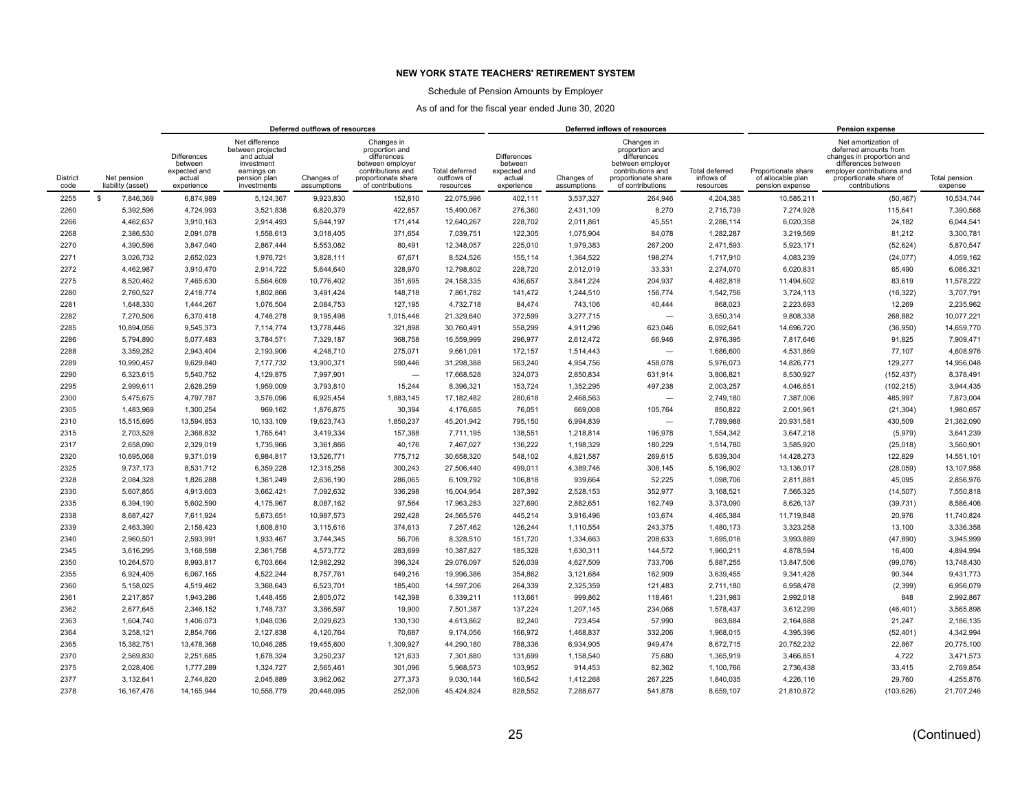# NEW YORK STATE TEACHERS' RETIREMENT SYSTEM

Schedule of Pension Amounts by Employer

As of and for the fiscal year ended June 30, 2020

| | | Deferred outflows of resources | | | | | Deferred inflows of resources | | | | Pension expense | | |
|---|---|---|---|---|---|---|---|---|---|---|---|---|---|
| District code | Net pension liability (asset) | Differences between expected and actual experience | Net difference between projected and actual investment earnings on pension plan investments | Changes of assumptions | Changes in proportion and differences between employer contributions and proportionate share of contributions | Total deferred outflows of resources | Differences between expected and actual experience | Changes of assumptions | Changes in proportion and differences between employer contributions and proportionate share of contributions | Total deferred inflows of resources | Proportionate share of allocable plan pension expense | Net amortization of deferred amounts from changes in proportion and differences between employer contributions and proportionate share of contributions | Total pension expense |
| 2255 | $ 7,846,369 | 6,874,989 | 5,124,367 | 9,923,830 | 152,810 | 22,075,996 | 402,111 | 3,537,327 | 264,946 | 4,204,385 | 10,585,211 | (50,467) | 10,534,744 |
| 2260 | 5,392,596 | 4,724,993 | 3,521,838 | 6,820,379 | 422,857 | 15,490,067 | 276,360 | 2,431,109 | 8,270 | 2,715,739 | 7,274,928 | 115,641 | 7,390,568 |
| 2266 | 4,462,637 | 3,910,163 | 2,914,493 | 5,644,197 | 171,414 | 12,640,267 | 228,702 | 2,011,861 | 45,551 | 2,286,114 | 6,020,358 | 24,182 | 6,044,541 |
| 2268 | 2,386,530 | 2,091,078 | 1,558,613 | 3,018,405 | 371,654 | 7,039,751 | 122,305 | 1,075,904 | 84,078 | 1,282,287 | 3,219,569 | 81,212 | 3,300,781 |
| 2270 | 4,390,596 | 3,847,040 | 2,867,444 | 5,553,082 | 80,491 | 12,348,057 | 225,010 | 1,979,383 | 267,200 | 2,471,593 | 5,923,171 | (52,624) | 5,870,547 |
| 2271 | 3,026,732 | 2,652,023 | 1,976,721 | 3,828,111 | 67,671 | 8,524,526 | 155,114 | 1,364,522 | 198,274 | 1,717,910 | 4,083,239 | (24,077) | 4,059,162 |
| 2272 | 4,462,987 | 3,910,470 | 2,914,722 | 5,644,640 | 328,970 | 12,798,802 | 228,720 | 2,012,019 | 33,331 | 2,274,070 | 6,020,831 | 65,490 | 6,086,321 |
| 2275 | 8,520,462 | 7,465,630 | 5,564,609 | 10,776,402 | 351,695 | 24,158,335 | 436,657 | 3,841,224 | 204,937 | 4,482,818 | 11,494,602 | 83,619 | 11,578,222 |
| 2280 | 2,760,527 | 2,418,774 | 1,802,866 | 3,491,424 | 148,718 | 7,861,782 | 141,472 | 1,244,510 | 156,774 | 1,542,756 | 3,724,113 | (16,322) | 3,707,791 |
| 2281 | 1,648,330 | 1,444,267 | 1,076,504 | 2,084,753 | 127,195 | 4,732,718 | 84,474 | 743,106 | 40,444 | 868,023 | 2,223,693 | 12,269 | 2,235,962 |
| 2282 | 7,270,506 | 6,370,418 | 4,748,278 | 9,195,498 | 1,015,446 | 21,329,640 | 372,599 | 3,277,715 | — | 3,650,314 | 9,808,338 | 268,882 | 10,077,221 |
| 2285 | 10,894,056 | 9,545,373 | 7,114,774 | 13,778,446 | 321,898 | 30,760,491 | 558,299 | 4,911,296 | 623,046 | 6,092,641 | 14,696,720 | (36,950) | 14,659,770 |
| 2286 | 5,794,890 | 5,077,483 | 3,784,571 | 7,329,187 | 368,758 | 16,559,999 | 296,977 | 2,612,472 | 66,946 | 2,976,395 | 7,817,646 | 91,825 | 7,909,471 |
| 2288 | 3,359,282 | 2,943,404 | 2,193,906 | 4,248,710 | 275,071 | 9,661,091 | 172,157 | 1,514,443 | — | 1,686,600 | 4,531,869 | 77,107 | 4,608,976 |
| 2289 | 10,990,457 | 9,629,840 | 7,177,732 | 13,900,371 | 590,446 | 31,298,388 | 563,240 | 4,954,756 | 458,078 | 5,976,073 | 14,826,771 | 129,277 | 14,956,048 |
| 2290 | 6,323,615 | 5,540,752 | 4,129,875 | 7,997,901 | — | 17,668,528 | 324,073 | 2,850,834 | 631,914 | 3,806,821 | 8,530,927 | (152,437) | 8,378,491 |
| 2295 | 2,999,611 | 2,628,259 | 1,959,009 | 3,793,810 | 15,244 | 8,396,321 | 153,724 | 1,352,295 | 497,238 | 2,003,257 | 4,046,651 | (102,215) | 3,944,435 |
| 2300 | 5,475,675 | 4,797,787 | 3,576,096 | 6,925,454 | 1,883,145 | 17,182,482 | 280,618 | 2,468,563 | — | 2,749,180 | 7,387,006 | 485,997 | 7,873,004 |
| 2305 | 1,483,969 | 1,300,254 | 969,162 | 1,876,875 | 30,394 | 4,176,685 | 76,051 | 669,008 | 105,764 | 850,822 | 2,001,961 | (21,304) | 1,980,657 |
| 2310 | 15,515,695 | 13,594,853 | 10,133,109 | 19,623,743 | 1,850,237 | 45,201,942 | 795,150 | 6,994,839 | — | 7,789,988 | 20,931,581 | 430,509 | 21,362,090 |
| 2315 | 2,703,528 | 2,368,832 | 1,765,641 | 3,419,334 | 157,388 | 7,711,195 | 138,551 | 1,218,814 | 196,978 | 1,554,342 | 3,647,218 | (5,979) | 3,641,239 |
| 2317 | 2,658,090 | 2,329,019 | 1,735,966 | 3,361,866 | 40,176 | 7,467,027 | 136,222 | 1,198,329 | 180,229 | 1,514,780 | 3,585,920 | (25,018) | 3,560,901 |
| 2320 | 10,695,068 | 9,371,019 | 6,984,817 | 13,526,771 | 775,712 | 30,658,320 | 548,102 | 4,821,587 | 269,615 | 5,639,304 | 14,428,273 | 122,829 | 14,551,101 |
| 2325 | 9,737,173 | 8,531,712 | 6,359,228 | 12,315,258 | 300,243 | 27,506,440 | 499,011 | 4,389,746 | 308,145 | 5,196,902 | 13,136,017 | (28,059) | 13,107,958 |
| 2328 | 2,084,328 | 1,826,288 | 1,361,249 | 2,636,190 | 286,065 | 6,109,792 | 106,818 | 939,664 | 52,225 | 1,098,706 | 2,811,881 | 45,095 | 2,856,976 |
| 2330 | 5,607,855 | 4,913,603 | 3,662,421 | 7,092,632 | 336,298 | 16,004,954 | 287,392 | 2,528,153 | 352,977 | 3,168,521 | 7,565,325 | (14,507) | 7,550,818 |
| 2335 | 6,394,190 | 5,602,590 | 4,175,967 | 8,087,162 | 97,564 | 17,963,283 | 327,690 | 2,882,651 | 162,749 | 3,373,090 | 8,626,137 | (39,731) | 8,586,406 |
| 2338 | 8,687,427 | 7,611,924 | 5,673,651 | 10,987,573 | 292,428 | 24,565,576 | 445,214 | 3,916,496 | 103,674 | 4,465,384 | 11,719,848 | 20,976 | 11,740,824 |
| 2339 | 2,463,390 | 2,158,423 | 1,608,810 | 3,115,616 | 374,613 | 7,257,462 | 126,244 | 1,110,554 | 243,375 | 1,480,173 | 3,323,258 | 13,100 | 3,336,358 |
| 2340 | 2,960,501 | 2,593,991 | 1,933,467 | 3,744,345 | 56,706 | 8,328,510 | 151,720 | 1,334,663 | 208,633 | 1,695,016 | 3,993,889 | (47,890) | 3,945,999 |
| 2345 | 3,616,295 | 3,168,598 | 2,361,758 | 4,573,772 | 283,699 | 10,387,827 | 185,328 | 1,630,311 | 144,572 | 1,960,211 | 4,878,594 | 16,400 | 4,894,994 |
| 2350 | 10,264,570 | 8,993,817 | 6,703,664 | 12,982,292 | 396,324 | 29,076,097 | 526,039 | 4,627,509 | 733,706 | 5,887,255 | 13,847,506 | (99,076) | 13,748,430 |
| 2355 | 6,924,405 | 6,067,165 | 4,522,244 | 8,757,761 | 649,216 | 19,996,386 | 354,862 | 3,121,684 | 162,909 | 3,639,455 | 9,341,428 | 90,344 | 9,431,773 |
| 2360 | 5,158,025 | 4,519,462 | 3,368,643 | 6,523,701 | 185,400 | 14,597,206 | 264,339 | 2,325,359 | 121,483 | 2,711,180 | 6,958,478 | (2,399) | 6,956,079 |
| 2361 | 2,217,857 | 1,943,286 | 1,448,455 | 2,805,072 | 142,398 | 6,339,211 | 113,661 | 999,862 | 118,461 | 1,231,983 | 2,992,018 | 848 | 2,992,867 |
| 2362 | 2,677,645 | 2,346,152 | 1,748,737 | 3,386,597 | 19,900 | 7,501,387 | 137,224 | 1,207,145 | 234,068 | 1,578,437 | 3,612,299 | (46,401) | 3,565,898 |
| 2363 | 1,604,740 | 1,406,073 | 1,048,036 | 2,029,623 | 130,130 | 4,613,862 | 82,240 | 723,454 | 57,990 | 863,684 | 2,164,888 | 21,247 | 2,186,135 |
| 2364 | 3,258,121 | 2,854,766 | 2,127,838 | 4,120,764 | 70,687 | 9,174,056 | 166,972 | 1,468,837 | 332,206 | 1,968,015 | 4,395,396 | (52,401) | 4,342,994 |
| 2365 | 15,382,751 | 13,478,368 | 10,046,285 | 19,455,600 | 1,309,927 | 44,290,180 | 788,336 | 6,934,905 | 949,474 | 8,672,715 | 20,752,232 | 22,867 | 20,775,100 |
| 2370 | 2,569,830 | 2,251,685 | 1,678,324 | 3,250,237 | 121,633 | 7,301,880 | 131,699 | 1,158,540 | 75,680 | 1,365,919 | 3,466,851 | 4,722 | 3,471,573 |
| 2375 | 2,028,406 | 1,777,289 | 1,324,727 | 2,565,461 | 301,096 | 5,968,573 | 103,952 | 914,453 | 82,362 | 1,100,766 | 2,736,438 | 33,415 | 2,769,854 |
| 2377 | 3,132,641 | 2,744,820 | 2,045,889 | 3,962,062 | 277,373 | 9,030,144 | 160,542 | 1,412,268 | 267,225 | 1,840,035 | 4,226,116 | 29,760 | 4,255,876 |
| 2378 | 16,167,476 | 14,165,944 | 10,558,779 | 20,448,095 | 252,006 | 45,424,824 | 828,552 | 7,288,677 | 541,878 | 8,659,107 | 21,810,872 | (103,626) | 21,707,246 |

(Continued)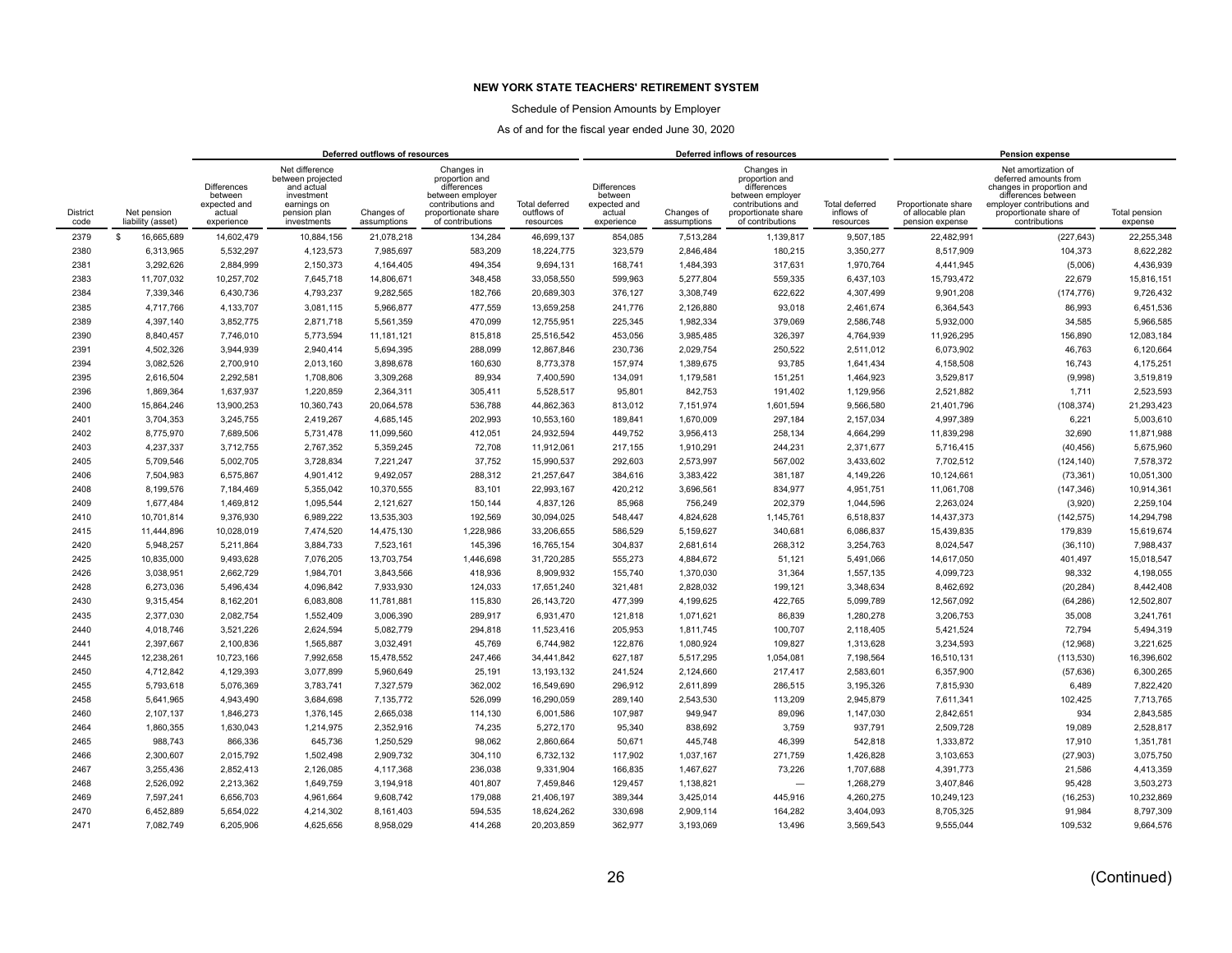**NEW YORK STATE TEACHERS' RETIREMENT SYSTEM**

Schedule of Pension Amounts by Employer

As of and for the fiscal year ended June 30, 2020

| | | Deferred outflows of resources | | | | | Deferred inflows of resources | | | | Pension expense | | |
|---|---|---|---|---|---|---|---|---|---|---|---|---|---|
| District code | Net pension liability (asset) | Differences between expected and actual experience | Net difference between projected and actual investment earnings on pension plan investments | Changes of assumptions | Changes in proportion and differences between employer contributions and proportionate share of contributions | Total deferred outflows of resources | Differences between expected and actual experience | Changes of assumptions | Changes in proportion and differences between employer contributions and proportionate share of contributions | Total deferred inflows of resources | Proportionate share of allocable plan pension expense | Net amortization of deferred amounts from changes in proportion and differences between employer contributions and proportionate share of contributions | Total pension expense |
| 2379 | $ 16,665,689 | 14,602,479 | 10,884,156 | 21,078,218 | 134,284 | 46,699,137 | 854,085 | 7,513,284 | 1,139,817 | 9,507,185 | 22,482,991 | (227,643) | 22,255,348 |
| 2380 | 6,313,965 | 5,532,297 | 4,123,573 | 7,985,697 | 583,209 | 18,224,775 | 323,579 | 2,846,484 | 180,215 | 3,350,277 | 8,517,909 | 104,373 | 8,622,282 |
| 2381 | 3,292,626 | 2,884,999 | 2,150,373 | 4,164,405 | 494,354 | 9,694,131 | 168,741 | 1,484,393 | 317,631 | 1,970,764 | 4,441,945 | (5,006) | 4,436,939 |
| 2383 | 11,707,032 | 10,257,702 | 7,645,718 | 14,806,671 | 348,458 | 33,058,550 | 599,963 | 5,277,804 | 559,335 | 6,437,103 | 15,793,472 | 22,679 | 15,816,151 |
| 2384 | 7,339,346 | 6,430,736 | 4,793,237 | 9,282,565 | 182,766 | 20,689,303 | 376,127 | 3,308,749 | 622,622 | 4,307,499 | 9,901,208 | (174,776) | 9,726,432 |
| 2385 | 4,717,766 | 4,133,707 | 3,081,115 | 5,966,877 | 477,559 | 13,659,258 | 241,776 | 2,126,880 | 93,018 | 2,461,674 | 6,364,543 | 86,993 | 6,451,536 |
| 2389 | 4,397,140 | 3,852,775 | 2,871,718 | 5,561,359 | 470,099 | 12,755,951 | 225,345 | 1,982,334 | 379,069 | 2,586,748 | 5,932,000 | 34,585 | 5,966,585 |
| 2390 | 8,840,457 | 7,746,010 | 5,773,594 | 11,181,121 | 815,818 | 25,516,542 | 453,056 | 3,985,485 | 326,397 | 4,764,939 | 11,926,295 | 156,890 | 12,083,184 |
| 2391 | 4,502,326 | 3,944,939 | 2,940,414 | 5,694,395 | 288,098 | 12,867,846 | 230,736 | 2,029,754 | 250,522 | 2,511,012 | 6,073,902 | 46,763 | 6,120,664 |
| 2394 | 3,082,526 | 2,700,910 | 2,013,160 | 3,898,678 | 160,630 | 8,773,378 | 157,974 | 1,389,675 | 93,785 | 1,641,434 | 4,158,508 | 16,743 | 4,175,251 |
| 2395 | 2,616,504 | 2,292,581 | 1,708,806 | 3,309,268 | 89,934 | 7,400,590 | 134,091 | 1,179,581 | 151,251 | 1,464,923 | 3,529,817 | (9,998) | 3,519,819 |
| 2396 | 1,869,364 | 1,637,937 | 1,220,859 | 2,364,311 | 305,411 | 5,528,517 | 95,801 | 842,753 | 191,402 | 1,129,956 | 2,521,882 | 1,711 | 2,523,593 |
| 2400 | 15,864,246 | 13,900,253 | 10,360,743 | 20,064,578 | 536,788 | 44,862,363 | 813,012 | 7,151,974 | 1,601,594 | 9,566,580 | 21,401,796 | (108,374) | 21,293,423 |
| 2401 | 3,704,353 | 3,245,755 | 2,419,267 | 4,685,145 | 202,993 | 10,553,160 | 189,841 | 1,670,009 | 297,184 | 2,157,034 | 4,997,389 | 6,221 | 5,003,610 |
| 2402 | 8,775,970 | 7,689,506 | 5,731,478 | 11,099,560 | 412,051 | 24,932,594 | 449,752 | 3,956,413 | 258,134 | 4,664,299 | 11,839,298 | 32,690 | 11,871,988 |
| 2403 | 4,237,337 | 3,712,755 | 2,767,352 | 5,359,245 | 72,708 | 11,912,061 | 217,155 | 1,910,291 | 244,231 | 2,371,677 | 5,716,415 | (40,456) | 5,675,960 |
| 2405 | 5,709,546 | 5,002,705 | 3,728,834 | 7,221,247 | 37,752 | 15,990,537 | 292,603 | 2,573,997 | 567,002 | 3,433,602 | 7,702,512 | (124,140) | 7,578,372 |
| 2406 | 7,504,983 | 6,575,867 | 4,901,412 | 9,492,057 | 288,312 | 21,257,647 | 384,616 | 3,383,422 | 381,187 | 4,149,226 | 10,124,661 | (73,361) | 10,051,300 |
| 2408 | 8,199,576 | 7,184,469 | 5,355,042 | 10,370,555 | 83,101 | 22,993,167 | 420,212 | 3,696,561 | 834,977 | 4,951,751 | 11,061,708 | (147,346) | 10,914,361 |
| 2409 | 1,677,484 | 1,469,812 | 1,095,544 | 2,121,627 | 150,144 | 4,837,126 | 85,968 | 756,249 | 202,379 | 1,044,596 | 2,263,024 | (3,920) | 2,259,104 |
| 2410 | 10,701,814 | 9,376,930 | 6,989,222 | 13,535,303 | 192,569 | 30,094,025 | 548,447 | 4,824,628 | 1,145,761 | 6,518,837 | 14,437,373 | (142,575) | 14,294,798 |
| 2415 | 11,444,896 | 10,028,019 | 7,474,520 | 14,475,130 | 1,228,986 | 33,206,655 | 586,529 | 5,159,627 | 340,681 | 6,086,837 | 15,439,835 | 179,839 | 15,619,674 |
| 2420 | 5,948,257 | 5,211,864 | 3,884,733 | 7,523,161 | 145,396 | 16,765,154 | 304,837 | 2,681,614 | 268,312 | 3,254,763 | 8,024,547 | (36,110) | 7,988,437 |
| 2425 | 10,835,000 | 9,493,628 | 7,076,205 | 13,703,754 | 1,446,698 | 31,720,285 | 555,273 | 4,884,672 | 51,121 | 5,491,066 | 14,617,050 | 401,497 | 15,018,547 |
| 2426 | 3,038,951 | 2,662,729 | 1,984,701 | 3,843,566 | 418,936 | 8,909,932 | 155,740 | 1,370,030 | 31,364 | 1,557,135 | 4,099,723 | 98,332 | 4,198,055 |
| 2428 | 6,273,036 | 5,496,434 | 4,096,842 | 7,933,930 | 124,033 | 17,651,240 | 321,481 | 2,828,032 | 199,121 | 3,348,634 | 8,462,692 | (20,284) | 8,442,408 |
| 2430 | 9,315,454 | 8,162,201 | 6,083,808 | 11,781,881 | 115,830 | 26,143,720 | 477,399 | 4,199,625 | 422,765 | 5,099,789 | 12,567,092 | (64,286) | 12,502,807 |
| 2435 | 2,377,030 | 2,082,754 | 1,552,409 | 3,006,390 | 289,917 | 6,931,470 | 121,818 | 1,071,621 | 86,839 | 1,280,278 | 3,206,753 | 35,008 | 3,241,761 |
| 2440 | 4,018,746 | 3,521,226 | 2,624,594 | 5,082,779 | 294,818 | 11,523,416 | 205,953 | 1,811,745 | 100,707 | 2,118,405 | 5,421,524 | 72,794 | 5,494,319 |
| 2441 | 2,397,667 | 2,100,836 | 1,565,887 | 3,032,491 | 45,769 | 6,744,982 | 122,876 | 1,080,924 | 109,827 | 1,313,628 | 3,234,593 | (12,968) | 3,221,625 |
| 2445 | 12,238,261 | 10,723,166 | 7,992,658 | 15,478,552 | 247,466 | 34,441,842 | 627,187 | 5,517,295 | 1,054,081 | 7,198,564 | 16,510,131 | (113,530) | 16,396,602 |
| 2450 | 4,712,842 | 4,129,393 | 3,077,899 | 5,960,649 | 25,191 | 13,193,132 | 241,524 | 2,124,660 | 217,417 | 2,583,601 | 6,357,900 | (57,636) | 6,300,265 |
| 2455 | 5,793,618 | 5,076,369 | 3,783,741 | 7,327,579 | 362,002 | 16,549,690 | 296,912 | 2,611,899 | 286,515 | 3,195,326 | 7,815,930 | 6,489 | 7,822,420 |
| 2458 | 5,641,965 | 4,943,490 | 3,684,698 | 7,135,772 | 526,099 | 16,290,059 | 289,140 | 2,543,530 | 113,209 | 2,945,879 | 7,611,341 | 102,425 | 7,713,765 |
| 2460 | 2,107,137 | 1,846,273 | 1,376,145 | 2,665,038 | 114,130 | 6,001,586 | 107,987 | 949,947 | 89,096 | 1,147,030 | 2,842,651 | 934 | 2,843,585 |
| 2464 | 1,860,355 | 1,630,043 | 1,214,975 | 2,352,916 | 74,235 | 5,272,170 | 95,340 | 838,692 | 3,759 | 937,791 | 2,509,728 | 19,089 | 2,528,817 |
| 2465 | 988,743 | 866,336 | 645,736 | 1,250,529 | 98,062 | 2,860,664 | 50,671 | 445,748 | 46,399 | 542,818 | 1,333,872 | 17,910 | 1,351,781 |
| 2466 | 2,300,607 | 2,015,792 | 1,502,498 | 2,909,732 | 304,110 | 6,732,132 | 117,902 | 1,037,167 | 271,759 | 1,426,828 | 3,103,653 | (27,903) | 3,075,750 |
| 2467 | 3,255,436 | 2,852,413 | 2,126,085 | 4,117,368 | 236,038 | 9,331,904 | 166,835 | 1,467,627 | 73,226 | 1,707,688 | 4,391,773 | 21,586 | 4,413,359 |
| 2468 | 2,526,092 | 2,213,362 | 1,649,759 | 3,194,918 | 401,807 | 7,459,846 | 129,457 | 1,138,821 | — | 1,268,279 | 3,407,846 | 95,428 | 3,503,273 |
| 2469 | 7,597,241 | 6,656,703 | 4,961,664 | 9,608,742 | 179,088 | 21,406,197 | 389,344 | 3,425,014 | 445,916 | 4,260,275 | 10,249,123 | (16,253) | 10,232,869 |
| 2470 | 6,452,889 | 5,654,022 | 4,214,302 | 8,161,403 | 594,535 | 18,624,262 | 330,698 | 2,909,114 | 164,282 | 3,404,093 | 8,705,325 | 91,984 | 8,797,309 |
| 2471 | 7,082,749 | 6,205,906 | 4,625,656 | 8,958,029 | 414,268 | 20,203,859 | 362,977 | 3,193,069 | 13,496 | 3,569,543 | 9,555,044 | 109,532 | 9,664,576 |

(Continued)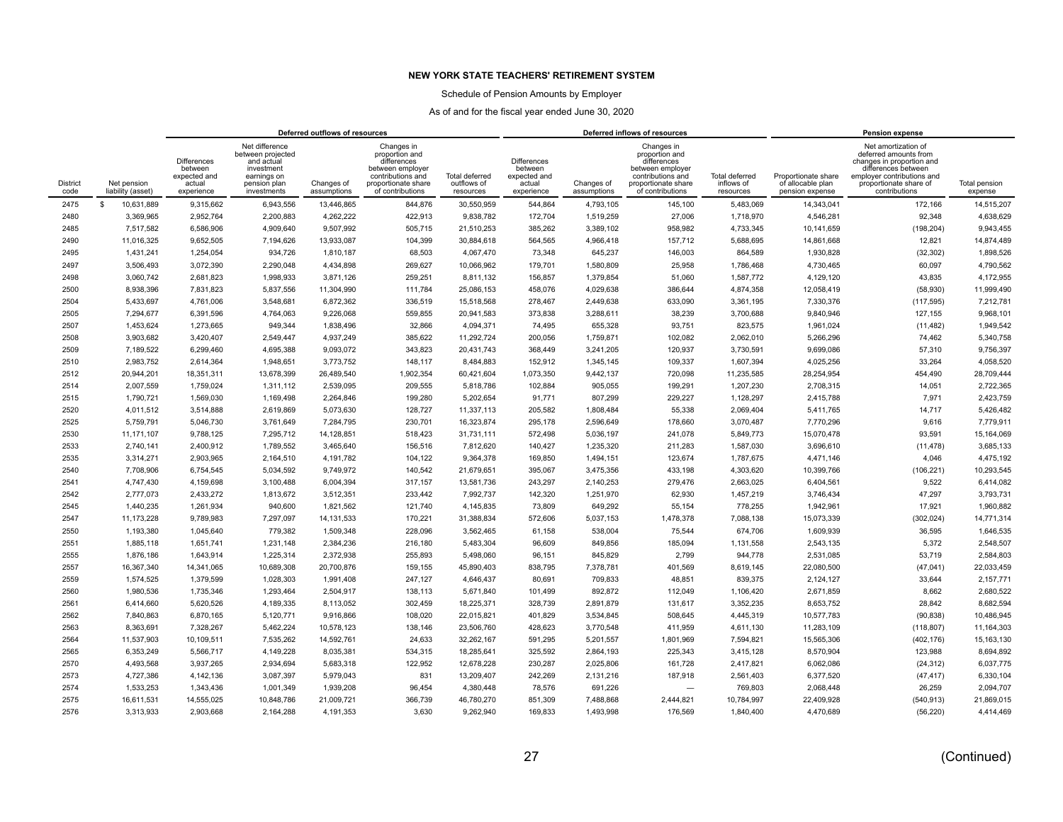**NEW YORK STATE TEACHERS' RETIREMENT SYSTEM**

Schedule of Pension Amounts by Employer

As of and for the fiscal year ended June 30, 2020

| | | Deferred outflows of resources | | | | | Deferred inflows of resources | | | | Pension expense | | |
|---|---|---|---|---|---|---|---|---|---|---|---|---|---|
| District code | Net pension liability (asset) | Differences between expected and actual experience | Net difference between projected and actual investment earnings on pension plan investments | Changes of assumptions | Changes in proportion and differences between employer contributions and proportionate share of contributions | Total deferred outflows of resources | Differences between expected and actual experience | Changes of assumptions | Changes in proportion and differences between employer contributions and proportionate share of contributions | Total deferred inflows of resources | Proportionate share of allocable plan pension expense | Net amortization of deferred amounts from changes in proportion and differences between employer contributions and proportionate share of contributions | Total pension expense |
| 2475 | $ 10,631,889 | 9,315,662 | 6,943,556 | 13,446,865 | 844,876 | 30,550,959 | 544,864 | 4,793,105 | 145,100 | 5,483,069 | 14,343,041 | 172,166 | 14,515,207 |
| 2480 | 3,369,965 | 2,952,764 | 2,200,883 | 4,262,222 | 422,913 | 9,838,782 | 172,704 | 1,519,259 | 27,006 | 1,718,970 | 4,546,281 | 92,348 | 4,638,629 |
| 2485 | 7,517,582 | 6,586,906 | 4,909,640 | 9,507,992 | 505,715 | 21,510,253 | 385,262 | 3,389,102 | 958,982 | 4,733,345 | 10,141,659 | (198,204) | 9,943,455 |
| 2490 | 11,016,325 | 9,652,505 | 7,194,626 | 13,933,087 | 104,399 | 30,884,618 | 564,565 | 4,966,418 | 157,712 | 5,688,695 | 14,861,668 | 12,821 | 14,874,489 |
| 2495 | 1,431,241 | 1,254,054 | 934,726 | 1,810,187 | 68,503 | 4,067,470 | 73,348 | 645,237 | 146,003 | 864,589 | 1,930,828 | (32,302) | 1,898,526 |
| 2497 | 3,506,493 | 3,072,390 | 2,290,048 | 4,434,898 | 269,627 | 10,066,962 | 179,701 | 1,580,809 | 25,958 | 1,786,468 | 4,730,465 | 60,097 | 4,790,562 |
| 2498 | 3,060,742 | 2,681,823 | 1,998,933 | 3,871,126 | 259,251 | 8,811,132 | 156,857 | 1,379,854 | 51,060 | 1,587,772 | 4,129,120 | 43,835 | 4,172,955 |
| 2500 | 8,938,396 | 7,831,823 | 5,837,556 | 11,304,990 | 111,784 | 25,086,153 | 458,076 | 4,029,638 | 386,644 | 4,874,358 | 12,058,419 | (58,930) | 11,999,490 |
| 2504 | 5,433,697 | 4,761,006 | 3,548,681 | 6,872,362 | 336,519 | 15,518,568 | 278,467 | 2,449,638 | 633,090 | 3,361,195 | 7,330,376 | (117,595) | 7,212,781 |
| 2505 | 7,294,677 | 6,391,596 | 4,764,063 | 9,226,068 | 559,855 | 20,941,583 | 373,838 | 3,288,611 | 38,239 | 3,700,688 | 9,840,946 | 127,155 | 9,968,101 |
| 2507 | 1,453,624 | 1,273,665 | 949,344 | 1,838,496 | 32,866 | 4,094,371 | 74,495 | 655,328 | 93,751 | 823,575 | 1,961,024 | (11,482) | 1,949,542 |
| 2508 | 3,903,682 | 3,420,407 | 2,549,447 | 4,937,249 | 385,622 | 11,292,724 | 200,056 | 1,759,871 | 102,082 | 2,062,010 | 5,266,296 | 74,462 | 5,340,758 |
| 2509 | 7,189,522 | 6,299,460 | 4,695,388 | 9,093,072 | 343,823 | 20,431,743 | 368,449 | 3,241,205 | 120,937 | 3,730,591 | 9,699,086 | 57,310 | 9,756,397 |
| 2510 | 2,983,752 | 2,614,364 | 1,948,651 | 3,773,752 | 148,117 | 8,484,883 | 152,912 | 1,345,145 | 109,337 | 1,607,394 | 4,025,256 | 33,264 | 4,058,520 |
| 2512 | 20,944,201 | 18,351,311 | 13,678,399 | 26,489,540 | 1,902,354 | 60,421,604 | 1,073,350 | 9,442,137 | 720,098 | 11,235,585 | 28,254,954 | 454,490 | 28,709,444 |
| 2514 | 2,007,559 | 1,759,024 | 1,311,112 | 2,539,095 | 209,555 | 5,818,786 | 102,884 | 905,055 | 199,291 | 1,207,230 | 2,708,315 | 14,051 | 2,722,365 |
| 2515 | 1,790,721 | 1,569,030 | 1,169,498 | 2,264,846 | 199,280 | 5,202,654 | 91,771 | 807,299 | 229,227 | 1,128,297 | 2,415,788 | 7,971 | 2,423,759 |
| 2520 | 4,011,512 | 3,514,888 | 2,619,869 | 5,073,630 | 128,727 | 11,337,113 | 205,582 | 1,808,484 | 55,338 | 2,069,404 | 5,411,765 | 14,717 | 5,426,482 |
| 2525 | 5,759,791 | 5,046,730 | 3,761,649 | 7,284,795 | 230,701 | 16,323,874 | 295,178 | 2,596,649 | 178,660 | 3,070,487 | 7,770,296 | 9,616 | 7,779,911 |
| 2530 | 11,171,107 | 9,788,125 | 7,295,712 | 14,128,851 | 518,423 | 31,731,111 | 572,498 | 5,036,197 | 241,078 | 5,849,773 | 15,070,478 | 93,591 | 15,164,069 |
| 2533 | 2,740,141 | 2,400,912 | 1,789,552 | 3,465,640 | 156,516 | 7,812,620 | 140,427 | 1,235,320 | 211,283 | 1,587,030 | 3,696,610 | (11,478) | 3,685,133 |
| 2535 | 3,314,271 | 2,903,965 | 2,164,510 | 4,191,782 | 104,122 | 9,364,378 | 169,850 | 1,494,151 | 123,674 | 1,787,675 | 4,471,146 | 4,046 | 4,475,192 |
| 2540 | 7,708,906 | 6,754,545 | 5,034,592 | 9,749,972 | 140,542 | 21,679,651 | 395,067 | 3,475,356 | 433,198 | 4,303,620 | 10,399,766 | (106,221) | 10,293,545 |
| 2541 | 4,747,430 | 4,159,698 | 3,100,488 | 6,004,394 | 317,157 | 13,581,736 | 243,297 | 2,140,253 | 279,476 | 2,663,025 | 6,404,561 | 9,522 | 6,414,082 |
| 2542 | 2,777,073 | 2,433,272 | 1,813,672 | 3,512,351 | 233,442 | 7,992,737 | 142,320 | 1,251,970 | 62,930 | 1,457,219 | 3,746,434 | 47,297 | 3,793,731 |
| 2545 | 1,440,235 | 1,261,934 | 940,600 | 1,821,562 | 121,740 | 4,145,835 | 73,809 | 649,292 | 55,154 | 778,255 | 1,942,961 | 17,921 | 1,960,882 |
| 2547 | 11,173,228 | 9,789,983 | 7,297,097 | 14,131,533 | 170,221 | 31,388,834 | 572,606 | 5,037,153 | 1,478,378 | 7,088,138 | 15,073,339 | (302,024) | 14,771,314 |
| 2550 | 1,193,380 | 1,045,640 | 779,382 | 1,509,348 | 228,096 | 3,562,465 | 61,158 | 538,004 | 75,544 | 674,706 | 1,609,939 | 36,595 | 1,646,535 |
| 2551 | 1,885,118 | 1,651,741 | 1,231,148 | 2,384,236 | 216,180 | 5,483,304 | 96,609 | 849,856 | 185,094 | 1,131,558 | 2,543,135 | 5,372 | 2,548,507 |
| 2555 | 1,876,186 | 1,643,914 | 1,225,314 | 2,372,938 | 255,893 | 5,498,060 | 96,151 | 845,829 | 2,799 | 944,778 | 2,531,085 | 53,719 | 2,584,803 |
| 2557 | 16,367,340 | 14,341,065 | 10,689,308 | 20,700,876 | 159,155 | 45,890,403 | 838,795 | 7,378,781 | 401,569 | 8,619,145 | 22,080,500 | (47,041) | 22,033,459 |
| 2559 | 1,574,525 | 1,379,599 | 1,028,303 | 1,991,408 | 247,127 | 4,646,437 | 80,691 | 709,833 | 48,851 | 839,375 | 2,124,127 | 33,644 | 2,157,771 |
| 2560 | 1,980,536 | 1,735,346 | 1,293,464 | 2,504,917 | 138,113 | 5,671,840 | 101,499 | 892,872 | 112,049 | 1,106,420 | 2,671,859 | 8,662 | 2,680,522 |
| 2561 | 6,414,660 | 5,620,526 | 4,189,335 | 8,113,052 | 302,459 | 18,225,371 | 328,739 | 2,891,879 | 131,617 | 3,352,235 | 8,653,752 | 28,842 | 8,682,594 |
| 2562 | 7,840,863 | 6,870,165 | 5,120,771 | 9,916,866 | 108,020 | 22,015,821 | 401,829 | 3,534,845 | 508,645 | 4,445,319 | 10,577,783 | (90,838) | 10,486,945 |
| 2563 | 8,363,691 | 7,328,267 | 5,462,224 | 10,578,123 | 138,146 | 23,506,760 | 428,623 | 3,770,548 | 411,959 | 4,611,130 | 11,283,109 | (118,807) | 11,164,303 |
| 2564 | 11,537,903 | 10,109,511 | 7,535,262 | 14,592,761 | 24,633 | 32,262,167 | 591,295 | 5,201,557 | 1,801,969 | 7,594,821 | 15,565,306 | (402,176) | 15,163,130 |
| 2565 | 6,353,249 | 5,566,717 | 4,149,228 | 8,035,381 | 534,315 | 18,285,641 | 325,592 | 2,864,193 | 225,343 | 3,415,128 | 8,570,904 | 123,988 | 8,694,892 |
| 2570 | 4,493,568 | 3,937,265 | 2,934,694 | 5,683,318 | 122,952 | 12,678,228 | 230,287 | 2,025,806 | 161,728 | 2,417,821 | 6,062,086 | (24,312) | 6,037,775 |
| 2573 | 4,727,386 | 4,142,136 | 3,087,397 | 5,979,043 | 831 | 13,209,407 | 242,269 | 2,131,216 | 187,918 | 2,561,403 | 6,377,520 | (47,417) | 6,330,104 |
| 2574 | 1,533,253 | 1,343,436 | 1,001,349 | 1,939,208 | 96,454 | 4,380,448 | 78,576 | 691,226 | — | 769,803 | 2,068,448 | 26,259 | 2,094,707 |
| 2575 | 16,611,531 | 14,555,025 | 10,848,786 | 21,009,721 | 366,739 | 46,780,270 | 851,309 | 7,488,868 | 2,444,821 | 10,784,997 | 22,409,928 | (540,913) | 21,869,015 |
| 2576 | 3,313,933 | 2,903,668 | 2,164,288 | 4,191,353 | 3,630 | 9,262,940 | 169,833 | 1,493,998 | 176,569 | 1,840,400 | 4,470,689 | (56,220) | 4,414,469 |

(Continued)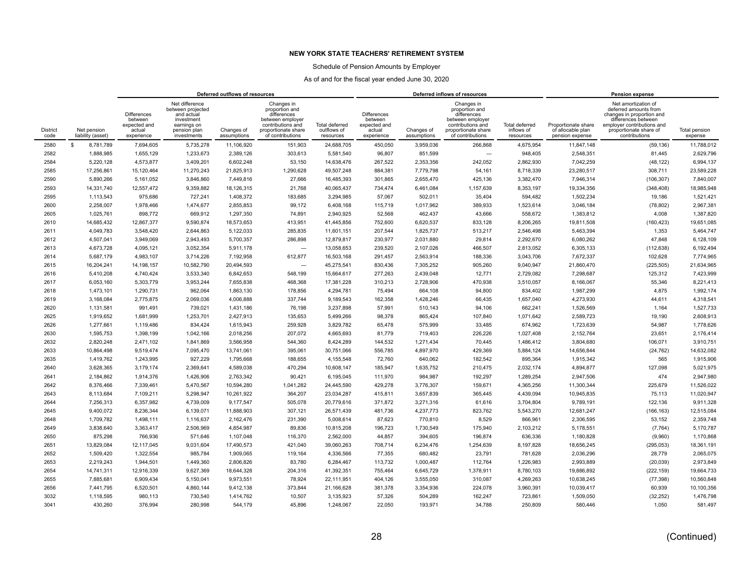**NEW YORK STATE TEACHERS' RETIREMENT SYSTEM**

Schedule of Pension Amounts by Employer

As of and for the fiscal year ended June 30, 2020

| | | Deferred outflows of resources | | | | | Deferred inflows of resources | | | | Pension expense | | |
|---|---|---|---|---|---|---|---|---|---|---|---|---|---|
| District code | Net pension liability (asset) | Differences between expected and actual experience | Net difference between projected and actual investment earnings on pension plan investments | Changes of assumptions | Changes in proportion and differences between employer contributions and proportionate share of contributions | Total deferred outflows of resources | Differences between expected and actual experience | Changes of assumptions | Changes in proportion and differences between employer contributions and proportionate share of contributions | Total deferred inflows of resources | Proportionate share of allocable plan pension expense | Net amortization of deferred amounts from changes in proportion and differences between employer contributions and proportionate share of contributions | Total pension expense |
| 2580 | $ 8,781,789 | 7,694,605 | 5,735,278 | 11,106,920 | 151,903 | 24,688,705 | 450,050 | 3,959,036 | 266,868 | 4,675,954 | 11,847,148 | (59,136) | 11,788,012 |
| 2582 | 1,888,985 | 1,655,129 | 1,233,673 | 2,389,126 | 303,613 | 5,581,540 | 96,807 | 851,599 | — | 948,405 | 2,548,351 | 81,445 | 2,629,796 |
| 2584 | 5,220,128 | 4,573,877 | 3,409,201 | 6,602,248 | 53,150 | 14,638,476 | 267,522 | 2,353,356 | 242,052 | 2,862,930 | 7,042,259 | (48,122) | 6,994,137 |
| 2585 | 17,256,861 | 15,120,464 | 11,270,243 | 21,825,913 | 1,290,628 | 49,507,248 | 884,381 | 7,779,798 | 54,161 | 8,718,339 | 23,280,517 | 308,711 | 23,589,228 |
| 2590 | 5,890,266 | 5,161,052 | 3,846,860 | 7,449,816 | 27,666 | 16,485,393 | 301,865 | 2,655,470 | 425,136 | 3,382,470 | 7,946,314 | (106,307) | 7,840,007 |
| 2593 | 14,331,740 | 12,557,472 | 9,359,882 | 18,126,315 | 21,768 | 40,065,437 | 734,474 | 6,461,084 | 1,157,639 | 8,353,197 | 19,334,356 | (348,408) | 18,985,948 |
| 2595 | 1,113,543 | 975,686 | 727,241 | 1,408,372 | 183,685 | 3,294,985 | 57,067 | 502,011 | 35,404 | 594,482 | 1,502,234 | 19,186 | 1,521,421 |
| 2600 | 2,258,007 | 1,978,466 | 1,474,677 | 2,855,853 | 99,172 | 6,408,168 | 115,719 | 1,017,962 | 389,933 | 1,523,614 | 3,046,184 | (78,802) | 2,967,381 |
| 2605 | 1,025,761 | 898,772 | 669,912 | 1,297,350 | 74,891 | 2,940,925 | 52,568 | 462,437 | 43,666 | 558,672 | 1,383,812 | 4,008 | 1,387,820 |
| 2610 | 14,685,432 | 12,867,377 | 9,590,874 | 18,573,653 | 413,951 | 41,445,856 | 752,600 | 6,620,537 | 833,128 | 8,206,265 | 19,811,508 | (160,423) | 19,651,085 |
| 2611 | 4,049,783 | 3,548,420 | 2,644,863 | 5,122,033 | 285,835 | 11,601,151 | 207,544 | 1,825,737 | 513,217 | 2,546,498 | 5,463,394 | 1,353 | 5,464,747 |
| 2612 | 4,507,041 | 3,949,069 | 2,943,493 | 5,700,357 | 286,898 | 12,879,817 | 230,977 | 2,031,880 | 29,814 | 2,292,670 | 6,080,262 | 47,848 | 6,128,109 |
| 2613 | 4,673,728 | 4,095,121 | 3,052,354 | 5,911,178 | — | 13,058,653 | 239,520 | 2,107,026 | 466,507 | 2,813,052 | 6,305,133 | (112,638) | 6,192,494 |
| 2614 | 5,687,179 | 4,983,107 | 3,714,226 | 7,192,958 | 612,877 | 16,503,168 | 291,457 | 2,563,914 | 188,336 | 3,043,706 | 7,672,337 | 102,628 | 7,774,965 |
| 2615 | 16,204,241 | 14,198,157 | 10,582,790 | 20,494,593 | — | 45,275,541 | 830,436 | 7,305,252 | 905,260 | 9,040,947 | 21,860,470 | (225,505) | 21,634,965 |
| 2616 | 5,410,208 | 4,740,424 | 3,533,340 | 6,842,653 | 548,199 | 15,664,617 | 277,263 | 2,439,048 | 12,771 | 2,729,082 | 7,298,687 | 125,312 | 7,423,999 |
| 2617 | 6,053,160 | 5,303,779 | 3,953,244 | 7,655,838 | 468,368 | 17,381,228 | 310,213 | 2,728,906 | 470,938 | 3,510,057 | 8,166,067 | 55,346 | 8,221,413 |
| 2618 | 1,473,101 | 1,290,731 | 962,064 | 1,863,130 | 178,856 | 4,294,781 | 75,494 | 664,108 | 94,800 | 834,402 | 1,987,299 | 4,875 | 1,992,174 |
| 2619 | 3,168,084 | 2,775,875 | 2,069,036 | 4,006,888 | 337,744 | 9,189,543 | 162,358 | 1,428,246 | 66,435 | 1,657,040 | 4,273,930 | 44,611 | 4,318,541 |
| 2620 | 1,131,581 | 991,491 | 739,021 | 1,431,186 | 76,198 | 3,237,898 | 57,991 | 510,143 | 94,106 | 662,241 | 1,526,569 | 1,164 | 1,527,733 |
| 2625 | 1,919,652 | 1,681,999 | 1,253,701 | 2,427,913 | 135,653 | 5,499,266 | 98,378 | 865,424 | 107,840 | 1,071,642 | 2,589,723 | 19,190 | 2,608,913 |
| 2626 | 1,277,661 | 1,119,486 | 834,424 | 1,615,943 | 259,928 | 3,829,782 | 65,478 | 575,999 | 33,485 | 674,962 | 1,723,639 | 54,987 | 1,778,626 |
| 2630 | 1,595,753 | 1,398,199 | 1,042,166 | 2,018,256 | 207,072 | 4,665,693 | 81,779 | 719,403 | 226,226 | 1,027,408 | 2,152,764 | 23,651 | 2,176,414 |
| 2632 | 2,820,248 | 2,471,102 | 1,841,869 | 3,566,958 | 544,360 | 8,424,289 | 144,532 | 1,271,434 | 70,445 | 1,486,412 | 3,804,680 | 106,071 | 3,910,751 |
| 2633 | 10,864,498 | 9,519,474 | 7,095,470 | 13,741,061 | 395,061 | 30,751,066 | 556,785 | 4,897,970 | 429,369 | 5,884,124 | 14,656,844 | (24,762) | 14,632,082 |
| 2635 | 1,419,762 | 1,243,995 | 927,229 | 1,795,668 | 188,655 | 4,155,548 | 72,760 | 640,062 | 182,542 | 895,364 | 1,915,342 | 565 | 1,915,906 |
| 2640 | 3,628,365 | 3,179,174 | 2,369,641 | 4,589,038 | 470,294 | 10,608,147 | 185,947 | 1,635,752 | 210,475 | 2,032,174 | 4,894,877 | 127,098 | 5,021,975 |
| 2641 | 2,184,862 | 1,914,376 | 1,426,906 | 2,763,342 | 90,421 | 6,195,045 | 111,970 | 984,987 | 192,297 | 1,289,254 | 2,947,506 | 474 | 2,947,980 |
| 2642 | 8,376,466 | 7,339,461 | 5,470,567 | 10,594,280 | 1,041,282 | 24,445,590 | 429,278 | 3,776,307 | 159,671 | 4,365,256 | 11,300,344 | 225,679 | 11,526,022 |
| 2643 | 8,113,684 | 7,109,211 | 5,298,947 | 10,261,922 | 364,207 | 23,034,287 | 415,811 | 3,657,839 | 365,445 | 4,439,094 | 10,945,835 | 75,113 | 11,020,947 |
| 2644 | 7,256,313 | 6,357,982 | 4,739,009 | 9,177,547 | 505,078 | 20,779,616 | 371,872 | 3,271,316 | 61,616 | 3,704,804 | 9,789,191 | 122,136 | 9,911,328 |
| 2645 | 9,400,072 | 8,236,344 | 6,139,071 | 11,888,903 | 307,121 | 26,571,439 | 481,736 | 4,237,773 | 823,762 | 5,543,270 | 12,681,247 | (166,163) | 12,515,084 |
| 2648 | 1,709,782 | 1,498,111 | 1,116,637 | 2,162,476 | 231,390 | 5,008,614 | 87,623 | 770,810 | 8,529 | 866,961 | 2,306,595 | 53,152 | 2,359,748 |
| 2649 | 3,838,640 | 3,363,417 | 2,506,969 | 4,854,987 | 89,836 | 10,815,208 | 196,723 | 1,730,549 | 175,940 | 2,103,212 | 5,178,551 | (7,764) | 5,170,787 |
| 2650 | 875,298 | 766,936 | 571,646 | 1,107,048 | 116,370 | 2,562,000 | 44,857 | 394,605 | 196,874 | 636,336 | 1,180,828 | (9,960) | 1,170,868 |
| 2651 | 13,829,084 | 12,117,045 | 9,031,604 | 17,490,573 | 421,040 | 39,060,263 | 708,714 | 6,234,476 | 1,254,639 | 8,197,828 | 18,656,245 | (295,053) | 18,361,191 |
| 2652 | 1,509,420 | 1,322,554 | 985,784 | 1,909,065 | 119,164 | 4,336,566 | 77,355 | 680,482 | 23,791 | 781,628 | 2,036,296 | 28,779 | 2,065,075 |
| 2653 | 2,219,243 | 1,944,501 | 1,449,360 | 2,806,826 | 83,780 | 6,284,467 | 113,732 | 1,000,487 | 112,764 | 1,226,983 | 2,993,889 | (20,039) | 2,973,849 |
| 2654 | 14,741,311 | 12,916,339 | 9,627,369 | 18,644,328 | 204,316 | 41,392,351 | 755,464 | 6,645,729 | 1,378,911 | 8,780,103 | 19,886,892 | (222,159) | 19,664,733 |
| 2655 | 7,885,681 | 6,909,434 | 5,150,041 | 9,973,551 | 78,924 | 22,111,951 | 404,126 | 3,555,050 | 310,087 | 4,269,263 | 10,638,245 | (77,398) | 10,560,848 |
| 2656 | 7,441,795 | 6,520,501 | 4,860,144 | 9,412,138 | 373,844 | 21,166,628 | 381,378 | 3,354,936 | 224,078 | 3,960,391 | 10,039,417 | 60,939 | 10,100,356 |
| 3032 | 1,118,595 | 980,113 | 730,540 | 1,414,762 | 10,507 | 3,135,923 | 57,326 | 504,289 | 162,247 | 723,861 | 1,509,050 | (32,252) | 1,476,798 |
| 3041 | 430,260 | 376,994 | 280,998 | 544,179 | 45,896 | 1,248,067 | 22,050 | 193,971 | 34,788 | 250,809 | 580,446 | 1,050 | 581,497 |

(Continued)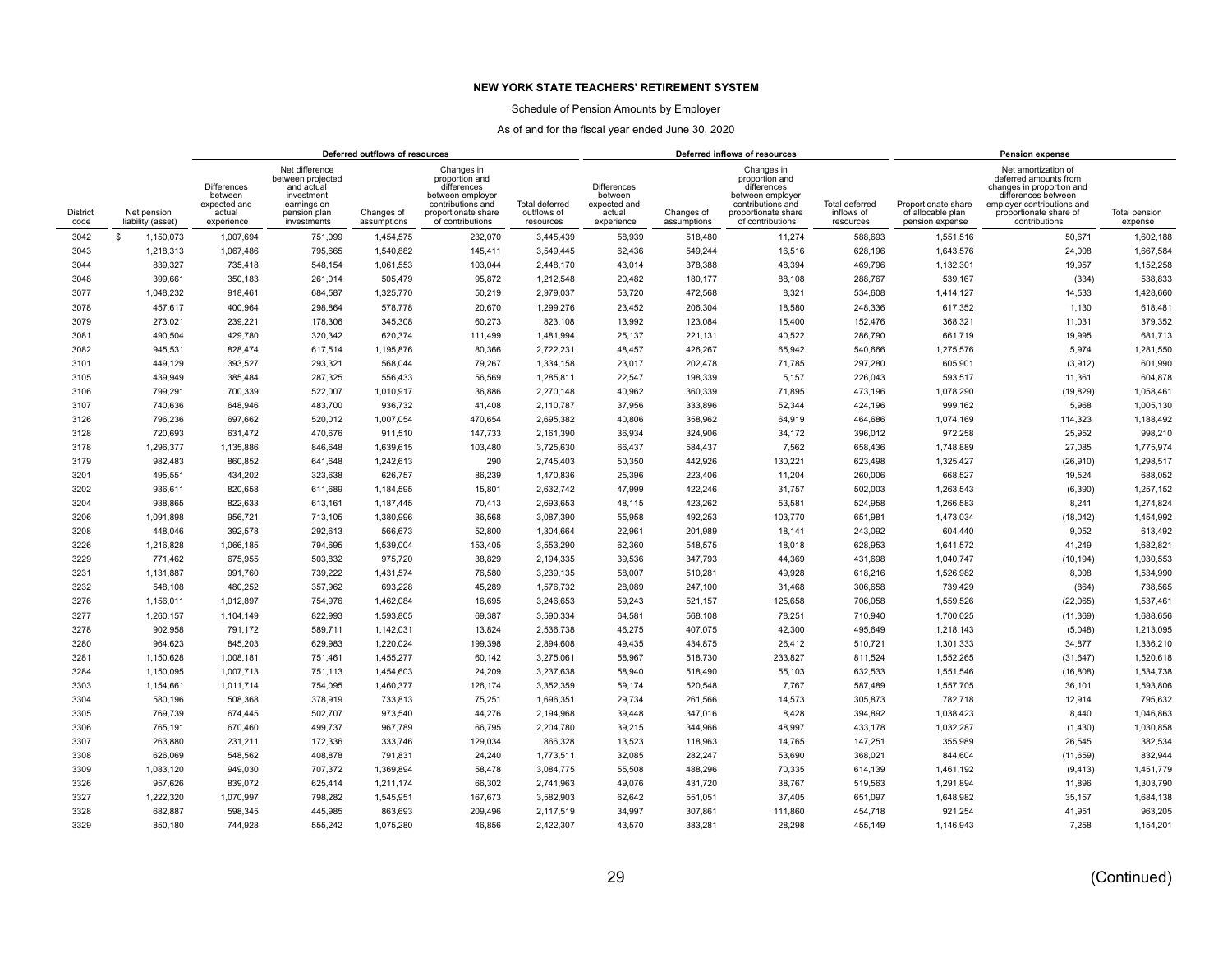**NEW YORK STATE TEACHERS' RETIREMENT SYSTEM**

Schedule of Pension Amounts by Employer

As of and for the fiscal year ended June 30, 2020

| | | Deferred outflows of resources | | | | | Deferred inflows of resources | | | | Pension expense | | |
|---|---|---|---|---|---|---|---|---|---|---|---|---|---|
| District code | Net pension liability (asset) | Differences between expected and actual experience | Net difference between projected and actual investment earnings on pension plan investments | Changes of assumptions | Changes in proportion and differences between employer contributions and proportionate share of contributions | Total deferred outflows of resources | Differences between expected and actual experience | Changes of assumptions | Changes in proportion and differences between employer contributions and proportionate share of contributions | Total deferred inflows of resources | Proportionate share of allocable plan pension expense | Net amortization of deferred amounts from changes in proportion and differences between employer contributions and proportionate share of contributions | Total pension expense |
| 3042 | $ 1,150,073 | 1,007,694 | 751,099 | 1,454,575 | 232,070 | 3,445,439 | 58,939 | 518,480 | 11,274 | 588,693 | 1,551,516 | 50,671 | 1,602,188 |
| 3043 | 1,218,313 | 1,067,486 | 795,665 | 1,540,882 | 145,411 | 3,549,445 | 62,436 | 549,244 | 16,516 | 628,196 | 1,643,576 | 24,008 | 1,667,584 |
| 3044 | 839,327 | 735,418 | 548,154 | 1,061,553 | 103,044 | 2,448,170 | 43,014 | 378,388 | 48,394 | 469,796 | 1,132,301 | 19,957 | 1,152,258 |
| 3048 | 399,661 | 350,183 | 261,014 | 505,479 | 95,872 | 1,212,548 | 20,482 | 180,177 | 88,108 | 288,767 | 539,167 | (334) | 538,833 |
| 3077 | 1,048,232 | 918,461 | 684,587 | 1,325,770 | 50,219 | 2,979,037 | 53,720 | 472,568 | 8,321 | 534,608 | 1,414,127 | 14,533 | 1,428,660 |
| 3078 | 457,617 | 400,964 | 298,864 | 578,778 | 20,670 | 1,299,276 | 23,452 | 206,304 | 18,580 | 248,336 | 617,352 | 1,130 | 618,481 |
| 3079 | 273,021 | 239,221 | 178,306 | 345,308 | 60,273 | 823,108 | 13,992 | 123,084 | 15,400 | 152,476 | 368,321 | 11,031 | 379,352 |
| 3081 | 490,504 | 429,780 | 320,342 | 620,374 | 111,499 | 1,481,994 | 25,137 | 221,131 | 40,522 | 286,790 | 661,719 | 19,995 | 681,713 |
| 3082 | 945,531 | 828,474 | 617,514 | 1,195,876 | 80,366 | 2,722,231 | 48,457 | 426,267 | 65,942 | 540,666 | 1,275,576 | 5,974 | 1,281,550 |
| 3101 | 449,129 | 393,527 | 293,321 | 568,044 | 79,267 | 1,334,158 | 23,017 | 202,478 | 71,785 | 297,280 | 605,901 | (3,912) | 601,990 |
| 3105 | 439,949 | 385,484 | 287,325 | 556,433 | 56,569 | 1,285,811 | 22,547 | 198,339 | 5,157 | 226,043 | 593,517 | 11,361 | 604,878 |
| 3106 | 799,291 | 700,339 | 522,007 | 1,010,917 | 36,886 | 2,270,148 | 40,962 | 360,339 | 71,895 | 473,196 | 1,078,290 | (19,829) | 1,058,461 |
| 3107 | 740,636 | 648,946 | 483,700 | 936,732 | 41,408 | 2,110,787 | 37,956 | 333,896 | 52,344 | 424,196 | 999,162 | 5,968 | 1,005,130 |
| 3126 | 796,236 | 697,662 | 520,012 | 1,007,054 | 470,654 | 2,695,382 | 40,806 | 358,962 | 64,919 | 464,686 | 1,074,169 | 114,323 | 1,188,492 |
| 3128 | 720,693 | 631,472 | 470,676 | 911,510 | 147,733 | 2,161,390 | 36,934 | 324,906 | 34,172 | 396,012 | 972,258 | 25,952 | 998,210 |
| 3178 | 1,296,377 | 1,135,886 | 846,648 | 1,639,615 | 103,480 | 3,725,630 | 66,437 | 584,437 | 7,562 | 658,436 | 1,748,889 | 27,085 | 1,775,974 |
| 3179 | 982,483 | 860,852 | 641,648 | 1,242,613 | 290 | 2,745,403 | 50,350 | 442,926 | 130,221 | 623,498 | 1,325,427 | (26,910) | 1,298,517 |
| 3201 | 495,551 | 434,202 | 323,638 | 626,757 | 86,239 | 1,470,836 | 25,396 | 223,406 | 11,204 | 260,006 | 668,527 | 19,524 | 688,052 |
| 3202 | 936,611 | 820,658 | 611,689 | 1,184,595 | 15,801 | 2,632,742 | 47,999 | 422,246 | 31,757 | 502,003 | 1,263,543 | (6,390) | 1,257,152 |
| 3204 | 938,865 | 822,633 | 613,161 | 1,187,445 | 70,413 | 2,693,653 | 48,115 | 423,262 | 53,581 | 524,958 | 1,266,583 | 8,241 | 1,274,824 |
| 3206 | 1,091,898 | 956,721 | 713,105 | 1,380,996 | 36,568 | 3,087,390 | 55,958 | 492,253 | 103,770 | 651,981 | 1,473,034 | (18,042) | 1,454,992 |
| 3208 | 448,046 | 392,578 | 292,613 | 566,673 | 52,800 | 1,304,664 | 22,961 | 201,989 | 18,141 | 243,092 | 604,440 | 9,052 | 613,492 |
| 3226 | 1,216,828 | 1,066,185 | 794,695 | 1,539,004 | 153,405 | 3,553,290 | 62,360 | 548,575 | 18,018 | 628,953 | 1,641,572 | 41,249 | 1,682,821 |
| 3229 | 771,462 | 675,955 | 503,832 | 975,720 | 38,829 | 2,194,335 | 39,536 | 347,793 | 44,369 | 431,698 | 1,040,747 | (10,194) | 1,030,553 |
| 3231 | 1,131,887 | 991,760 | 739,222 | 1,431,574 | 76,580 | 3,239,135 | 58,007 | 510,281 | 49,928 | 618,216 | 1,526,982 | 8,008 | 1,534,990 |
| 3232 | 548,108 | 480,252 | 357,962 | 693,228 | 45,289 | 1,576,732 | 28,089 | 247,100 | 31,468 | 306,658 | 739,429 | (864) | 738,565 |
| 3276 | 1,156,011 | 1,012,897 | 754,976 | 1,462,084 | 16,695 | 3,246,653 | 59,243 | 521,157 | 125,658 | 706,058 | 1,559,526 | (22,065) | 1,537,461 |
| 3277 | 1,260,157 | 1,104,149 | 822,993 | 1,593,805 | 69,387 | 3,590,334 | 64,581 | 568,108 | 78,251 | 710,940 | 1,700,025 | (11,369) | 1,688,656 |
| 3278 | 902,958 | 791,172 | 589,711 | 1,142,031 | 13,824 | 2,536,738 | 46,275 | 407,075 | 42,300 | 495,649 | 1,218,143 | (5,048) | 1,213,095 |
| 3280 | 964,623 | 845,203 | 629,983 | 1,220,024 | 199,398 | 2,894,608 | 49,435 | 434,875 | 26,412 | 510,721 | 1,301,333 | 34,877 | 1,336,210 |
| 3281 | 1,150,628 | 1,008,181 | 751,461 | 1,455,277 | 60,142 | 3,275,061 | 58,967 | 518,730 | 233,827 | 811,524 | 1,552,265 | (31,647) | 1,520,618 |
| 3284 | 1,150,095 | 1,007,713 | 751,113 | 1,454,603 | 24,209 | 3,237,638 | 58,940 | 518,490 | 55,103 | 632,533 | 1,551,546 | (16,808) | 1,534,738 |
| 3303 | 1,154,661 | 1,011,714 | 754,095 | 1,460,377 | 126,174 | 3,352,359 | 59,174 | 520,548 | 7,767 | 587,489 | 1,557,705 | 36,101 | 1,593,806 |
| 3304 | 580,196 | 508,368 | 378,919 | 733,813 | 75,251 | 1,696,351 | 29,734 | 261,566 | 14,573 | 305,873 | 782,718 | 12,914 | 795,632 |
| 3305 | 769,739 | 674,445 | 502,707 | 973,540 | 44,276 | 2,194,968 | 39,448 | 347,016 | 8,428 | 394,892 | 1,038,423 | 8,440 | 1,046,863 |
| 3306 | 765,191 | 670,460 | 499,737 | 967,789 | 66,795 | 2,204,780 | 39,215 | 344,966 | 48,997 | 433,178 | 1,032,287 | (1,430) | 1,030,858 |
| 3307 | 263,880 | 231,211 | 172,336 | 333,746 | 129,034 | 866,328 | 13,523 | 118,963 | 14,765 | 147,251 | 355,989 | 26,545 | 382,534 |
| 3308 | 626,069 | 548,562 | 408,878 | 791,831 | 24,240 | 1,773,511 | 32,085 | 282,247 | 53,690 | 368,021 | 844,604 | (11,659) | 832,944 |
| 3309 | 1,083,120 | 949,030 | 707,372 | 1,369,894 | 58,478 | 3,084,775 | 55,508 | 488,296 | 70,335 | 614,139 | 1,461,192 | (9,413) | 1,451,779 |
| 3326 | 957,626 | 839,072 | 625,414 | 1,211,174 | 66,302 | 2,741,963 | 49,076 | 431,720 | 38,767 | 519,563 | 1,291,894 | 11,896 | 1,303,790 |
| 3327 | 1,222,320 | 1,070,997 | 798,282 | 1,545,951 | 167,673 | 3,582,903 | 62,642 | 551,051 | 37,405 | 651,097 | 1,648,982 | 35,157 | 1,684,138 |
| 3328 | 682,887 | 598,345 | 445,985 | 863,693 | 209,496 | 2,117,519 | 34,997 | 307,861 | 111,860 | 454,718 | 921,254 | 41,951 | 963,205 |
| 3329 | 850,180 | 744,928 | 555,242 | 1,075,280 | 46,856 | 2,422,307 | 43,570 | 383,281 | 28,298 | 455,149 | 1,146,943 | 7,258 | 1,154,201 |

(Continued)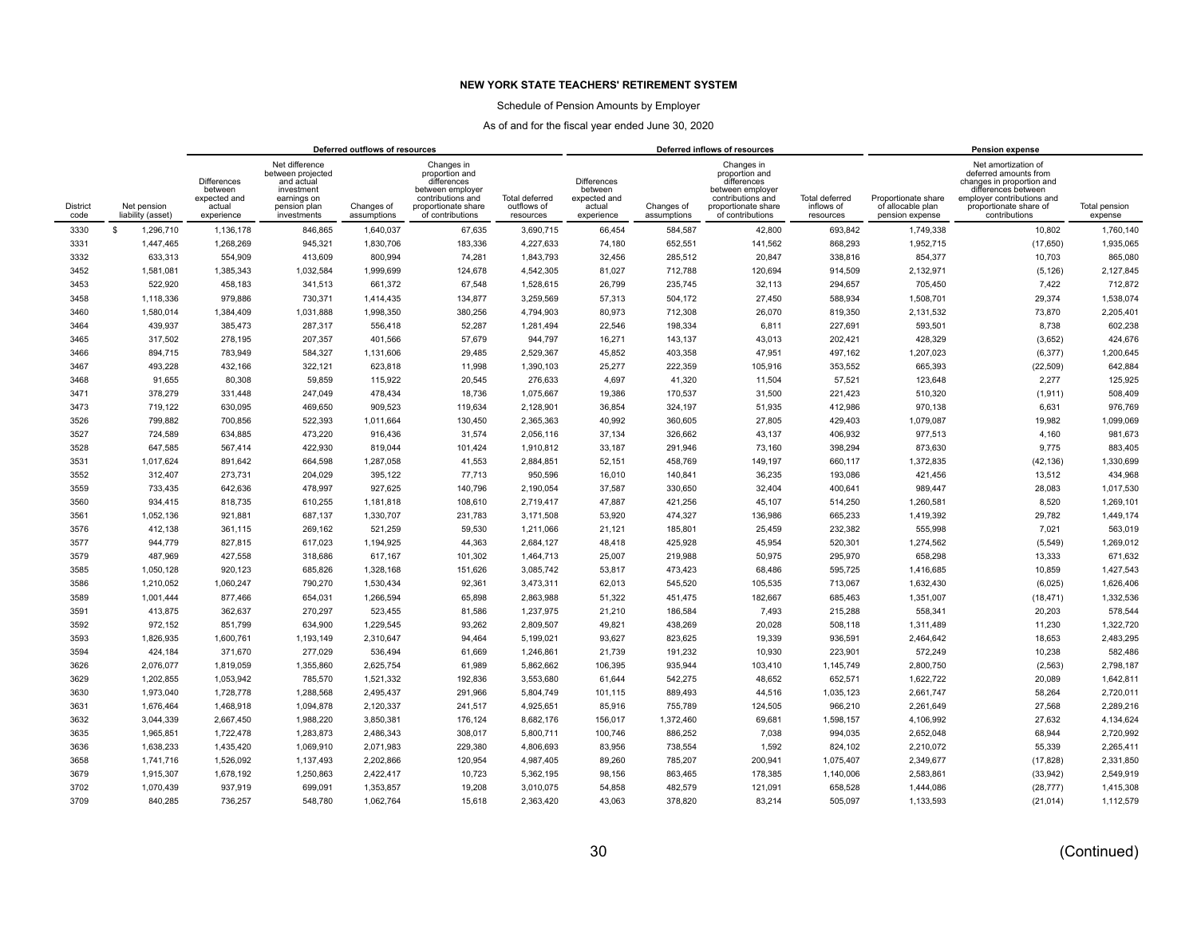**NEW YORK STATE TEACHERS' RETIREMENT SYSTEM**

Schedule of Pension Amounts by Employer

As of and for the fiscal year ended June 30, 2020

| | | Deferred outflows of resources | | | | | Deferred inflows of resources | | | | Pension expense | | |
|---|---|---|---|---|---|---|---|---|---|---|---|---|---|
| District code | Net pension liability (asset) | Differences between expected and actual experience | Net difference between projected and actual investment earnings on pension plan investments | Changes of assumptions | Changes in proportion and differences between employer contributions and proportionate share of contributions | Total deferred outflows of resources | Differences between expected and actual experience | Changes of assumptions | Changes in proportion and differences between employer contributions and proportionate share of contributions | Total deferred inflows of resources | Proportionate share of allocable plan pension expense | Net amortization of deferred amounts from changes in proportion and differences between employer contributions and proportionate share of contributions | Total pension expense |
| 3330 | $ 1,296,710 | 1,136,178 | 846,865 | 1,640,037 | 67,635 | 3,690,715 | 66,454 | 584,587 | 42,800 | 693,842 | 1,749,338 | 10,802 | 1,760,140 |
| 3331 | 1,447,465 | 1,268,269 | 945,321 | 1,830,706 | 183,336 | 4,227,633 | 74,180 | 652,551 | 141,562 | 868,293 | 1,952,715 | (17,650) | 1,935,065 |
| 3332 | 633,313 | 554,909 | 413,609 | 800,994 | 74,281 | 1,843,793 | 32,456 | 285,512 | 20,847 | 338,816 | 854,377 | 10,703 | 865,080 |
| 3452 | 1,581,081 | 1,385,343 | 1,032,584 | 1,999,699 | 124,678 | 4,542,305 | 81,027 | 712,788 | 120,694 | 914,509 | 2,132,971 | (5,126) | 2,127,845 |
| 3453 | 522,920 | 458,183 | 341,513 | 661,372 | 67,548 | 1,528,615 | 26,799 | 235,745 | 32,113 | 294,657 | 705,450 | 7,422 | 712,872 |
| 3458 | 1,118,336 | 979,886 | 730,371 | 1,414,435 | 134,877 | 3,259,569 | 57,313 | 504,172 | 27,450 | 588,934 | 1,508,701 | 29,374 | 1,538,074 |
| 3460 | 1,580,014 | 1,384,409 | 1,031,888 | 1,998,350 | 380,256 | 4,794,903 | 80,973 | 712,308 | 26,070 | 819,350 | 2,131,532 | 73,870 | 2,205,401 |
| 3464 | 439,937 | 385,473 | 287,317 | 556,418 | 52,287 | 1,281,494 | 22,546 | 198,334 | 6,811 | 227,691 | 593,501 | 8,738 | 602,238 |
| 3465 | 317,502 | 278,195 | 207,357 | 401,566 | 57,679 | 944,797 | 16,271 | 143,137 | 43,013 | 202,421 | 428,329 | (3,652) | 424,676 |
| 3466 | 894,715 | 783,949 | 584,327 | 1,131,606 | 29,485 | 2,529,367 | 45,852 | 403,358 | 47,951 | 497,162 | 1,207,023 | (6,377) | 1,200,645 |
| 3467 | 493,228 | 432,166 | 322,121 | 623,818 | 11,998 | 1,390,103 | 25,277 | 222,359 | 105,916 | 353,552 | 665,393 | (22,509) | 642,884 |
| 3468 | 91,655 | 80,308 | 59,859 | 115,922 | 20,545 | 276,633 | 4,697 | 41,320 | 11,504 | 57,521 | 123,648 | 2,277 | 125,925 |
| 3471 | 378,279 | 331,448 | 247,049 | 478,434 | 18,736 | 1,075,667 | 19,386 | 170,537 | 31,500 | 221,423 | 510,320 | (1,911) | 508,409 |
| 3473 | 719,122 | 630,095 | 469,650 | 909,523 | 119,634 | 2,128,901 | 36,854 | 324,197 | 51,935 | 412,986 | 970,138 | 6,631 | 976,769 |
| 3526 | 799,882 | 700,856 | 522,393 | 1,011,664 | 130,450 | 2,365,363 | 40,992 | 360,605 | 27,805 | 429,403 | 1,079,087 | 19,982 | 1,099,069 |
| 3527 | 724,589 | 634,885 | 473,220 | 916,436 | 31,574 | 2,056,116 | 37,134 | 326,662 | 43,137 | 406,932 | 977,513 | 4,160 | 981,673 |
| 3528 | 647,585 | 567,414 | 422,930 | 819,044 | 101,424 | 1,910,812 | 33,187 | 291,946 | 73,160 | 398,294 | 873,630 | 9,775 | 883,405 |
| 3531 | 1,017,624 | 891,642 | 664,598 | 1,287,058 | 41,553 | 2,884,851 | 52,151 | 458,769 | 149,197 | 660,117 | 1,372,835 | (42,136) | 1,330,699 |
| 3552 | 312,407 | 273,731 | 204,029 | 395,122 | 77,713 | 950,596 | 16,010 | 140,841 | 36,235 | 193,086 | 421,456 | 13,512 | 434,968 |
| 3559 | 733,435 | 642,636 | 478,997 | 927,625 | 140,796 | 2,190,054 | 37,587 | 330,650 | 32,404 | 400,641 | 989,447 | 28,083 | 1,017,530 |
| 3560 | 934,415 | 818,735 | 610,255 | 1,181,818 | 108,610 | 2,719,417 | 47,887 | 421,256 | 45,107 | 514,250 | 1,260,581 | 8,520 | 1,269,101 |
| 3561 | 1,052,136 | 921,881 | 687,137 | 1,330,707 | 231,783 | 3,171,508 | 53,920 | 474,327 | 136,986 | 665,233 | 1,419,392 | 29,782 | 1,449,174 |
| 3576 | 412,138 | 361,115 | 269,162 | 521,259 | 59,530 | 1,211,066 | 21,121 | 185,801 | 25,459 | 232,382 | 555,998 | 7,021 | 563,019 |
| 3577 | 944,779 | 827,815 | 617,023 | 1,194,925 | 44,363 | 2,684,127 | 48,418 | 425,928 | 45,954 | 520,301 | 1,274,562 | (5,549) | 1,269,012 |
| 3579 | 487,969 | 427,558 | 318,686 | 617,167 | 101,302 | 1,464,713 | 25,007 | 219,988 | 50,975 | 295,970 | 658,298 | 13,333 | 671,632 |
| 3585 | 1,050,128 | 920,123 | 685,826 | 1,328,168 | 151,626 | 3,085,742 | 53,817 | 473,423 | 68,486 | 595,725 | 1,416,685 | 10,859 | 1,427,543 |
| 3586 | 1,210,052 | 1,060,247 | 790,270 | 1,530,434 | 92,361 | 3,473,311 | 62,013 | 545,520 | 105,535 | 713,067 | 1,632,430 | (6,025) | 1,626,406 |
| 3589 | 1,001,444 | 877,466 | 654,031 | 1,266,594 | 65,898 | 2,863,988 | 51,322 | 451,475 | 182,667 | 685,463 | 1,351,007 | (18,471) | 1,332,536 |
| 3591 | 413,875 | 362,637 | 270,297 | 523,455 | 81,586 | 1,237,975 | 21,210 | 186,584 | 7,493 | 215,288 | 558,341 | 20,203 | 578,544 |
| 3592 | 972,152 | 851,799 | 634,900 | 1,229,545 | 93,262 | 2,809,507 | 49,821 | 438,269 | 20,028 | 508,118 | 1,311,489 | 11,230 | 1,322,720 |
| 3593 | 1,826,935 | 1,600,761 | 1,193,149 | 2,310,647 | 94,464 | 5,199,021 | 93,627 | 823,625 | 19,339 | 936,591 | 2,464,642 | 18,653 | 2,483,295 |
| 3594 | 424,184 | 371,670 | 277,029 | 536,494 | 61,669 | 1,246,861 | 21,739 | 191,232 | 10,930 | 223,901 | 572,249 | 10,238 | 582,486 |
| 3626 | 2,076,077 | 1,819,059 | 1,355,860 | 2,625,754 | 61,989 | 5,862,662 | 106,395 | 935,944 | 103,410 | 1,145,749 | 2,800,750 | (2,563) | 2,798,187 |
| 3629 | 1,202,855 | 1,053,942 | 785,570 | 1,521,332 | 192,836 | 3,553,680 | 61,644 | 542,275 | 48,652 | 652,571 | 1,622,722 | 20,089 | 1,642,811 |
| 3630 | 1,973,040 | 1,728,778 | 1,288,568 | 2,495,437 | 291,966 | 5,804,749 | 101,115 | 889,493 | 44,516 | 1,035,123 | 2,661,747 | 58,264 | 2,720,011 |
| 3631 | 1,676,464 | 1,468,918 | 1,094,878 | 2,120,337 | 241,517 | 4,925,651 | 85,916 | 755,789 | 124,505 | 966,210 | 2,261,649 | 27,568 | 2,289,216 |
| 3632 | 3,044,339 | 2,667,450 | 1,988,220 | 3,850,381 | 176,124 | 8,682,176 | 156,017 | 1,372,460 | 69,681 | 1,598,157 | 4,106,992 | 27,632 | 4,134,624 |
| 3635 | 1,965,851 | 1,722,478 | 1,283,873 | 2,486,343 | 308,017 | 5,800,711 | 100,746 | 886,252 | 7,038 | 994,035 | 2,652,048 | 68,944 | 2,720,992 |
| 3636 | 1,638,233 | 1,435,420 | 1,069,910 | 2,071,983 | 229,380 | 4,806,693 | 83,956 | 738,554 | 1,592 | 824,102 | 2,210,072 | 55,339 | 2,265,411 |
| 3658 | 1,741,716 | 1,526,092 | 1,137,493 | 2,202,866 | 120,954 | 4,987,405 | 89,260 | 785,207 | 200,941 | 1,075,407 | 2,349,677 | (17,828) | 2,331,850 |
| 3679 | 1,915,307 | 1,678,192 | 1,250,863 | 2,422,417 | 10,723 | 5,362,195 | 98,156 | 863,465 | 178,385 | 1,140,006 | 2,583,861 | (33,942) | 2,549,919 |
| 3702 | 1,070,439 | 937,919 | 699,091 | 1,353,857 | 19,208 | 3,010,075 | 54,858 | 482,579 | 121,091 | 658,528 | 1,444,086 | (28,777) | 1,415,308 |
| 3709 | 840,285 | 736,257 | 548,780 | 1,062,764 | 15,618 | 2,363,420 | 43,063 | 378,820 | 83,214 | 505,097 | 1,133,593 | (21,014) | 1,112,579 |

(Continued)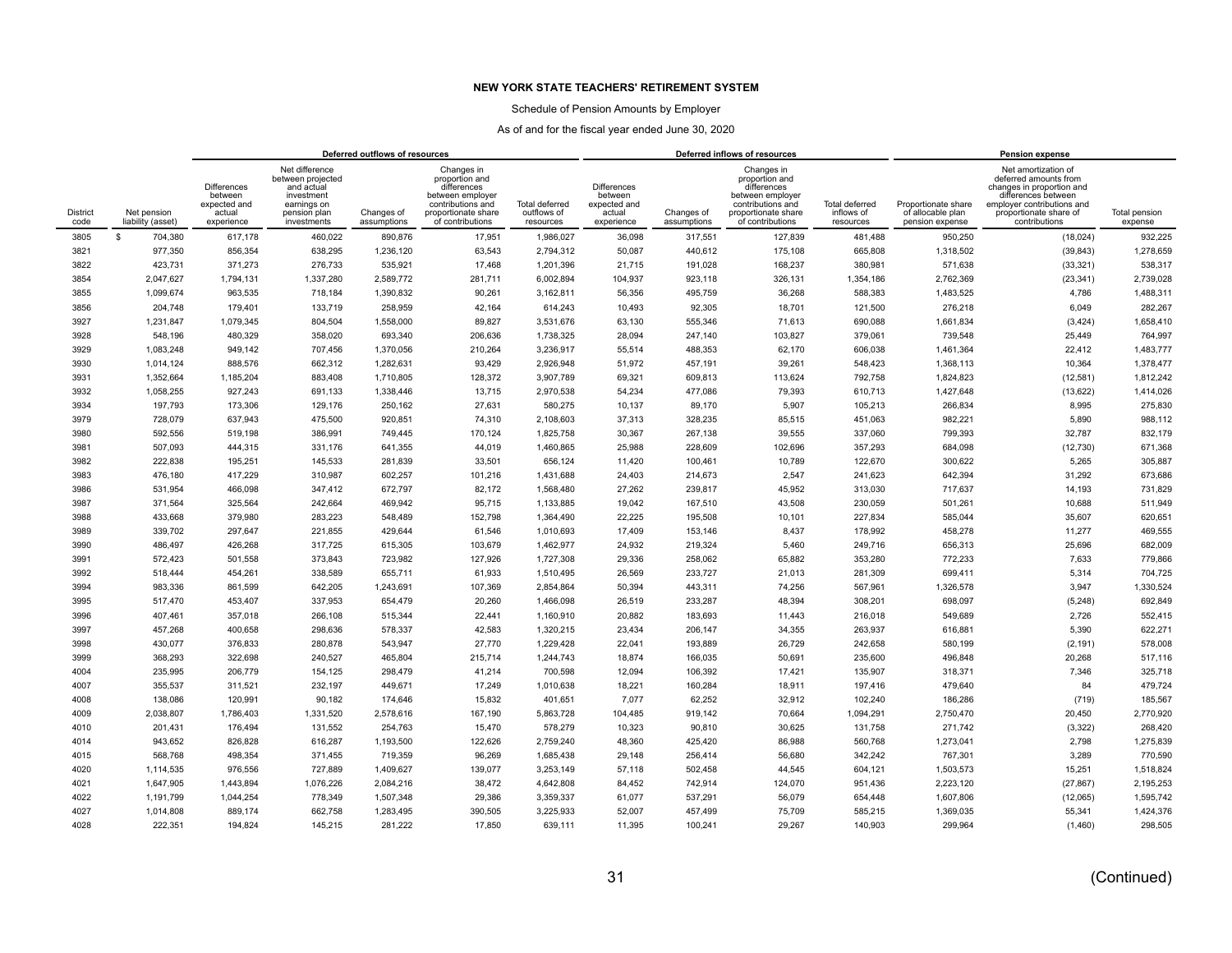**NEW YORK STATE TEACHERS' RETIREMENT SYSTEM**

Schedule of Pension Amounts by Employer

As of and for the fiscal year ended June 30, 2020

| | | Deferred outflows of resources | | | | | Deferred inflows of resources | | | | Pension expense | | |
|---|---|---|---|---|---|---|---|---|---|---|---|---|---|
| District code | Net pension liability (asset) | Differences between expected and actual experience | Net difference between projected and actual investment earnings on pension plan investments | Changes of assumptions | Changes in proportion and differences between employer contributions and proportionate share of contributions | Total deferred outflows of resources | Differences between expected and actual experience | Changes of assumptions | Changes in proportion and differences between employer contributions and proportionate share of contributions | Total deferred inflows of resources | Proportionate share of allocable plan pension expense | Net amortization of deferred amounts from changes in proportion and differences between employer contributions and proportionate share of contributions | Total pension expense |
| 3805 | $ 704,380 | 617,178 | 460,022 | 890,876 | 17,951 | 1,986,027 | 36,098 | 317,551 | 127,839 | 481,488 | 950,250 | (18,024) | 932,225 |
| 3821 | 977,350 | 856,354 | 638,295 | 1,236,120 | 63,543 | 2,794,312 | 50,087 | 440,612 | 175,108 | 665,808 | 1,318,502 | (39,843) | 1,278,659 |
| 3822 | 423,731 | 371,273 | 276,733 | 535,921 | 17,468 | 1,201,396 | 21,715 | 191,028 | 168,237 | 380,981 | 571,638 | (33,321) | 538,317 |
| 3854 | 2,047,627 | 1,794,131 | 1,337,280 | 2,589,772 | 281,711 | 6,002,894 | 104,937 | 923,118 | 326,131 | 1,354,186 | 2,762,369 | (23,341) | 2,739,028 |
| 3855 | 1,099,674 | 963,535 | 718,184 | 1,390,832 | 90,261 | 3,162,811 | 56,356 | 495,759 | 36,268 | 588,383 | 1,483,525 | 4,786 | 1,488,311 |
| 3856 | 204,748 | 179,401 | 133,719 | 258,959 | 42,164 | 614,243 | 10,493 | 92,305 | 18,701 | 121,500 | 276,218 | 6,049 | 282,267 |
| 3927 | 1,231,847 | 1,079,345 | 804,504 | 1,558,000 | 89,827 | 3,531,676 | 63,130 | 555,346 | 71,613 | 690,088 | 1,661,834 | (3,424) | 1,658,410 |
| 3928 | 548,196 | 480,329 | 358,020 | 693,340 | 206,636 | 1,738,325 | 28,094 | 247,140 | 103,827 | 379,061 | 739,548 | 25,449 | 764,997 |
| 3929 | 1,083,248 | 949,142 | 707,456 | 1,370,056 | 210,264 | 3,236,917 | 55,514 | 488,353 | 62,170 | 606,038 | 1,461,364 | 22,412 | 1,483,777 |
| 3930 | 1,014,124 | 888,576 | 662,312 | 1,282,631 | 93,429 | 2,926,948 | 51,972 | 457,191 | 39,261 | 548,423 | 1,368,113 | 10,364 | 1,378,477 |
| 3931 | 1,352,664 | 1,185,204 | 883,408 | 1,710,805 | 128,372 | 3,907,789 | 69,321 | 609,813 | 113,624 | 792,758 | 1,824,823 | (12,581) | 1,812,242 |
| 3932 | 1,058,255 | 927,243 | 691,133 | 1,338,446 | 13,715 | 2,970,538 | 54,234 | 477,086 | 79,393 | 610,713 | 1,427,648 | (13,622) | 1,414,026 |
| 3934 | 197,793 | 173,306 | 129,176 | 250,162 | 27,631 | 580,275 | 10,137 | 89,170 | 5,907 | 105,213 | 266,834 | 8,995 | 275,830 |
| 3979 | 728,079 | 637,943 | 475,500 | 920,851 | 74,310 | 2,108,603 | 37,313 | 328,235 | 85,515 | 451,063 | 982,221 | 5,890 | 988,112 |
| 3980 | 592,556 | 519,198 | 386,991 | 749,445 | 170,124 | 1,825,758 | 30,367 | 267,138 | 39,555 | 337,060 | 799,393 | 32,787 | 832,179 |
| 3981 | 507,093 | 444,315 | 331,176 | 641,355 | 44,019 | 1,460,865 | 25,988 | 228,609 | 102,696 | 357,293 | 684,098 | (12,730) | 671,368 |
| 3982 | 222,838 | 195,251 | 145,533 | 281,839 | 33,501 | 656,124 | 11,420 | 100,461 | 10,789 | 122,670 | 300,622 | 5,265 | 305,887 |
| 3983 | 476,180 | 417,229 | 310,987 | 602,257 | 101,216 | 1,431,688 | 24,403 | 214,673 | 2,547 | 241,623 | 642,394 | 31,292 | 673,686 |
| 3986 | 531,954 | 466,098 | 347,412 | 672,797 | 82,172 | 1,568,480 | 27,262 | 239,817 | 45,952 | 313,030 | 717,637 | 14,193 | 731,829 |
| 3987 | 371,564 | 325,564 | 242,664 | 469,942 | 95,715 | 1,133,885 | 19,042 | 167,510 | 43,508 | 230,059 | 501,261 | 10,688 | 511,949 |
| 3988 | 433,668 | 379,980 | 283,223 | 548,489 | 152,798 | 1,364,490 | 22,225 | 195,508 | 10,101 | 227,834 | 585,044 | 35,607 | 620,651 |
| 3989 | 339,702 | 297,647 | 221,855 | 429,644 | 61,546 | 1,010,693 | 17,409 | 153,146 | 8,437 | 178,992 | 458,278 | 11,277 | 469,555 |
| 3990 | 486,497 | 426,268 | 317,725 | 615,305 | 103,679 | 1,462,977 | 24,932 | 219,324 | 5,460 | 249,716 | 656,313 | 25,696 | 682,009 |
| 3991 | 572,423 | 501,558 | 373,843 | 723,982 | 127,926 | 1,727,308 | 29,336 | 258,062 | 65,882 | 353,280 | 772,233 | 7,633 | 779,866 |
| 3992 | 518,444 | 454,261 | 338,589 | 655,711 | 61,933 | 1,510,495 | 26,569 | 233,727 | 21,013 | 281,309 | 699,411 | 5,314 | 704,725 |
| 3994 | 983,336 | 861,599 | 642,205 | 1,243,691 | 107,369 | 2,854,864 | 50,394 | 443,311 | 74,256 | 567,961 | 1,326,578 | 3,947 | 1,330,524 |
| 3995 | 517,470 | 453,407 | 337,953 | 654,479 | 20,260 | 1,466,098 | 26,519 | 233,287 | 48,394 | 308,201 | 698,097 | (5,248) | 692,849 |
| 3996 | 407,461 | 357,018 | 266,108 | 515,344 | 22,441 | 1,160,910 | 20,882 | 183,693 | 11,443 | 216,018 | 549,689 | 2,726 | 552,415 |
| 3997 | 457,268 | 400,658 | 298,636 | 578,337 | 42,583 | 1,320,215 | 23,434 | 206,147 | 34,355 | 263,937 | 616,881 | 5,390 | 622,271 |
| 3998 | 430,077 | 376,833 | 280,878 | 543,947 | 27,770 | 1,229,428 | 22,041 | 193,889 | 26,729 | 242,658 | 580,199 | (2,191) | 578,008 |
| 3999 | 368,293 | 322,698 | 240,527 | 465,804 | 215,714 | 1,244,743 | 18,874 | 166,035 | 50,691 | 235,600 | 496,848 | 20,268 | 517,116 |
| 4004 | 235,995 | 206,779 | 154,125 | 298,479 | 41,214 | 700,598 | 12,094 | 106,392 | 17,421 | 135,907 | 318,371 | 7,346 | 325,718 |
| 4007 | 355,537 | 311,521 | 232,197 | 449,671 | 17,249 | 1,010,638 | 18,221 | 160,284 | 18,911 | 197,416 | 479,640 | 84 | 479,724 |
| 4008 | 138,086 | 120,991 | 90,182 | 174,646 | 15,832 | 401,651 | 7,077 | 62,252 | 32,912 | 102,240 | 186,286 | (719) | 185,567 |
| 4009 | 2,038,807 | 1,786,403 | 1,331,520 | 2,578,616 | 167,190 | 5,863,728 | 104,485 | 919,142 | 70,664 | 1,094,291 | 2,750,470 | 20,450 | 2,770,920 |
| 4010 | 201,431 | 176,494 | 131,552 | 254,763 | 15,470 | 578,279 | 10,323 | 90,810 | 30,625 | 131,758 | 271,742 | (3,322) | 268,420 |
| 4014 | 943,652 | 826,828 | 616,287 | 1,193,500 | 122,626 | 2,759,240 | 48,360 | 425,420 | 86,988 | 560,768 | 1,273,041 | 2,798 | 1,275,839 |
| 4015 | 568,768 | 498,354 | 371,455 | 719,359 | 96,269 | 1,685,438 | 29,148 | 256,414 | 56,680 | 342,242 | 767,301 | 3,289 | 770,590 |
| 4020 | 1,114,535 | 976,556 | 727,889 | 1,409,627 | 139,077 | 3,253,149 | 57,118 | 502,458 | 44,545 | 604,121 | 1,503,573 | 15,251 | 1,518,824 |
| 4021 | 1,647,905 | 1,443,894 | 1,076,226 | 2,084,216 | 38,472 | 4,642,808 | 84,452 | 742,914 | 124,070 | 951,436 | 2,223,120 | (27,867) | 2,195,253 |
| 4022 | 1,191,799 | 1,044,254 | 778,349 | 1,507,348 | 29,386 | 3,359,337 | 61,077 | 537,291 | 56,079 | 654,448 | 1,607,806 | (12,065) | 1,595,742 |
| 4027 | 1,014,808 | 889,174 | 662,758 | 1,283,495 | 390,505 | 3,225,933 | 52,007 | 457,499 | 75,709 | 585,215 | 1,369,035 | 55,341 | 1,424,376 |
| 4028 | 222,351 | 194,824 | 145,215 | 281,222 | 17,850 | 639,111 | 11,395 | 100,241 | 29,267 | 140,903 | 299,964 | (1,460) | 298,505 |

(Continued)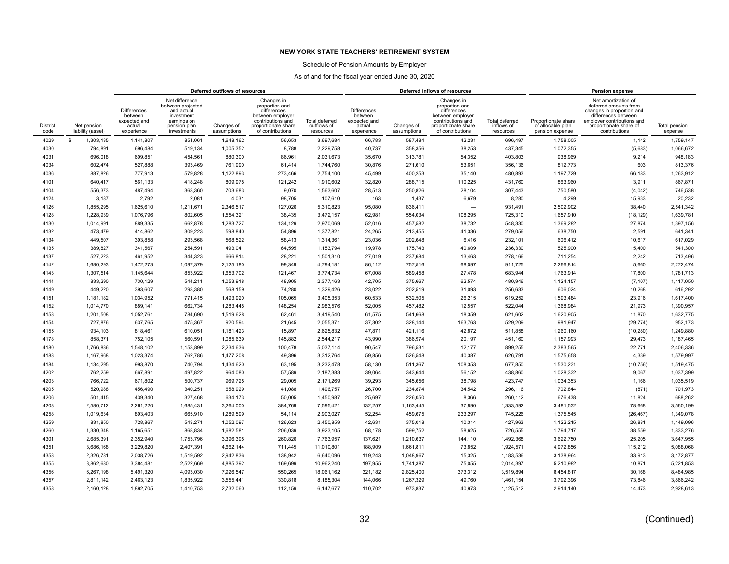**NEW YORK STATE TEACHERS' RETIREMENT SYSTEM**

Schedule of Pension Amounts by Employer

As of and for the fiscal year ended June 30, 2020

| | | Deferred outflows of resources | | | | | Deferred inflows of resources | | | | Pension expense | | |
|---|---|---|---|---|---|---|---|---|---|---|---|---|---|
| District code | Net pension liability (asset) | Differences between expected and actual experience | Net difference between projected and actual investment earnings on pension plan investments | Changes of assumptions | Changes in proportion and differences between employer contributions and proportionate share of contributions | Total deferred outflows of resources | Differences between expected and actual experience | Changes of assumptions | Changes in proportion and differences between employer contributions and proportionate share of contributions | Total deferred inflows of resources | Proportionate share of allocable plan pension expense | Net amortization of deferred amounts from changes in proportion and differences between employer contributions and proportionate share of contributions | Total pension expense |
| 4029 | $ 1,303,135 | 1,141,807 | 851,061 | 1,648,162 | 56,653 | 3,697,684 | 66,783 | 587,484 | 42,231 | 696,497 | 1,758,005 | 1,142 | 1,759,147 |
| 4030 | 794,891 | 696,484 | 519,134 | 1,005,352 | 8,788 | 2,229,758 | 40,737 | 358,356 | 38,253 | 437,345 | 1,072,355 | (5,683) | 1,066,672 |
| 4031 | 696,018 | 609,851 | 454,561 | 880,300 | 86,961 | 2,031,673 | 35,670 | 313,781 | 54,352 | 403,803 | 938,969 | 9,214 | 948,183 |
| 4034 | 602,474 | 527,888 | 393,469 | 761,990 | 61,414 | 1,744,760 | 30,876 | 271,610 | 53,651 | 356,136 | 812,773 | 603 | 813,376 |
| 4036 | 887,826 | 777,913 | 579,828 | 1,122,893 | 273,466 | 2,754,100 | 45,499 | 400,253 | 35,140 | 480,893 | 1,197,729 | 66,183 | 1,263,912 |
| 4101 | 640,417 | 561,133 | 418,248 | 809,978 | 121,242 | 1,910,602 | 32,820 | 288,715 | 110,225 | 431,760 | 863,960 | 3,911 | 867,871 |
| 4104 | 556,373 | 487,494 | 363,360 | 703,683 | 9,070 | 1,563,607 | 28,513 | 250,826 | 28,104 | 307,443 | 750,580 | (4,042) | 746,538 |
| 4124 | 3,187 | 2,792 | 2,081 | 4,031 | 98,705 | 107,610 | 163 | 1,437 | 6,679 | 8,280 | 4,299 | 15,933 | 20,232 |
| 4126 | 1,855,295 | 1,625,610 | 1,211,671 | 2,346,517 | 127,026 | 5,310,823 | 95,080 | 836,411 | — | 931,491 | 2,502,902 | 38,440 | 2,541,342 |
| 4128 | 1,228,939 | 1,076,796 | 802,605 | 1,554,321 | 38,435 | 3,472,157 | 62,981 | 554,034 | 108,295 | 725,310 | 1,657,910 | (18,129) | 1,639,781 |
| 4130 | 1,014,991 | 889,335 | 662,878 | 1,283,727 | 134,129 | 2,970,069 | 52,016 | 457,582 | 38,732 | 548,330 | 1,369,282 | 27,874 | 1,397,156 |
| 4132 | 473,479 | 414,862 | 309,223 | 598,840 | 54,896 | 1,377,821 | 24,265 | 213,455 | 41,336 | 279,056 | 638,750 | 2,591 | 641,341 |
| 4134 | 449,507 | 393,858 | 293,568 | 568,522 | 58,413 | 1,314,361 | 23,036 | 202,648 | 6,416 | 232,101 | 606,412 | 10,617 | 617,029 |
| 4135 | 389,827 | 341,567 | 254,591 | 493,041 | 64,595 | 1,153,794 | 19,978 | 175,743 | 40,609 | 236,330 | 525,900 | 15,400 | 541,300 |
| 4137 | 527,223 | 461,952 | 344,323 | 666,814 | 28,221 | 1,501,310 | 27,019 | 237,684 | 13,463 | 278,166 | 711,254 | 2,242 | 713,496 |
| 4142 | 1,680,293 | 1,472,273 | 1,097,379 | 2,125,180 | 99,349 | 4,794,181 | 86,112 | 757,516 | 68,097 | 911,725 | 2,266,814 | 5,660 | 2,272,474 |
| 4143 | 1,307,514 | 1,145,644 | 853,922 | 1,653,702 | 121,467 | 3,774,734 | 67,008 | 589,458 | 27,478 | 683,944 | 1,763,914 | 17,800 | 1,781,713 |
| 4144 | 833,290 | 730,129 | 544,211 | 1,053,918 | 48,905 | 2,377,163 | 42,705 | 375,667 | 62,574 | 480,946 | 1,124,157 | (7,107) | 1,117,050 |
| 4149 | 449,220 | 393,607 | 293,380 | 568,159 | 74,280 | 1,329,426 | 23,022 | 202,519 | 31,093 | 256,633 | 606,024 | 10,268 | 616,292 |
| 4151 | 1,181,182 | 1,034,952 | 771,415 | 1,493,920 | 105,065 | 3,405,353 | 60,533 | 532,505 | 26,215 | 619,252 | 1,593,484 | 23,916 | 1,617,400 |
| 4152 | 1,014,770 | 889,141 | 662,734 | 1,283,448 | 148,254 | 2,983,576 | 52,005 | 457,482 | 12,557 | 522,044 | 1,368,984 | 21,973 | 1,390,957 |
| 4153 | 1,201,508 | 1,052,761 | 784,690 | 1,519,628 | 62,461 | 3,419,540 | 61,575 | 541,668 | 18,359 | 621,602 | 1,620,905 | 11,870 | 1,632,775 |
| 4154 | 727,876 | 637,765 | 475,367 | 920,594 | 21,645 | 2,055,371 | 37,302 | 328,144 | 163,763 | 529,209 | 981,947 | (29,774) | 952,173 |
| 4155 | 934,103 | 818,461 | 610,051 | 1,181,423 | 15,897 | 2,625,832 | 47,871 | 421,116 | 42,872 | 511,858 | 1,260,160 | (10,280) | 1,249,880 |
| 4178 | 858,371 | 752,105 | 560,591 | 1,085,639 | 145,882 | 2,544,217 | 43,990 | 386,974 | 20,197 | 451,160 | 1,157,993 | 29,473 | 1,187,465 |
| 4180 | 1,766,836 | 1,548,102 | 1,153,899 | 2,234,636 | 100,478 | 5,037,114 | 90,547 | 796,531 | 12,177 | 899,255 | 2,383,565 | 22,771 | 2,406,336 |
| 4183 | 1,167,968 | 1,023,374 | 762,786 | 1,477,208 | 49,396 | 3,312,764 | 59,856 | 526,548 | 40,387 | 626,791 | 1,575,658 | 4,339 | 1,579,997 |
| 4184 | 1,134,295 | 993,870 | 740,794 | 1,434,620 | 63,195 | 3,232,478 | 58,130 | 511,367 | 108,353 | 677,850 | 1,530,231 | (10,756) | 1,519,475 |
| 4202 | 762,259 | 667,891 | 497,822 | 964,080 | 57,589 | 2,187,383 | 39,064 | 343,644 | 56,152 | 438,860 | 1,028,332 | 9,067 | 1,037,399 |
| 4203 | 766,722 | 671,802 | 500,737 | 969,725 | 29,005 | 2,171,269 | 39,293 | 345,656 | 38,798 | 423,747 | 1,034,353 | 1,166 | 1,035,519 |
| 4205 | 520,988 | 456,490 | 340,251 | 658,929 | 41,088 | 1,496,757 | 26,700 | 234,874 | 34,542 | 296,116 | 702,844 | (871) | 701,973 |
| 4206 | 501,415 | 439,340 | 327,468 | 634,173 | 50,005 | 1,450,987 | 25,697 | 226,050 | 8,366 | 260,112 | 676,438 | 11,824 | 688,262 |
| 4208 | 2,580,712 | 2,261,220 | 1,685,431 | 3,264,000 | 384,769 | 7,595,421 | 132,257 | 1,163,445 | 37,890 | 1,333,592 | 3,481,532 | 78,668 | 3,560,199 |
| 4258 | 1,019,634 | 893,403 | 665,910 | 1,289,599 | 54,114 | 2,903,027 | 52,254 | 459,675 | 233,297 | 745,226 | 1,375,545 | (26,467) | 1,349,078 |
| 4259 | 831,850 | 728,867 | 543,271 | 1,052,097 | 126,623 | 2,450,859 | 42,631 | 375,018 | 10,314 | 427,963 | 1,122,215 | 26,881 | 1,149,096 |
| 4260 | 1,330,348 | 1,165,651 | 868,834 | 1,682,581 | 206,039 | 3,923,105 | 68,178 | 599,752 | 58,625 | 726,555 | 1,794,717 | 38,559 | 1,833,276 |
| 4301 | 2,685,391 | 2,352,940 | 1,753,796 | 3,396,395 | 260,826 | 7,763,957 | 137,621 | 1,210,637 | 144,110 | 1,492,368 | 3,622,750 | 25,205 | 3,647,955 |
| 4351 | 3,686,168 | 3,229,820 | 2,407,391 | 4,662,144 | 711,445 | 11,010,801 | 188,909 | 1,661,811 | 73,852 | 1,924,571 | 4,972,856 | 115,212 | 5,088,068 |
| 4353 | 2,326,781 | 2,038,726 | 1,519,592 | 2,942,836 | 138,942 | 6,640,096 | 119,243 | 1,048,967 | 15,325 | 1,183,536 | 3,138,964 | 33,913 | 3,172,877 |
| 4355 | 3,862,680 | 3,384,481 | 2,522,669 | 4,885,392 | 169,699 | 10,962,240 | 197,955 | 1,741,387 | 75,055 | 2,014,397 | 5,210,982 | 10,871 | 5,221,853 |
| 4356 | 6,267,198 | 5,491,320 | 4,093,030 | 7,926,547 | 550,265 | 18,061,162 | 321,182 | 2,825,400 | 373,312 | 3,519,894 | 8,454,817 | 30,168 | 8,484,985 |
| 4357 | 2,811,142 | 2,463,123 | 1,835,922 | 3,555,441 | 330,818 | 8,185,304 | 144,066 | 1,267,329 | 49,760 | 1,461,154 | 3,792,396 | 73,846 | 3,866,242 |
| 4358 | 2,160,128 | 1,892,705 | 1,410,753 | 2,732,060 | 112,159 | 6,147,677 | 110,702 | 973,837 | 40,973 | 1,125,512 | 2,914,140 | 14,473 | 2,928,613 |

(Continued)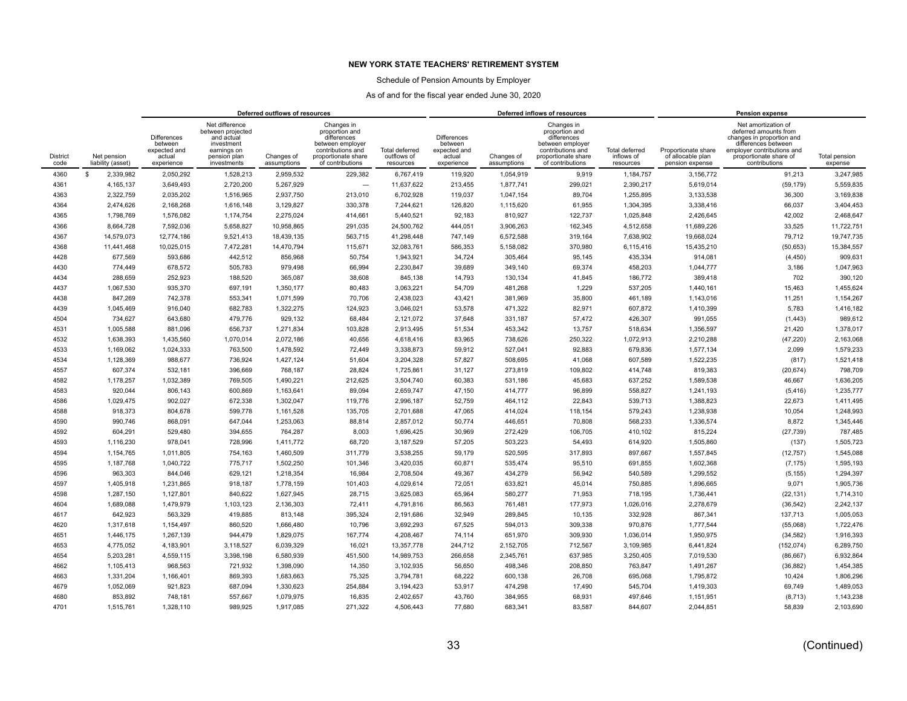**NEW YORK STATE TEACHERS' RETIREMENT SYSTEM**

Schedule of Pension Amounts by Employer

As of and for the fiscal year ended June 30, 2020

| | | Deferred outflows of resources | | | | | Deferred inflows of resources | | | | Pension expense | | |
|---|---|---|---|---|---|---|---|---|---|---|---|---|---|
| District code | Net pension liability (asset) | Differences between expected and actual experience | Net difference between projected and actual investment earnings on pension plan investments | Changes of assumptions | Changes in proportion and differences between employer contributions and proportionate share of contributions | Total deferred outflows of resources | Differences between expected and actual experience | Changes of assumptions | Changes in proportion and differences between employer contributions and proportionate share of contributions | Total deferred inflows of resources | Proportionate share of allocable plan pension expense | Net amortization of deferred amounts from changes in proportion and differences between employer contributions and proportionate share of contributions | Total pension expense |
| 4360 | $ 2,339,982 | 2,050,292 | 1,528,213 | 2,959,532 | 229,382 | 6,767,419 | 119,920 | 1,054,919 | 9,919 | 1,184,757 | 3,156,772 | 91,213 | 3,247,985 |
| 4361 | 4,165,137 | 3,649,493 | 2,720,200 | 5,267,929 | — | 11,637,622 | 213,455 | 1,877,741 | 299,021 | 2,390,217 | 5,619,014 | (59,179) | 5,559,835 |
| 4363 | 2,322,759 | 2,035,202 | 1,516,965 | 2,937,750 | 213,010 | 6,702,928 | 119,037 | 1,047,154 | 89,704 | 1,255,895 | 3,133,538 | 36,300 | 3,169,838 |
| 4364 | 2,474,626 | 2,168,268 | 1,616,148 | 3,129,827 | 330,378 | 7,244,621 | 126,820 | 1,115,620 | 61,955 | 1,304,395 | 3,338,416 | 66,037 | 3,404,453 |
| 4365 | 1,798,769 | 1,576,082 | 1,174,754 | 2,275,024 | 414,661 | 5,440,521 | 92,183 | 810,927 | 122,737 | 1,025,848 | 2,426,645 | 42,002 | 2,468,647 |
| 4366 | 8,664,728 | 7,592,036 | 5,658,827 | 10,958,865 | 291,035 | 24,500,762 | 444,051 | 3,906,263 | 162,345 | 4,512,658 | 11,689,226 | 33,525 | 11,722,751 |
| 4367 | 14,579,073 | 12,774,186 | 9,521,413 | 18,439,135 | 563,715 | 41,298,448 | 747,149 | 6,572,588 | 319,164 | 7,638,902 | 19,668,024 | 79,712 | 19,747,735 |
| 4368 | 11,441,468 | 10,025,015 | 7,472,281 | 14,470,794 | 115,671 | 32,083,761 | 586,353 | 5,158,082 | 370,980 | 6,115,416 | 15,435,210 | (50,653) | 15,384,557 |
| 4428 | 677,569 | 593,686 | 442,512 | 856,968 | 50,754 | 1,943,921 | 34,724 | 305,464 | 95,145 | 435,334 | 914,081 | (4,450) | 909,631 |
| 4430 | 774,449 | 678,572 | 505,783 | 979,498 | 66,994 | 2,230,847 | 39,689 | 349,140 | 69,374 | 458,203 | 1,044,777 | 3,186 | 1,047,963 |
| 4434 | 288,659 | 252,923 | 188,520 | 365,087 | 38,608 | 845,138 | 14,793 | 130,134 | 41,845 | 186,772 | 389,418 | 702 | 390,120 |
| 4437 | 1,067,530 | 935,370 | 697,191 | 1,350,177 | 80,483 | 3,063,221 | 54,709 | 481,268 | 1,229 | 537,205 | 1,440,161 | 15,463 | 1,455,624 |
| 4438 | 847,269 | 742,378 | 553,341 | 1,071,599 | 70,706 | 2,438,023 | 43,421 | 381,969 | 35,800 | 461,189 | 1,143,016 | 11,251 | 1,154,267 |
| 4439 | 1,045,469 | 916,040 | 682,783 | 1,322,275 | 124,923 | 3,046,021 | 53,578 | 471,322 | 82,971 | 607,872 | 1,410,399 | 5,783 | 1,416,182 |
| 4504 | 734,627 | 643,680 | 479,776 | 929,132 | 68,484 | 2,121,072 | 37,648 | 331,187 | 57,472 | 426,307 | 991,055 | (1,443) | 989,612 |
| 4531 | 1,005,588 | 881,096 | 656,737 | 1,271,834 | 103,828 | 2,913,495 | 51,534 | 453,342 | 13,757 | 518,634 | 1,356,597 | 21,420 | 1,378,017 |
| 4532 | 1,638,393 | 1,435,560 | 1,070,014 | 2,072,186 | 40,656 | 4,618,416 | 83,965 | 738,626 | 250,322 | 1,072,913 | 2,210,288 | (47,220) | 2,163,068 |
| 4533 | 1,169,062 | 1,024,333 | 763,500 | 1,478,592 | 72,449 | 3,338,873 | 59,912 | 527,041 | 92,883 | 679,836 | 1,577,134 | 2,099 | 1,579,233 |
| 4534 | 1,128,369 | 988,677 | 736,924 | 1,427,124 | 51,604 | 3,204,328 | 57,827 | 508,695 | 41,068 | 607,589 | 1,522,235 | (817) | 1,521,418 |
| 4557 | 607,374 | 532,181 | 396,669 | 768,187 | 28,824 | 1,725,861 | 31,127 | 273,819 | 109,802 | 414,748 | 819,383 | (20,674) | 798,709 |
| 4582 | 1,178,257 | 1,032,389 | 769,505 | 1,490,221 | 212,625 | 3,504,740 | 60,383 | 531,186 | 45,683 | 637,252 | 1,589,538 | 46,667 | 1,636,205 |
| 4583 | 920,044 | 806,143 | 600,869 | 1,163,641 | 89,094 | 2,659,747 | 47,150 | 414,777 | 96,899 | 558,827 | 1,241,193 | (5,416) | 1,235,777 |
| 4586 | 1,029,475 | 902,027 | 672,338 | 1,302,047 | 119,776 | 2,996,187 | 52,759 | 464,112 | 22,843 | 539,713 | 1,388,823 | 22,673 | 1,411,495 |
| 4588 | 918,373 | 804,678 | 599,778 | 1,161,528 | 135,705 | 2,701,688 | 47,065 | 414,024 | 118,154 | 579,243 | 1,238,938 | 10,054 | 1,248,993 |
| 4590 | 990,746 | 868,091 | 647,044 | 1,253,063 | 88,814 | 2,857,012 | 50,774 | 446,651 | 70,808 | 568,233 | 1,336,574 | 8,872 | 1,345,446 |
| 4592 | 604,291 | 529,480 | 394,655 | 764,287 | 8,003 | 1,696,425 | 30,969 | 272,429 | 106,705 | 410,102 | 815,224 | (27,739) | 787,485 |
| 4593 | 1,116,230 | 978,041 | 728,996 | 1,411,772 | 68,720 | 3,187,529 | 57,205 | 503,223 | 54,493 | 614,920 | 1,505,860 | (137) | 1,505,723 |
| 4594 | 1,154,765 | 1,011,805 | 754,163 | 1,460,509 | 311,779 | 3,538,255 | 59,179 | 520,595 | 317,893 | 897,667 | 1,557,845 | (12,757) | 1,545,088 |
| 4595 | 1,187,768 | 1,040,722 | 775,717 | 1,502,250 | 101,346 | 3,420,035 | 60,871 | 535,474 | 95,510 | 691,855 | 1,602,368 | (7,175) | 1,595,193 |
| 4596 | 963,303 | 844,046 | 629,121 | 1,218,354 | 16,984 | 2,708,504 | 49,367 | 434,279 | 56,942 | 540,589 | 1,299,552 | (5,155) | 1,294,397 |
| 4597 | 1,405,918 | 1,231,865 | 918,187 | 1,778,159 | 101,403 | 4,029,614 | 72,051 | 633,821 | 45,014 | 750,885 | 1,896,665 | 9,071 | 1,905,736 |
| 4598 | 1,287,150 | 1,127,801 | 840,622 | 1,627,945 | 28,715 | 3,625,083 | 65,964 | 580,277 | 71,953 | 718,195 | 1,736,441 | (22,131) | 1,714,310 |
| 4604 | 1,689,088 | 1,479,979 | 1,103,123 | 2,136,303 | 72,411 | 4,791,816 | 86,563 | 761,481 | 177,973 | 1,026,016 | 2,278,679 | (36,542) | 2,242,137 |
| 4617 | 642,923 | 563,329 | 419,885 | 813,148 | 395,324 | 2,191,686 | 32,949 | 289,845 | 10,135 | 332,928 | 867,341 | 137,713 | 1,005,053 |
| 4620 | 1,317,618 | 1,154,497 | 860,520 | 1,666,480 | 10,796 | 3,692,293 | 67,525 | 594,013 | 309,338 | 970,876 | 1,777,544 | (55,068) | 1,722,476 |
| 4651 | 1,446,175 | 1,267,139 | 944,479 | 1,829,075 | 167,774 | 4,208,467 | 74,114 | 651,970 | 309,930 | 1,036,014 | 1,950,975 | (34,582) | 1,916,393 |
| 4653 | 4,775,052 | 4,183,901 | 3,118,527 | 6,039,329 | 16,021 | 13,357,778 | 244,712 | 2,152,705 | 712,567 | 3,109,985 | 6,441,824 | (152,074) | 6,289,750 |
| 4654 | 5,203,281 | 4,559,115 | 3,398,198 | 6,580,939 | 451,500 | 14,989,753 | 266,658 | 2,345,761 | 637,985 | 3,250,405 | 7,019,530 | (86,667) | 6,932,864 |
| 4662 | 1,105,413 | 968,563 | 721,932 | 1,398,090 | 14,350 | 3,102,935 | 56,650 | 498,346 | 208,850 | 763,847 | 1,491,267 | (36,882) | 1,454,385 |
| 4663 | 1,331,204 | 1,166,401 | 869,393 | 1,683,663 | 75,325 | 3,794,781 | 68,222 | 600,138 | 26,708 | 695,068 | 1,795,872 | 10,424 | 1,806,296 |
| 4679 | 1,052,069 | 921,823 | 687,094 | 1,330,623 | 254,884 | 3,194,423 | 53,917 | 474,298 | 17,490 | 545,704 | 1,419,303 | 69,749 | 1,489,053 |
| 4680 | 853,892 | 748,181 | 557,667 | 1,079,975 | 16,835 | 2,402,657 | 43,760 | 384,955 | 68,931 | 497,646 | 1,151,951 | (8,713) | 1,143,238 |
| 4701 | 1,515,761 | 1,328,110 | 989,925 | 1,917,085 | 271,322 | 4,506,443 | 77,680 | 683,341 | 83,587 | 844,607 | 2,044,851 | 58,839 | 2,103,690 |

(Continued)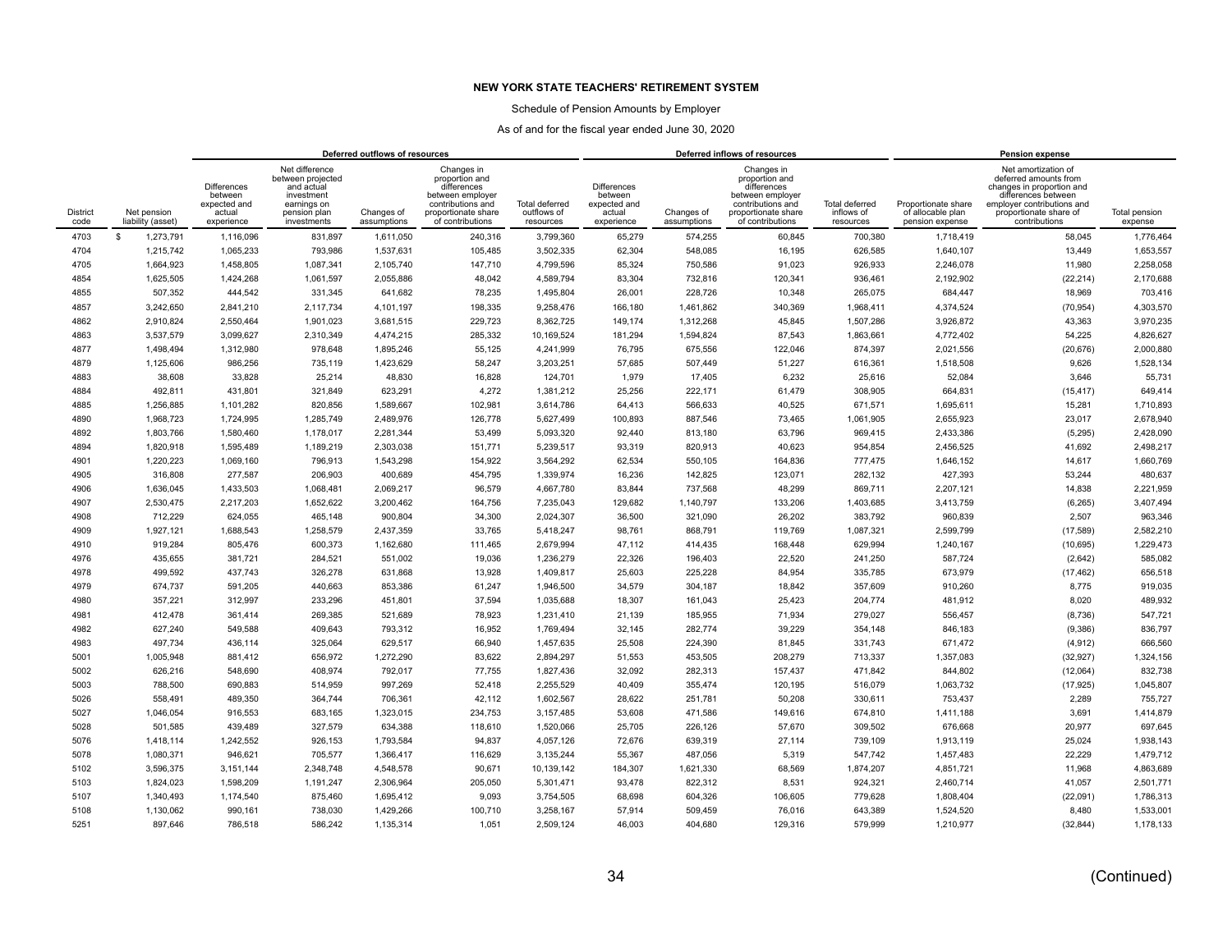**NEW YORK STATE TEACHERS' RETIREMENT SYSTEM**

Schedule of Pension Amounts by Employer

As of and for the fiscal year ended June 30, 2020

| | | Deferred outflows of resources | | | | | Deferred inflows of resources | | | | Pension expense | | |
|---|---|---|---|---|---|---|---|---|---|---|---|---|---|
| District code | Net pension liability (asset) | Differences between expected and actual experience | Net difference between projected and actual investment earnings on pension plan investments | Changes of assumptions | Changes in proportion and differences between employer contributions and proportionate share of contributions | Total deferred outflows of resources | Differences between expected and actual experience | Changes of assumptions | Changes in proportion and differences between employer contributions and proportionate share of contributions | Total deferred inflows of resources | Proportionate share of allocable plan pension expense | Net amortization of deferred amounts from changes in proportion and differences between employer contributions and proportionate share of contributions | Total pension expense |
| 4703 | $ 1,273,791 | 1,116,096 | 831,897 | 1,611,050 | 240,316 | 3,799,360 | 65,279 | 574,255 | 60,845 | 700,380 | 1,718,419 | 58,045 | 1,776,464 |
| 4704 | 1,215,742 | 1,065,233 | 793,986 | 1,537,631 | 105,485 | 3,502,335 | 62,304 | 548,085 | 16,195 | 626,585 | 1,640,107 | 13,449 | 1,653,557 |
| 4705 | 1,664,923 | 1,458,805 | 1,087,341 | 2,105,740 | 147,710 | 4,799,596 | 85,324 | 750,586 | 91,023 | 926,933 | 2,246,078 | 11,980 | 2,258,058 |
| 4854 | 1,625,505 | 1,424,268 | 1,061,597 | 2,055,886 | 48,042 | 4,589,794 | 83,304 | 732,816 | 120,341 | 936,461 | 2,192,902 | (22,214) | 2,170,688 |
| 4855 | 507,352 | 444,542 | 331,345 | 641,682 | 78,235 | 1,495,804 | 26,001 | 228,726 | 10,348 | 265,075 | 684,447 | 18,969 | 703,416 |
| 4857 | 3,242,650 | 2,841,210 | 2,117,734 | 4,101,197 | 198,335 | 9,258,476 | 166,180 | 1,461,862 | 340,369 | 1,968,411 | 4,374,524 | (70,954) | 4,303,570 |
| 4862 | 2,910,824 | 2,550,464 | 1,901,023 | 3,681,515 | 229,723 | 8,362,725 | 149,174 | 1,312,268 | 45,845 | 1,507,286 | 3,926,872 | 43,363 | 3,970,235 |
| 4863 | 3,537,579 | 3,099,627 | 2,310,349 | 4,474,215 | 285,332 | 10,169,524 | 181,294 | 1,594,824 | 87,543 | 1,863,661 | 4,772,402 | 54,225 | 4,826,627 |
| 4877 | 1,498,494 | 1,312,980 | 978,648 | 1,895,246 | 55,125 | 4,241,999 | 76,795 | 675,556 | 122,046 | 874,397 | 2,021,556 | (20,676) | 2,000,880 |
| 4879 | 1,125,606 | 986,256 | 735,119 | 1,423,629 | 58,247 | 3,203,251 | 57,685 | 507,449 | 51,227 | 616,361 | 1,518,508 | 9,626 | 1,528,134 |
| 4883 | 38,608 | 33,828 | 25,214 | 48,830 | 16,828 | 124,701 | 1,979 | 17,405 | 6,232 | 25,616 | 52,084 | 3,646 | 55,731 |
| 4884 | 492,811 | 431,801 | 321,849 | 623,291 | 4,272 | 1,381,212 | 25,256 | 222,171 | 61,479 | 308,905 | 664,831 | (15,417) | 649,414 |
| 4885 | 1,256,885 | 1,101,282 | 820,856 | 1,589,667 | 102,981 | 3,614,786 | 64,413 | 566,633 | 40,525 | 671,571 | 1,695,611 | 15,281 | 1,710,893 |
| 4890 | 1,968,723 | 1,724,995 | 1,285,749 | 2,489,976 | 126,778 | 5,627,499 | 100,893 | 887,546 | 73,465 | 1,061,905 | 2,655,923 | 23,017 | 2,678,940 |
| 4892 | 1,803,766 | 1,580,460 | 1,178,017 | 2,281,344 | 53,499 | 5,093,320 | 92,440 | 813,180 | 63,796 | 969,415 | 2,433,386 | (5,295) | 2,428,090 |
| 4894 | 1,820,918 | 1,595,489 | 1,189,219 | 2,303,038 | 151,771 | 5,239,517 | 93,319 | 820,913 | 40,623 | 954,854 | 2,456,525 | 41,692 | 2,498,217 |
| 4901 | 1,220,223 | 1,069,160 | 796,913 | 1,543,298 | 154,922 | 3,564,292 | 62,534 | 550,105 | 164,836 | 777,475 | 1,646,152 | 14,617 | 1,660,769 |
| 4905 | 316,808 | 277,587 | 206,903 | 400,689 | 454,795 | 1,339,974 | 16,236 | 142,825 | 123,071 | 282,132 | 427,393 | 53,244 | 480,637 |
| 4906 | 1,636,045 | 1,433,503 | 1,068,481 | 2,069,217 | 96,579 | 4,667,780 | 83,844 | 737,568 | 48,299 | 869,711 | 2,207,121 | 14,838 | 2,221,959 |
| 4907 | 2,530,475 | 2,217,203 | 1,652,622 | 3,200,462 | 164,756 | 7,235,043 | 129,682 | 1,140,797 | 133,206 | 1,403,685 | 3,413,759 | (6,265) | 3,407,494 |
| 4908 | 712,229 | 624,055 | 465,148 | 900,804 | 34,300 | 2,024,307 | 36,500 | 321,090 | 26,202 | 383,792 | 960,839 | 2,507 | 963,346 |
| 4909 | 1,927,121 | 1,688,543 | 1,258,579 | 2,437,359 | 33,765 | 5,418,247 | 98,761 | 868,791 | 119,769 | 1,087,321 | 2,599,799 | (17,589) | 2,582,210 |
| 4910 | 919,284 | 805,476 | 600,373 | 1,162,680 | 111,465 | 2,679,994 | 47,112 | 414,435 | 168,448 | 629,994 | 1,240,167 | (10,695) | 1,229,473 |
| 4976 | 435,655 | 381,721 | 284,521 | 551,002 | 19,036 | 1,236,279 | 22,326 | 196,403 | 22,520 | 241,250 | 587,724 | (2,642) | 585,082 |
| 4978 | 499,592 | 437,743 | 326,278 | 631,868 | 13,928 | 1,409,817 | 25,603 | 225,228 | 84,954 | 335,785 | 673,979 | (17,462) | 656,518 |
| 4979 | 674,737 | 591,205 | 440,663 | 853,386 | 61,247 | 1,946,500 | 34,579 | 304,187 | 18,842 | 357,609 | 910,260 | 8,775 | 919,035 |
| 4980 | 357,221 | 312,997 | 233,296 | 451,801 | 37,594 | 1,035,688 | 18,307 | 161,043 | 25,423 | 204,774 | 481,912 | 8,020 | 489,932 |
| 4981 | 412,478 | 361,414 | 269,385 | 521,689 | 78,923 | 1,231,410 | 21,139 | 185,955 | 71,934 | 279,027 | 556,457 | (8,736) | 547,721 |
| 4982 | 627,240 | 549,588 | 409,643 | 793,312 | 16,952 | 1,769,494 | 32,145 | 282,774 | 39,229 | 354,148 | 846,183 | (9,386) | 836,797 |
| 4983 | 497,734 | 436,114 | 325,064 | 629,517 | 66,940 | 1,457,635 | 25,508 | 224,390 | 81,845 | 331,743 | 671,472 | (4,912) | 666,560 |
| 5001 | 1,005,948 | 881,412 | 656,972 | 1,272,290 | 83,622 | 2,894,297 | 51,553 | 453,505 | 208,279 | 713,337 | 1,357,083 | (32,927) | 1,324,156 |
| 5002 | 626,216 | 548,690 | 408,974 | 792,017 | 77,755 | 1,827,436 | 32,092 | 282,313 | 157,437 | 471,842 | 844,802 | (12,064) | 832,738 |
| 5003 | 788,500 | 690,883 | 514,959 | 997,269 | 52,418 | 2,255,529 | 40,409 | 355,474 | 120,195 | 516,079 | 1,063,732 | (17,925) | 1,045,807 |
| 5026 | 558,491 | 489,350 | 364,744 | 706,361 | 42,112 | 1,602,567 | 28,622 | 251,781 | 50,208 | 330,611 | 753,437 | 2,289 | 755,727 |
| 5027 | 1,046,054 | 916,553 | 683,165 | 1,323,015 | 234,753 | 3,157,485 | 53,608 | 471,586 | 149,616 | 674,810 | 1,411,188 | 3,691 | 1,414,879 |
| 5028 | 501,585 | 439,489 | 327,579 | 634,388 | 118,610 | 1,520,066 | 25,705 | 226,126 | 57,670 | 309,502 | 676,668 | 20,977 | 697,645 |
| 5076 | 1,418,114 | 1,242,552 | 926,153 | 1,793,584 | 94,837 | 4,057,126 | 72,676 | 639,319 | 27,114 | 739,109 | 1,913,119 | 25,024 | 1,938,143 |
| 5078 | 1,080,371 | 946,621 | 705,577 | 1,366,417 | 116,629 | 3,135,244 | 55,367 | 487,056 | 5,319 | 547,742 | 1,457,483 | 22,229 | 1,479,712 |
| 5102 | 3,596,375 | 3,151,144 | 2,348,748 | 4,548,578 | 90,671 | 10,139,142 | 184,307 | 1,621,330 | 68,569 | 1,874,207 | 4,851,721 | 11,968 | 4,863,689 |
| 5103 | 1,824,023 | 1,598,209 | 1,191,247 | 2,306,964 | 205,050 | 5,301,471 | 93,478 | 822,312 | 8,531 | 924,321 | 2,460,714 | 41,057 | 2,501,771 |
| 5107 | 1,340,493 | 1,174,540 | 875,460 | 1,695,412 | 9,093 | 3,754,505 | 68,698 | 604,326 | 106,605 | 779,628 | 1,808,404 | (22,091) | 1,786,313 |
| 5108 | 1,130,062 | 990,161 | 738,030 | 1,429,266 | 100,710 | 3,258,167 | 57,914 | 509,459 | 76,016 | 643,389 | 1,524,520 | 8,480 | 1,533,001 |
| 5251 | 897,646 | 786,518 | 586,242 | 1,135,314 | 1,051 | 2,509,124 | 46,003 | 404,680 | 129,316 | 579,999 | 1,210,977 | (32,844) | 1,178,133 |

(Continued)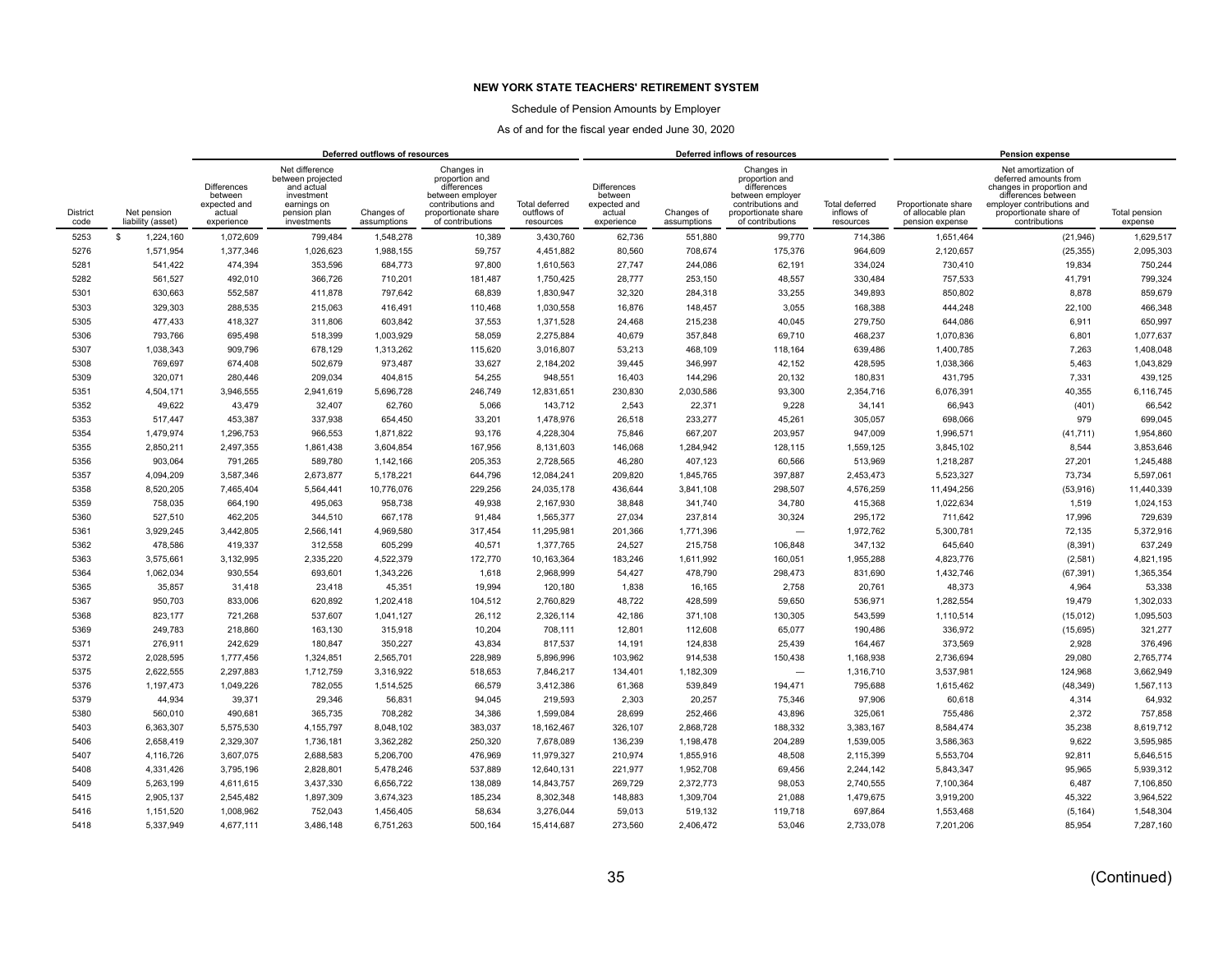**NEW YORK STATE TEACHERS' RETIREMENT SYSTEM**

Schedule of Pension Amounts by Employer

As of and for the fiscal year ended June 30, 2020

| | | Deferred outflows of resources | | | | | Deferred inflows of resources | | | | Pension expense | | |
|---|---|---|---|---|---|---|---|---|---|---|---|---|---|
| District code | Net pension liability (asset) | Differences between expected and actual experience | Net difference between projected and actual investment earnings on pension plan investments | Changes of assumptions | Changes in proportion and differences between employer contributions and proportionate share of contributions | Total deferred outflows of resources | Differences between expected and actual experience | Changes of assumptions | Changes in proportion and differences between employer contributions and proportionate share of contributions | Total deferred inflows of resources | Proportionate share of allocable plan pension expense | Net amortization of deferred amounts from changes in proportion and differences between employer contributions and proportionate share of contributions | Total pension expense |
| 5253 | $ 1,224,160 | 1,072,609 | 799,484 | 1,548,278 | 10,389 | 3,430,760 | 62,736 | 551,880 | 99,770 | 714,386 | 1,651,464 | (21,946) | 1,629,517 |
| 5276 | 1,571,954 | 1,377,346 | 1,026,623 | 1,988,155 | 59,757 | 4,451,882 | 80,560 | 708,674 | 175,376 | 964,609 | 2,120,657 | (25,355) | 2,095,303 |
| 5281 | 541,422 | 474,394 | 353,596 | 684,773 | 97,800 | 1,610,563 | 27,747 | 244,086 | 62,191 | 334,024 | 730,410 | 19,834 | 750,244 |
| 5282 | 561,527 | 492,010 | 366,726 | 710,201 | 181,487 | 1,750,425 | 28,777 | 253,150 | 48,557 | 330,484 | 757,533 | 41,791 | 799,324 |
| 5301 | 630,663 | 552,587 | 411,878 | 797,642 | 68,839 | 1,830,947 | 32,320 | 284,318 | 33,255 | 349,893 | 850,802 | 8,878 | 859,679 |
| 5303 | 329,303 | 288,535 | 215,063 | 416,491 | 110,468 | 1,030,558 | 16,876 | 148,457 | 3,055 | 168,388 | 444,248 | 22,100 | 466,348 |
| 5305 | 477,433 | 418,327 | 311,806 | 603,842 | 37,553 | 1,371,528 | 24,468 | 215,238 | 40,045 | 279,750 | 644,086 | 6,911 | 650,997 |
| 5306 | 793,766 | 695,498 | 518,399 | 1,003,929 | 58,059 | 2,275,884 | 40,679 | 357,848 | 69,710 | 468,237 | 1,070,836 | 6,801 | 1,077,637 |
| 5307 | 1,038,343 | 909,796 | 678,129 | 1,313,262 | 115,620 | 3,016,807 | 53,213 | 468,109 | 118,164 | 639,486 | 1,400,785 | 7,263 | 1,408,048 |
| 5308 | 769,697 | 674,408 | 502,679 | 973,487 | 33,627 | 2,184,202 | 39,445 | 346,997 | 42,152 | 428,595 | 1,038,366 | 5,463 | 1,043,829 |
| 5309 | 320,071 | 280,446 | 209,034 | 404,815 | 54,255 | 948,551 | 16,403 | 144,296 | 20,132 | 180,831 | 431,795 | 7,331 | 439,125 |
| 5351 | 4,504,171 | 3,946,555 | 2,941,619 | 5,696,728 | 246,749 | 12,831,651 | 230,830 | 2,030,586 | 93,300 | 2,354,716 | 6,076,391 | 40,355 | 6,116,745 |
| 5352 | 49,622 | 43,479 | 32,407 | 62,760 | 5,066 | 143,712 | 2,543 | 22,371 | 9,228 | 34,141 | 66,943 | (401) | 66,542 |
| 5353 | 517,447 | 453,387 | 337,938 | 654,450 | 33,201 | 1,478,976 | 26,518 | 233,277 | 45,261 | 305,057 | 698,066 | 979 | 699,045 |
| 5354 | 1,479,974 | 1,296,753 | 966,553 | 1,871,822 | 93,176 | 4,228,304 | 75,846 | 667,207 | 203,957 | 947,009 | 1,996,571 | (41,711) | 1,954,860 |
| 5355 | 2,850,211 | 2,497,355 | 1,861,438 | 3,604,854 | 167,956 | 8,131,603 | 146,068 | 1,284,942 | 128,115 | 1,559,125 | 3,845,102 | 8,544 | 3,853,646 |
| 5356 | 903,064 | 791,265 | 589,780 | 1,142,166 | 205,353 | 2,728,565 | 46,280 | 407,123 | 60,566 | 513,969 | 1,218,287 | 27,201 | 1,245,488 |
| 5357 | 4,094,209 | 3,587,346 | 2,673,877 | 5,178,221 | 644,796 | 12,084,241 | 209,820 | 1,845,765 | 397,887 | 2,453,473 | 5,523,327 | 73,734 | 5,597,061 |
| 5358 | 8,520,205 | 7,465,404 | 5,564,441 | 10,776,076 | 229,256 | 24,035,178 | 436,644 | 3,841,108 | 298,507 | 4,576,259 | 11,494,256 | (53,916) | 11,440,339 |
| 5359 | 758,035 | 664,190 | 495,063 | 958,738 | 49,938 | 2,167,930 | 38,848 | 341,740 | 34,780 | 415,368 | 1,022,634 | 1,519 | 1,024,153 |
| 5360 | 527,510 | 462,205 | 344,510 | 667,178 | 91,484 | 1,565,377 | 27,034 | 237,814 | 30,324 | 295,172 | 711,642 | 17,996 | 729,639 |
| 5361 | 3,929,245 | 3,442,805 | 2,566,141 | 4,969,580 | 317,454 | 11,295,981 | 201,366 | 1,771,396 | — | 1,972,762 | 5,300,781 | 72,135 | 5,372,916 |
| 5362 | 478,586 | 419,337 | 312,558 | 605,299 | 40,571 | 1,377,765 | 24,527 | 215,758 | 106,848 | 347,132 | 645,640 | (8,391) | 637,249 |
| 5363 | 3,575,661 | 3,132,995 | 2,335,220 | 4,522,379 | 172,770 | 10,163,364 | 183,246 | 1,611,992 | 160,051 | 1,955,288 | 4,823,776 | (2,581) | 4,821,195 |
| 5364 | 1,062,034 | 930,554 | 693,601 | 1,343,226 | 1,618 | 2,968,999 | 54,427 | 478,790 | 298,473 | 831,690 | 1,432,746 | (67,391) | 1,365,354 |
| 5365 | 35,857 | 31,418 | 23,418 | 45,351 | 19,994 | 120,180 | 1,838 | 16,165 | 2,758 | 20,761 | 48,373 | 4,964 | 53,338 |
| 5367 | 950,703 | 833,006 | 620,892 | 1,202,418 | 104,512 | 2,760,829 | 48,722 | 428,599 | 59,650 | 536,971 | 1,282,554 | 19,479 | 1,302,033 |
| 5368 | 823,177 | 721,268 | 537,607 | 1,041,127 | 26,112 | 2,326,114 | 42,186 | 371,108 | 130,305 | 543,599 | 1,110,514 | (15,012) | 1,095,503 |
| 5369 | 249,783 | 218,860 | 163,130 | 315,918 | 10,204 | 708,111 | 12,801 | 112,608 | 65,077 | 190,486 | 336,972 | (15,695) | 321,277 |
| 5371 | 276,911 | 242,629 | 180,847 | 350,227 | 43,834 | 817,537 | 14,191 | 124,838 | 25,439 | 164,467 | 373,569 | 2,928 | 376,496 |
| 5372 | 2,028,595 | 1,777,456 | 1,324,851 | 2,565,701 | 228,989 | 5,896,996 | 103,962 | 914,538 | 150,438 | 1,168,938 | 2,736,694 | 29,080 | 2,765,774 |
| 5375 | 2,622,555 | 2,297,883 | 1,712,759 | 3,316,922 | 518,653 | 7,846,217 | 134,401 | 1,182,309 | — | 1,316,710 | 3,537,981 | 124,968 | 3,662,949 |
| 5376 | 1,197,473 | 1,049,226 | 782,055 | 1,514,525 | 66,579 | 3,412,386 | 61,368 | 539,849 | 194,471 | 795,688 | 1,615,462 | (48,349) | 1,567,113 |
| 5379 | 44,934 | 39,371 | 29,346 | 56,831 | 94,045 | 219,593 | 2,303 | 20,257 | 75,346 | 97,906 | 60,618 | 4,314 | 64,932 |
| 5380 | 560,010 | 490,681 | 365,735 | 708,282 | 34,386 | 1,599,084 | 28,699 | 252,466 | 43,896 | 325,061 | 755,486 | 2,372 | 757,858 |
| 5403 | 6,363,307 | 5,575,530 | 4,155,797 | 8,048,102 | 383,037 | 18,162,467 | 326,107 | 2,868,728 | 188,332 | 3,383,167 | 8,584,474 | 35,238 | 8,619,712 |
| 5406 | 2,658,419 | 2,329,307 | 1,736,181 | 3,362,282 | 250,320 | 7,678,089 | 136,239 | 1,198,478 | 204,289 | 1,539,005 | 3,586,363 | 9,622 | 3,595,985 |
| 5407 | 4,116,726 | 3,607,075 | 2,688,583 | 5,206,700 | 476,969 | 11,979,327 | 210,974 | 1,855,916 | 48,508 | 2,115,399 | 5,553,704 | 92,811 | 5,646,515 |
| 5408 | 4,331,426 | 3,795,196 | 2,828,801 | 5,478,246 | 537,889 | 12,640,131 | 221,977 | 1,952,708 | 69,456 | 2,244,142 | 5,843,347 | 95,965 | 5,939,312 |
| 5409 | 5,263,199 | 4,611,615 | 3,437,330 | 6,656,722 | 138,089 | 14,843,757 | 269,729 | 2,372,773 | 98,053 | 2,740,555 | 7,100,364 | 6,487 | 7,106,850 |
| 5415 | 2,905,137 | 2,545,482 | 1,897,309 | 3,674,323 | 185,234 | 8,302,348 | 148,883 | 1,309,704 | 21,088 | 1,479,675 | 3,919,200 | 45,322 | 3,964,522 |
| 5416 | 1,151,520 | 1,008,962 | 752,043 | 1,456,405 | 58,634 | 3,276,044 | 59,013 | 519,132 | 119,718 | 697,864 | 1,553,468 | (5,164) | 1,548,304 |
| 5418 | 5,337,949 | 4,677,111 | 3,486,148 | 6,751,263 | 500,164 | 15,414,687 | 273,560 | 2,406,472 | 53,046 | 2,733,078 | 7,201,206 | 85,954 | 7,287,160 |

(Continued)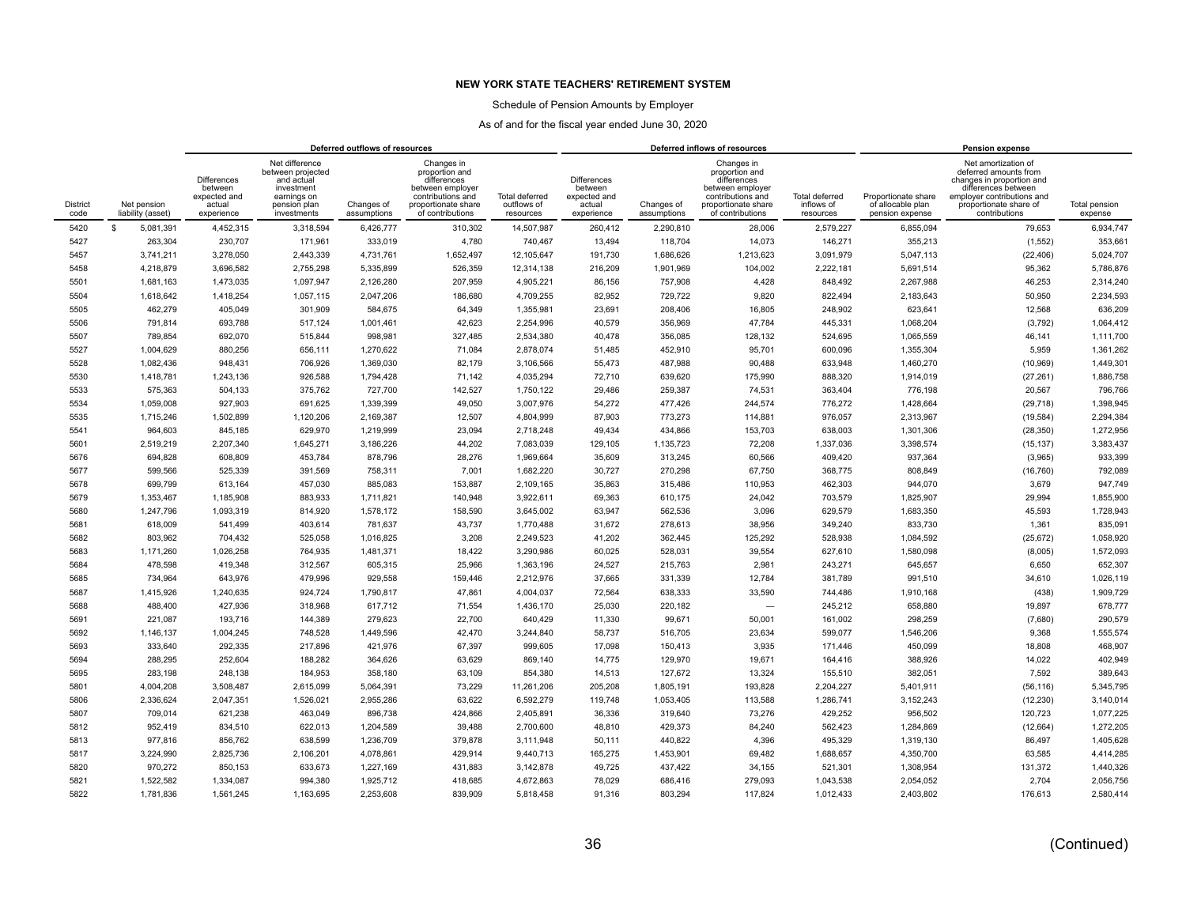# NEW YORK STATE TEACHERS' RETIREMENT SYSTEM

Schedule of Pension Amounts by Employer

As of and for the fiscal year ended June 30, 2020

| | | Deferred outflows of resources | | | | | Deferred inflows of resources | | | | Pension expense | | |
|---|---|---|---|---|---|---|---|---|---|---|---|---|---|
| District code | Net pension liability (asset) | Differences between expected and actual experience | Net difference between projected and actual investment earnings on pension plan investments | Changes of assumptions | Changes in proportion and differences between employer contributions and proportionate share of contributions | Total deferred outflows of resources | Differences between expected and actual experience | Changes of assumptions | Changes in proportion and differences between employer contributions and proportionate share of contributions | Total deferred inflows of resources | Proportionate share of allocable plan pension expense | Net amortization of deferred amounts from changes in proportion and differences between employer contributions and proportionate share of contributions | Total pension expense |
| 5420 | $ 5,081,391 | 4,452,315 | 3,318,594 | 6,426,777 | 310,302 | 14,507,987 | 260,412 | 2,290,810 | 28,006 | 2,579,227 | 6,855,094 | 79,653 | 6,934,747 |
| 5427 | 263,304 | 230,707 | 171,961 | 333,019 | 4,780 | 740,467 | 13,494 | 118,704 | 14,073 | 146,271 | 355,213 | (1,552) | 353,661 |
| 5457 | 3,741,211 | 3,278,050 | 2,443,339 | 4,731,761 | 1,652,497 | 12,105,647 | 191,730 | 1,686,626 | 1,213,623 | 3,091,979 | 5,047,113 | (22,406) | 5,024,707 |
| 5458 | 4,218,879 | 3,696,582 | 2,755,298 | 5,335,899 | 526,359 | 12,314,138 | 216,209 | 1,901,969 | 104,002 | 2,222,181 | 5,691,514 | 95,362 | 5,786,876 |
| 5501 | 1,681,163 | 1,473,035 | 1,097,947 | 2,126,280 | 207,959 | 4,905,221 | 86,156 | 757,908 | 4,428 | 848,492 | 2,267,988 | 46,253 | 2,314,240 |
| 5504 | 1,618,642 | 1,418,254 | 1,057,115 | 2,047,206 | 186,680 | 4,709,255 | 82,952 | 729,722 | 9,820 | 822,494 | 2,183,643 | 50,950 | 2,234,593 |
| 5505 | 462,279 | 405,049 | 301,909 | 584,675 | 64,349 | 1,355,981 | 23,691 | 208,406 | 16,805 | 248,902 | 623,641 | 12,568 | 636,209 |
| 5506 | 791,814 | 693,788 | 517,124 | 1,001,461 | 42,623 | 2,254,996 | 40,579 | 356,969 | 47,784 | 445,331 | 1,068,204 | (3,792) | 1,064,412 |
| 5507 | 789,854 | 692,070 | 515,844 | 998,981 | 327,485 | 2,534,380 | 40,478 | 356,085 | 128,132 | 524,695 | 1,065,559 | 46,141 | 1,111,700 |
| 5527 | 1,004,629 | 880,256 | 656,111 | 1,270,622 | 71,084 | 2,878,074 | 51,485 | 452,910 | 95,701 | 600,096 | 1,355,304 | 5,959 | 1,361,262 |
| 5528 | 1,082,436 | 948,431 | 706,926 | 1,369,030 | 82,179 | 3,106,566 | 55,473 | 487,988 | 90,488 | 633,948 | 1,460,270 | (10,969) | 1,449,301 |
| 5530 | 1,418,781 | 1,243,136 | 926,588 | 1,794,428 | 71,142 | 4,035,294 | 72,710 | 639,620 | 175,990 | 888,320 | 1,914,019 | (27,261) | 1,886,758 |
| 5533 | 575,363 | 504,133 | 375,762 | 727,700 | 142,527 | 1,750,122 | 29,486 | 259,387 | 74,531 | 363,404 | 776,198 | 20,567 | 796,766 |
| 5534 | 1,059,008 | 927,903 | 691,625 | 1,339,399 | 49,050 | 3,007,976 | 54,272 | 477,426 | 244,574 | 776,272 | 1,428,664 | (29,718) | 1,398,945 |
| 5535 | 1,715,246 | 1,502,899 | 1,120,206 | 2,169,387 | 12,507 | 4,804,999 | 87,903 | 773,273 | 114,881 | 976,057 | 2,313,967 | (19,584) | 2,294,384 |
| 5541 | 964,603 | 845,185 | 629,970 | 1,219,999 | 23,094 | 2,718,248 | 49,434 | 434,866 | 153,703 | 638,003 | 1,301,306 | (28,350) | 1,272,956 |
| 5601 | 2,519,219 | 2,207,340 | 1,645,271 | 3,186,226 | 44,202 | 7,083,039 | 129,105 | 1,135,723 | 72,208 | 1,337,036 | 3,398,574 | (15,137) | 3,383,437 |
| 5676 | 694,828 | 608,809 | 453,784 | 878,796 | 28,276 | 1,969,664 | 35,609 | 313,245 | 60,566 | 409,420 | 937,364 | (3,965) | 933,399 |
| 5677 | 599,566 | 525,339 | 391,569 | 758,311 | 7,001 | 1,682,220 | 30,727 | 270,298 | 67,750 | 368,775 | 808,849 | (16,760) | 792,089 |
| 5678 | 699,799 | 613,164 | 457,030 | 885,083 | 153,887 | 2,109,165 | 35,863 | 315,486 | 110,953 | 462,303 | 944,070 | 3,679 | 947,749 |
| 5679 | 1,353,467 | 1,185,908 | 883,933 | 1,711,821 | 140,948 | 3,922,611 | 69,363 | 610,175 | 24,042 | 703,579 | 1,825,907 | 29,994 | 1,855,900 |
| 5680 | 1,247,796 | 1,093,319 | 814,920 | 1,578,172 | 158,590 | 3,645,002 | 63,947 | 562,536 | 3,096 | 629,579 | 1,683,350 | 45,593 | 1,728,943 |
| 5681 | 618,009 | 541,499 | 403,614 | 781,637 | 43,737 | 1,770,488 | 31,672 | 278,613 | 38,956 | 349,240 | 833,730 | 1,361 | 835,091 |
| 5682 | 803,962 | 704,432 | 525,058 | 1,016,825 | 3,208 | 2,249,523 | 41,202 | 362,445 | 125,292 | 528,938 | 1,084,592 | (25,672) | 1,058,920 |
| 5683 | 1,171,260 | 1,026,258 | 764,935 | 1,481,371 | 18,422 | 3,290,986 | 60,025 | 528,031 | 39,554 | 627,610 | 1,580,098 | (8,005) | 1,572,093 |
| 5684 | 478,598 | 419,348 | 312,567 | 605,315 | 25,966 | 1,363,196 | 24,527 | 215,763 | 2,981 | 243,271 | 645,657 | 6,650 | 652,307 |
| 5685 | 734,964 | 643,976 | 479,996 | 929,558 | 159,446 | 2,212,976 | 37,665 | 331,339 | 12,784 | 381,789 | 991,510 | 34,610 | 1,026,119 |
| 5687 | 1,415,926 | 1,240,635 | 924,724 | 1,790,817 | 47,861 | 4,004,037 | 72,564 | 638,333 | 33,590 | 744,486 | 1,910,168 | (438) | 1,909,729 |
| 5688 | 488,400 | 427,936 | 318,968 | 617,712 | 71,554 | 1,436,170 | 25,030 | 220,182 | — | 245,212 | 658,880 | 19,897 | 678,777 |
| 5691 | 221,087 | 193,716 | 144,389 | 279,623 | 22,700 | 640,429 | 11,330 | 99,671 | 50,001 | 161,002 | 298,259 | (7,680) | 290,579 |
| 5692 | 1,146,137 | 1,004,245 | 748,528 | 1,449,596 | 42,470 | 3,244,840 | 58,737 | 516,705 | 23,634 | 599,077 | 1,546,206 | 9,368 | 1,555,574 |
| 5693 | 333,640 | 292,335 | 217,896 | 421,976 | 67,397 | 999,605 | 17,098 | 150,413 | 3,935 | 171,446 | 450,099 | 18,808 | 468,907 |
| 5694 | 288,295 | 252,604 | 188,282 | 364,626 | 63,629 | 869,140 | 14,775 | 129,970 | 19,671 | 164,416 | 388,926 | 14,022 | 402,949 |
| 5695 | 283,198 | 248,138 | 184,953 | 358,180 | 63,109 | 854,380 | 14,513 | 127,672 | 13,324 | 155,510 | 382,051 | 7,592 | 389,643 |
| 5801 | 4,004,208 | 3,508,487 | 2,615,099 | 5,064,391 | 73,229 | 11,261,206 | 205,208 | 1,805,191 | 193,828 | 2,204,227 | 5,401,911 | (56,116) | 5,345,795 |
| 5806 | 2,336,624 | 2,047,351 | 1,526,021 | 2,955,286 | 63,622 | 6,592,279 | 119,748 | 1,053,405 | 113,588 | 1,286,741 | 3,152,243 | (12,230) | 3,140,014 |
| 5807 | 709,014 | 621,238 | 463,049 | 896,738 | 424,866 | 2,405,891 | 36,336 | 319,640 | 73,276 | 429,252 | 956,502 | 120,723 | 1,077,225 |
| 5812 | 952,419 | 834,510 | 622,013 | 1,204,589 | 39,488 | 2,700,600 | 48,810 | 429,373 | 84,240 | 562,423 | 1,284,869 | (12,664) | 1,272,205 |
| 5813 | 977,816 | 856,762 | 638,599 | 1,236,709 | 379,878 | 3,111,948 | 50,111 | 440,822 | 4,396 | 495,329 | 1,319,130 | 86,497 | 1,405,628 |
| 5817 | 3,224,990 | 2,825,736 | 2,106,201 | 4,078,861 | 429,914 | 9,440,713 | 165,275 | 1,453,901 | 69,482 | 1,688,657 | 4,350,700 | 63,585 | 4,414,285 |
| 5820 | 970,272 | 850,153 | 633,673 | 1,227,169 | 431,883 | 3,142,878 | 49,725 | 437,422 | 34,155 | 521,301 | 1,308,954 | 131,372 | 1,440,326 |
| 5821 | 1,522,582 | 1,334,087 | 994,380 | 1,925,712 | 418,685 | 4,672,863 | 78,029 | 686,416 | 279,093 | 1,043,538 | 2,054,052 | 2,704 | 2,056,756 |
| 5822 | 1,781,836 | 1,561,245 | 1,163,695 | 2,253,608 | 839,909 | 5,818,458 | 91,316 | 803,294 | 117,824 | 1,012,433 | 2,403,802 | 176,613 | 2,580,414 |

(Continued)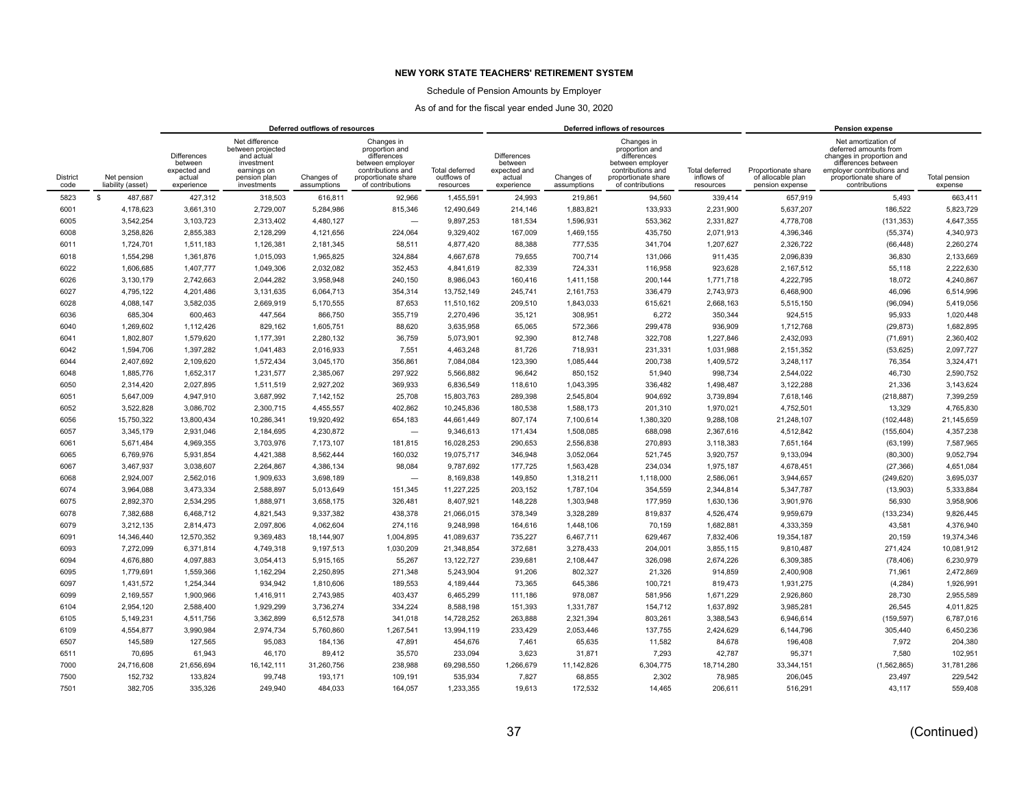**NEW YORK STATE TEACHERS' RETIREMENT SYSTEM**

Schedule of Pension Amounts by Employer

As of and for the fiscal year ended June 30, 2020

| | | Deferred outflows of resources | | | | | Deferred inflows of resources | | | | Pension expense | | |
|---|---|---|---|---|---|---|---|---|---|---|---|---|---|
| District code | Net pension liability (asset) | Differences between expected and actual experience | Net difference between projected and actual investment earnings on pension plan investments | Changes of assumptions | Changes in proportion and differences between employer contributions and proportionate share of contributions | Total deferred outflows of resources | Differences between expected and actual experience | Changes of assumptions | Changes in proportion and differences between employer contributions and proportionate share of contributions | Total deferred inflows of resources | Proportionate share of allocable plan pension expense | Net amortization of deferred amounts from changes in proportion and differences between employer contributions and proportionate share of contributions | Total pension expense |
| 5823 | $ 487,687 | 427,312 | 318,503 | 616,811 | 92,966 | 1,455,591 | 24,993 | 219,861 | 94,560 | 339,414 | 657,919 | 5,493 | 663,411 |
| 6001 | 4,178,623 | 3,661,310 | 2,729,007 | 5,284,986 | 815,346 | 12,490,649 | 214,146 | 1,883,821 | 133,933 | 2,231,900 | 5,637,207 | 186,522 | 5,823,729 |
| 6005 | 3,542,254 | 3,103,723 | 2,313,402 | 4,480,127 | — | 9,897,253 | 181,534 | 1,596,931 | 553,362 | 2,331,827 | 4,778,708 | (131,353) | 4,647,355 |
| 6008 | 3,258,826 | 2,855,383 | 2,128,299 | 4,121,656 | 224,064 | 9,329,402 | 167,009 | 1,469,155 | 435,750 | 2,071,913 | 4,396,346 | (55,374) | 4,340,973 |
| 6011 | 1,724,701 | 1,511,183 | 1,126,381 | 2,181,345 | 58,511 | 4,877,420 | 88,388 | 777,535 | 341,704 | 1,207,627 | 2,326,722 | (66,448) | 2,260,274 |
| 6018 | 1,554,298 | 1,361,876 | 1,015,093 | 1,965,825 | 324,884 | 4,667,678 | 79,655 | 700,714 | 131,066 | 911,435 | 2,096,839 | 36,830 | 2,133,669 |
| 6022 | 1,606,685 | 1,407,777 | 1,049,306 | 2,032,082 | 352,453 | 4,841,619 | 82,339 | 724,331 | 116,958 | 923,628 | 2,167,512 | 55,118 | 2,222,630 |
| 6026 | 3,130,179 | 2,742,663 | 2,044,282 | 3,958,948 | 240,150 | 8,986,043 | 160,416 | 1,411,158 | 200,144 | 1,771,718 | 4,222,795 | 18,072 | 4,240,867 |
| 6027 | 4,795,122 | 4,201,486 | 3,131,635 | 6,064,713 | 354,314 | 13,752,149 | 245,741 | 2,161,753 | 336,479 | 2,743,973 | 6,468,900 | 46,096 | 6,514,996 |
| 6028 | 4,088,147 | 3,582,035 | 2,669,919 | 5,170,555 | 87,653 | 11,510,162 | 209,510 | 1,843,033 | 615,621 | 2,668,163 | 5,515,150 | (96,094) | 5,419,056 |
| 6036 | 685,304 | 600,463 | 447,564 | 866,750 | 355,719 | 2,270,496 | 35,121 | 308,951 | 6,272 | 350,344 | 924,515 | 95,933 | 1,020,448 |
| 6040 | 1,269,602 | 1,112,426 | 829,162 | 1,605,751 | 88,620 | 3,635,958 | 65,065 | 572,366 | 299,478 | 936,909 | 1,712,768 | (29,873) | 1,682,895 |
| 6041 | 1,802,807 | 1,579,620 | 1,177,391 | 2,280,132 | 36,759 | 5,073,901 | 92,390 | 812,748 | 322,708 | 1,227,846 | 2,432,093 | (71,691) | 2,360,402 |
| 6042 | 1,594,706 | 1,397,282 | 1,041,483 | 2,016,933 | 7,551 | 4,463,248 | 81,726 | 718,931 | 231,331 | 1,031,988 | 2,151,352 | (53,625) | 2,097,727 |
| 6044 | 2,407,692 | 2,109,620 | 1,572,434 | 3,045,170 | 356,861 | 7,084,084 | 123,390 | 1,085,444 | 200,738 | 1,409,572 | 3,248,117 | 76,354 | 3,324,471 |
| 6048 | 1,885,776 | 1,652,317 | 1,231,577 | 2,385,067 | 297,922 | 5,566,882 | 96,642 | 850,152 | 51,940 | 998,734 | 2,544,022 | 46,730 | 2,590,752 |
| 6050 | 2,314,420 | 2,027,895 | 1,511,519 | 2,927,202 | 369,933 | 6,836,549 | 118,610 | 1,043,395 | 336,482 | 1,498,487 | 3,122,288 | 21,336 | 3,143,624 |
| 6051 | 5,647,009 | 4,947,910 | 3,687,992 | 7,142,152 | 25,708 | 15,803,763 | 289,398 | 2,545,804 | 904,692 | 3,739,894 | 7,618,146 | (218,887) | 7,399,259 |
| 6052 | 3,522,828 | 3,086,702 | 2,300,715 | 4,455,557 | 402,862 | 10,245,836 | 180,538 | 1,588,173 | 201,310 | 1,970,021 | 4,752,501 | 13,329 | 4,765,830 |
| 6056 | 15,750,322 | 13,800,434 | 10,286,341 | 19,920,492 | 654,183 | 44,661,449 | 807,174 | 7,100,614 | 1,380,320 | 9,288,108 | 21,248,107 | (102,448) | 21,145,659 |
| 6057 | 3,345,179 | 2,931,046 | 2,184,695 | 4,230,872 | — | 9,346,613 | 171,434 | 1,508,085 | 688,098 | 2,367,616 | 4,512,842 | (155,604) | 4,357,238 |
| 6061 | 5,671,484 | 4,969,355 | 3,703,976 | 7,173,107 | 181,815 | 16,028,253 | 290,653 | 2,556,838 | 270,893 | 3,118,383 | 7,651,164 | (63,199) | 7,587,965 |
| 6065 | 6,769,976 | 5,931,854 | 4,421,388 | 8,562,444 | 160,032 | 19,075,717 | 346,948 | 3,052,064 | 521,745 | 3,920,757 | 9,133,094 | (80,300) | 9,052,794 |
| 6067 | 3,467,937 | 3,038,607 | 2,264,867 | 4,386,134 | 98,084 | 9,787,692 | 177,725 | 1,563,428 | 234,034 | 1,975,187 | 4,678,451 | (27,366) | 4,651,084 |
| 6068 | 2,924,007 | 2,562,016 | 1,909,633 | 3,698,189 | — | 8,169,838 | 149,850 | 1,318,211 | 1,118,000 | 2,586,061 | 3,944,657 | (249,620) | 3,695,037 |
| 6074 | 3,964,088 | 3,473,334 | 2,588,897 | 5,013,649 | 151,345 | 11,227,225 | 203,152 | 1,787,104 | 354,559 | 2,344,814 | 5,347,787 | (13,903) | 5,333,884 |
| 6075 | 2,892,370 | 2,534,295 | 1,888,971 | 3,658,175 | 326,481 | 8,407,921 | 148,228 | 1,303,948 | 177,959 | 1,630,136 | 3,901,976 | 56,930 | 3,958,906 |
| 6078 | 7,382,688 | 6,468,712 | 4,821,543 | 9,337,382 | 438,378 | 21,066,015 | 378,349 | 3,328,289 | 819,837 | 4,526,474 | 9,959,679 | (133,234) | 9,826,445 |
| 6079 | 3,212,135 | 2,814,473 | 2,097,806 | 4,062,604 | 274,116 | 9,248,998 | 164,616 | 1,448,106 | 70,159 | 1,682,881 | 4,333,359 | 43,581 | 4,376,940 |
| 6091 | 14,346,440 | 12,570,352 | 9,369,483 | 18,144,907 | 1,004,895 | 41,089,637 | 735,227 | 6,467,711 | 629,467 | 7,832,406 | 19,354,187 | 20,159 | 19,374,346 |
| 6093 | 7,272,099 | 6,371,814 | 4,749,318 | 9,197,513 | 1,030,209 | 21,348,854 | 372,681 | 3,278,433 | 204,001 | 3,855,115 | 9,810,487 | 271,424 | 10,081,912 |
| 6094 | 4,676,880 | 4,097,883 | 3,054,413 | 5,915,165 | 55,267 | 13,122,727 | 239,681 | 2,108,447 | 326,098 | 2,674,226 | 6,309,385 | (78,406) | 6,230,979 |
| 6095 | 1,779,691 | 1,559,366 | 1,162,294 | 2,250,895 | 271,348 | 5,243,904 | 91,206 | 802,327 | 21,326 | 914,859 | 2,400,908 | 71,961 | 2,472,869 |
| 6097 | 1,431,572 | 1,254,344 | 934,942 | 1,810,606 | 189,553 | 4,189,444 | 73,365 | 645,386 | 100,721 | 819,473 | 1,931,275 | (4,284) | 1,926,991 |
| 6099 | 2,169,557 | 1,900,966 | 1,416,911 | 2,743,985 | 403,437 | 6,465,299 | 111,186 | 978,087 | 581,956 | 1,671,229 | 2,926,860 | 28,730 | 2,955,589 |
| 6104 | 2,954,120 | 2,588,400 | 1,929,299 | 3,736,274 | 334,224 | 8,588,198 | 151,393 | 1,331,787 | 154,712 | 1,637,892 | 3,985,281 | 26,545 | 4,011,825 |
| 6105 | 5,149,231 | 4,511,756 | 3,362,899 | 6,512,578 | 341,018 | 14,728,252 | 263,888 | 2,321,394 | 803,261 | 3,388,543 | 6,946,614 | (159,597) | 6,787,016 |
| 6109 | 4,554,877 | 3,990,984 | 2,974,734 | 5,760,860 | 1,267,541 | 13,994,119 | 233,429 | 2,053,446 | 137,755 | 2,424,629 | 6,144,796 | 305,440 | 6,450,236 |
| 6507 | 145,589 | 127,565 | 95,083 | 184,136 | 47,891 | 454,676 | 7,461 | 65,635 | 11,582 | 84,678 | 196,408 | 7,972 | 204,380 |
| 6511 | 70,695 | 61,943 | 46,170 | 89,412 | 35,570 | 233,094 | 3,623 | 31,871 | 7,293 | 42,787 | 95,371 | 7,580 | 102,951 |
| 7000 | 24,716,608 | 21,656,694 | 16,142,111 | 31,260,756 | 238,988 | 69,298,550 | 1,266,679 | 11,142,826 | 6,304,775 | 18,714,280 | 33,344,151 | (1,562,865) | 31,781,286 |
| 7500 | 152,732 | 133,824 | 99,748 | 193,171 | 109,191 | 535,934 | 7,827 | 68,855 | 2,302 | 78,985 | 206,045 | 23,497 | 229,542 |
| 7501 | 382,705 | 335,326 | 249,940 | 484,033 | 164,057 | 1,233,355 | 19,613 | 172,532 | 14,465 | 206,611 | 516,291 | 43,117 | 559,408 |

(Continued)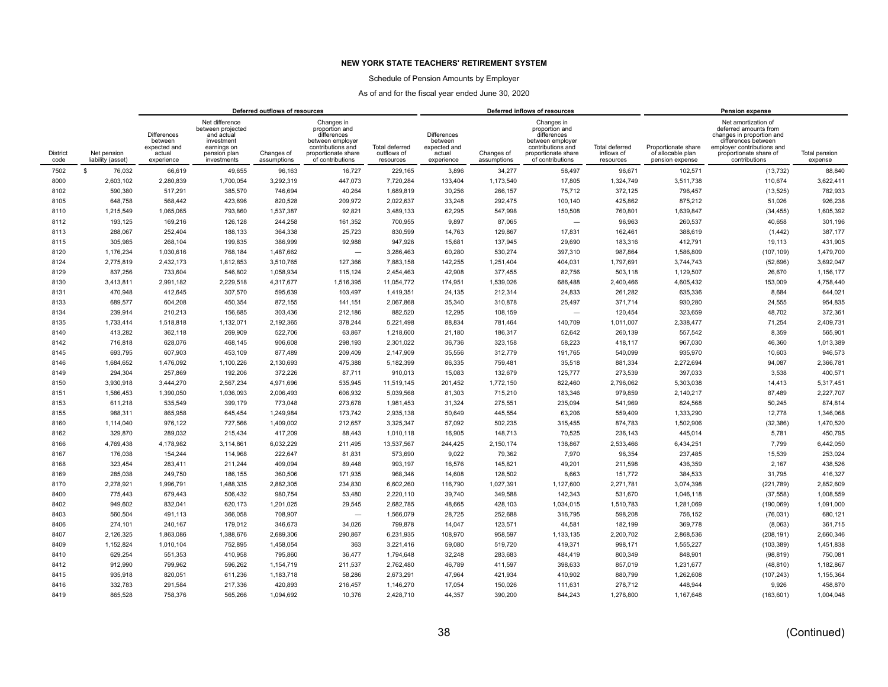**NEW YORK STATE TEACHERS' RETIREMENT SYSTEM**

Schedule of Pension Amounts by Employer

As of and for the fiscal year ended June 30, 2020

| | | Deferred outflows of resources | | | | | Deferred inflows of resources | | | | Pension expense | | |
|---|---|---|---|---|---|---|---|---|---|---|---|---|---|
| District code | Net pension liability (asset) | Differences between expected and actual experience | Net difference between projected and actual investment earnings on pension plan investments | Changes of assumptions | Changes in proportion and differences between employer contributions and proportionate share of contributions | Total deferred outflows of resources | Differences between expected and actual experience | Changes of assumptions | Changes in proportion and differences between employer contributions and proportionate share of contributions | Total deferred inflows of resources | Proportionate share of allocable plan pension expense | Net amortization of deferred amounts from changes in proportion and differences between employer contributions and proportionate share of contributions | Total pension expense |
| 7502 | $ 76,032 | 66,619 | 49,655 | 96,163 | 16,727 | 229,165 | 3,896 | 34,277 | 58,497 | 96,671 | 102,571 | (13,732) | 88,840 |
| 8000 | 2,603,102 | 2,280,839 | 1,700,054 | 3,292,319 | 447,073 | 7,720,284 | 133,404 | 1,173,540 | 17,805 | 1,324,749 | 3,511,738 | 110,674 | 3,622,411 |
| 8102 | 590,380 | 517,291 | 385,570 | 746,694 | 40,264 | 1,689,819 | 30,256 | 266,157 | 75,712 | 372,125 | 796,457 | (13,525) | 782,933 |
| 8105 | 648,758 | 568,442 | 423,696 | 820,528 | 209,972 | 2,022,637 | 33,248 | 292,475 | 100,140 | 425,862 | 875,212 | 51,026 | 926,238 |
| 8110 | 1,215,549 | 1,065,065 | 793,860 | 1,537,387 | 92,821 | 3,489,133 | 62,295 | 547,998 | 150,508 | 760,801 | 1,639,847 | (34,455) | 1,605,392 |
| 8112 | 193,125 | 169,216 | 126,128 | 244,258 | 161,352 | 700,955 | 9,897 | 87,065 | — | 96,963 | 260,537 | 40,658 | 301,196 |
| 8113 | 288,067 | 252,404 | 188,133 | 364,338 | 25,723 | 830,599 | 14,763 | 129,867 | 17,831 | 162,461 | 388,619 | (1,442) | 387,177 |
| 8115 | 305,985 | 268,104 | 199,835 | 386,999 | 92,988 | 947,926 | 15,681 | 137,945 | 29,690 | 183,316 | 412,791 | 19,113 | 431,905 |
| 8120 | 1,176,234 | 1,030,616 | 768,184 | 1,487,662 | — | 3,286,463 | 60,280 | 530,274 | 397,310 | 987,864 | 1,586,809 | (107,109) | 1,479,700 |
| 8124 | 2,775,819 | 2,432,173 | 1,812,853 | 3,510,765 | 127,366 | 7,883,158 | 142,255 | 1,251,404 | 404,031 | 1,797,691 | 3,744,743 | (52,696) | 3,692,047 |
| 8129 | 837,256 | 733,604 | 546,802 | 1,058,934 | 115,124 | 2,454,463 | 42,908 | 377,455 | 82,756 | 503,118 | 1,129,507 | 26,670 | 1,156,177 |
| 8130 | 3,413,811 | 2,991,182 | 2,229,518 | 4,317,677 | 1,516,395 | 11,054,772 | 174,951 | 1,539,026 | 686,488 | 2,400,466 | 4,605,432 | 153,009 | 4,758,440 |
| 8131 | 470,948 | 412,645 | 307,570 | 595,639 | 103,497 | 1,419,351 | 24,135 | 212,314 | 24,833 | 261,282 | 635,336 | 8,684 | 644,021 |
| 8133 | 689,577 | 604,208 | 450,354 | 872,155 | 141,151 | 2,067,868 | 35,340 | 310,878 | 25,497 | 371,714 | 930,280 | 24,555 | 954,835 |
| 8134 | 239,914 | 210,213 | 156,685 | 303,436 | 212,186 | 882,520 | 12,295 | 108,159 | — | 120,454 | 323,659 | 48,702 | 372,361 |
| 8135 | 1,733,414 | 1,518,818 | 1,132,071 | 2,192,365 | 378,244 | 5,221,498 | 88,834 | 781,464 | 140,709 | 1,011,007 | 2,338,477 | 71,254 | 2,409,731 |
| 8140 | 413,282 | 362,118 | 269,909 | 522,706 | 63,867 | 1,218,600 | 21,180 | 186,317 | 52,642 | 260,139 | 557,542 | 8,359 | 565,901 |
| 8142 | 716,818 | 628,076 | 468,145 | 906,608 | 298,193 | 2,301,022 | 36,736 | 323,158 | 58,223 | 418,117 | 967,030 | 46,360 | 1,013,389 |
| 8145 | 693,795 | 607,903 | 453,109 | 877,489 | 209,409 | 2,147,909 | 35,556 | 312,779 | 191,765 | 540,099 | 935,970 | 10,603 | 946,573 |
| 8146 | 1,684,652 | 1,476,092 | 1,100,226 | 2,130,693 | 475,388 | 5,182,399 | 86,335 | 759,481 | 35,518 | 881,334 | 2,272,694 | 94,087 | 2,366,781 |
| 8149 | 294,304 | 257,869 | 192,206 | 372,226 | 87,711 | 910,013 | 15,083 | 132,679 | 125,777 | 273,539 | 397,033 | 3,538 | 400,571 |
| 8150 | 3,930,918 | 3,444,270 | 2,567,234 | 4,971,696 | 535,945 | 11,519,145 | 201,452 | 1,772,150 | 822,460 | 2,796,062 | 5,303,038 | 14,413 | 5,317,451 |
| 8151 | 1,586,453 | 1,390,050 | 1,036,093 | 2,006,493 | 606,932 | 5,039,568 | 81,303 | 715,210 | 183,346 | 979,859 | 2,140,217 | 87,489 | 2,227,707 |
| 8153 | 611,218 | 535,549 | 399,179 | 773,048 | 273,678 | 1,981,453 | 31,324 | 275,551 | 235,094 | 541,969 | 824,568 | 50,245 | 874,814 |
| 8155 | 988,311 | 865,958 | 645,454 | 1,249,984 | 173,742 | 2,935,138 | 50,649 | 445,554 | 63,206 | 559,409 | 1,333,290 | 12,778 | 1,346,068 |
| 8160 | 1,114,040 | 976,122 | 727,566 | 1,409,002 | 212,657 | 3,325,347 | 57,092 | 502,235 | 315,455 | 874,783 | 1,502,906 | (32,386) | 1,470,520 |
| 8162 | 329,870 | 289,032 | 215,434 | 417,209 | 88,443 | 1,010,118 | 16,905 | 148,713 | 70,525 | 236,143 | 445,014 | 5,781 | 450,795 |
| 8166 | 4,769,438 | 4,178,982 | 3,114,861 | 6,032,229 | 211,495 | 13,537,567 | 244,425 | 2,150,174 | 138,867 | 2,533,466 | 6,434,251 | 7,799 | 6,442,050 |
| 8167 | 176,038 | 154,244 | 114,968 | 222,647 | 81,831 | 573,690 | 9,022 | 79,362 | 7,970 | 96,354 | 237,485 | 15,539 | 253,024 |
| 8168 | 323,454 | 283,411 | 211,244 | 409,094 | 89,448 | 993,197 | 16,576 | 145,821 | 49,201 | 211,598 | 436,359 | 2,167 | 438,526 |
| 8169 | 285,038 | 249,750 | 186,155 | 360,506 | 171,935 | 968,346 | 14,608 | 128,502 | 8,663 | 151,772 | 384,533 | 31,795 | 416,327 |
| 8170 | 2,278,921 | 1,996,791 | 1,488,335 | 2,882,305 | 234,830 | 6,602,260 | 116,790 | 1,027,391 | 1,127,600 | 2,271,781 | 3,074,398 | (221,789) | 2,852,609 |
| 8400 | 775,443 | 679,443 | 506,432 | 980,754 | 53,480 | 2,220,110 | 39,740 | 349,588 | 142,343 | 531,670 | 1,046,118 | (37,558) | 1,008,559 |
| 8402 | 949,602 | 832,041 | 620,173 | 1,201,025 | 29,545 | 2,682,785 | 48,665 | 428,103 | 1,034,015 | 1,510,783 | 1,281,069 | (190,069) | 1,091,000 |
| 8403 | 560,504 | 491,113 | 366,058 | 708,907 | — | 1,566,079 | 28,725 | 252,688 | 316,795 | 598,208 | 756,152 | (76,031) | 680,121 |
| 8406 | 274,101 | 240,167 | 179,012 | 346,673 | 34,026 | 799,878 | 14,047 | 123,571 | 44,581 | 182,199 | 369,778 | (8,063) | 361,715 |
| 8407 | 2,126,325 | 1,863,086 | 1,388,676 | 2,689,306 | 290,867 | 6,231,935 | 108,970 | 958,597 | 1,133,135 | 2,200,702 | 2,868,536 | (208,191) | 2,660,346 |
| 8409 | 1,152,824 | 1,010,104 | 752,895 | 1,458,054 | 363 | 3,221,416 | 59,080 | 519,720 | 419,371 | 998,171 | 1,555,227 | (103,389) | 1,451,838 |
| 8410 | 629,254 | 551,353 | 410,958 | 795,860 | 36,477 | 1,794,648 | 32,248 | 283,683 | 484,419 | 800,349 | 848,901 | (98,819) | 750,081 |
| 8412 | 912,990 | 799,962 | 596,262 | 1,154,719 | 211,537 | 2,762,480 | 46,789 | 411,597 | 398,633 | 857,019 | 1,231,677 | (48,810) | 1,182,867 |
| 8415 | 935,918 | 820,051 | 611,236 | 1,183,718 | 58,286 | 2,673,291 | 47,964 | 421,934 | 410,902 | 880,799 | 1,262,608 | (107,243) | 1,155,364 |
| 8416 | 332,783 | 291,584 | 217,336 | 420,893 | 216,457 | 1,146,270 | 17,054 | 150,026 | 111,631 | 278,712 | 448,944 | 9,926 | 458,870 |
| 8419 | 865,528 | 758,376 | 565,266 | 1,094,692 | 10,376 | 2,428,710 | 44,357 | 390,200 | 844,243 | 1,278,800 | 1,167,648 | (163,601) | 1,004,048 |

(Continued)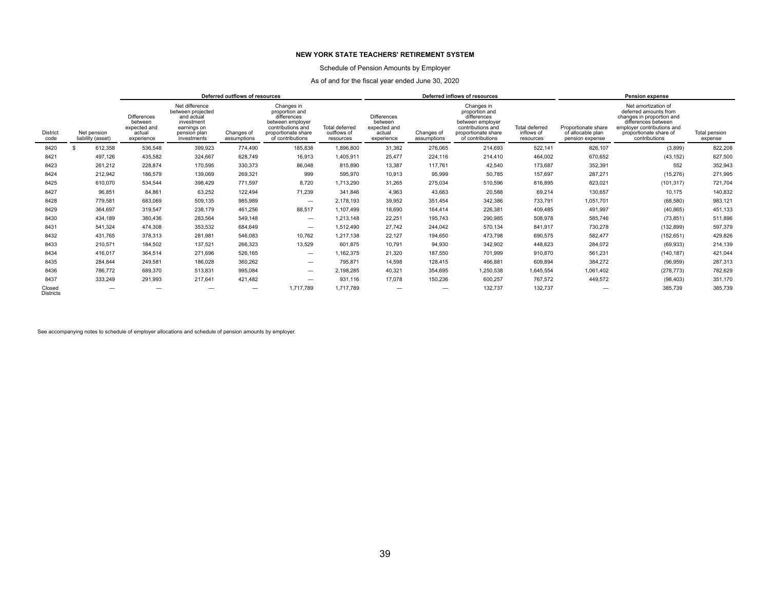**NEW YORK STATE TEACHERS' RETIREMENT SYSTEM**

Schedule of Pension Amounts by Employer

As of and for the fiscal year ended June 30, 2020

| | | Deferred outflows of resources | | | | | Deferred inflows of resources | | | | Pension expense | | |
|---|---|---|---|---|---|---|---|---|---|---|---|---|---|
| District code | Net pension liability (asset) | Differences between expected and actual experience | Net difference between projected and actual investment earnings on pension plan investments | Changes of assumptions | Changes in proportion and differences between employer contributions and proportionate share of contributions | Total deferred outflows of resources | Differences between expected and actual experience | Changes of assumptions | Changes in proportion and differences between employer contributions and proportionate share of contributions | Total deferred inflows of resources | Proportionate share of allocable plan pension expense | Net amortization of deferred amounts from changes in proportion and differences between employer contributions and proportionate share of contributions | Total pension expense |
| 8420 | $ 612,358 | 536,548 | 399,923 | 774,490 | 185,838 | 1,896,800 | 31,382 | 276,065 | 214,693 | 522,141 | 826,107 | (3,899) | 822,208 |
| 8421 | 497,126 | 435,582 | 324,667 | 628,749 | 16,913 | 1,405,911 | 25,477 | 224,116 | 214,410 | 464,002 | 670,652 | (43,152) | 627,500 |
| 8423 | 261,212 | 228,874 | 170,595 | 330,373 | 86,048 | 815,890 | 13,387 | 117,761 | 42,540 | 173,687 | 352,391 | 552 | 352,943 |
| 8424 | 212,942 | 186,579 | 139,069 | 269,321 | 999 | 595,970 | 10,913 | 95,999 | 50,785 | 157,697 | 287,271 | (15,276) | 271,995 |
| 8425 | 610,070 | 534,544 | 398,429 | 771,597 | 8,720 | 1,713,290 | 31,265 | 275,034 | 510,596 | 816,895 | 823,021 | (101,317) | 721,704 |
| 8427 | 96,851 | 84,861 | 63,252 | 122,494 | 71,239 | 341,846 | 4,963 | 43,663 | 20,588 | 69,214 | 130,657 | 10,175 | 140,832 |
| 8428 | 779,581 | 683,069 | 509,135 | 985,989 | — | 2,178,193 | 39,952 | 351,454 | 342,386 | 733,791 | 1,051,701 | (68,580) | 983,121 |
| 8429 | 364,697 | 319,547 | 238,179 | 461,256 | 88,517 | 1,107,499 | 18,690 | 164,414 | 226,381 | 409,485 | 491,997 | (40,865) | 451,133 |
| 8430 | 434,189 | 380,436 | 283,564 | 549,148 | — | 1,213,148 | 22,251 | 195,743 | 290,985 | 508,978 | 585,746 | (73,851) | 511,896 |
| 8431 | 541,324 | 474,308 | 353,532 | 684,649 | — | 1,512,490 | 27,742 | 244,042 | 570,134 | 841,917 | 730,278 | (132,899) | 597,379 |
| 8432 | 431,765 | 378,313 | 281,981 | 546,083 | 10,762 | 1,217,138 | 22,127 | 194,650 | 473,798 | 690,575 | 582,477 | (152,651) | 429,826 |
| 8433 | 210,571 | 184,502 | 137,521 | 266,323 | 13,529 | 601,875 | 10,791 | 94,930 | 342,902 | 448,623 | 284,072 | (69,933) | 214,139 |
| 8434 | 416,017 | 364,514 | 271,696 | 526,165 | — | 1,162,375 | 21,320 | 187,550 | 701,999 | 910,870 | 561,231 | (140,187) | 421,044 |
| 8435 | 284,844 | 249,581 | 186,028 | 360,262 | — | 795,871 | 14,598 | 128,415 | 466,881 | 609,894 | 384,272 | (96,959) | 287,313 |
| 8436 | 786,772 | 689,370 | 513,831 | 995,084 | — | 2,198,285 | 40,321 | 354,695 | 1,250,538 | 1,645,554 | 1,061,402 | (278,773) | 782,629 |
| 8437 | 333,249 | 291,993 | 217,641 | 421,482 | — | 931,116 | 17,078 | 150,236 | 600,257 | 767,572 | 449,572 | (98,403) | 351,170 |
| Closed Districts | — | — | — | — | 1,717,789 | 1,717,789 | — | — | 132,737 | 132,737 | — | 385,739 | 385,739 |

See accompanying notes to schedule of employer allocations and schedule of pension amounts by employer.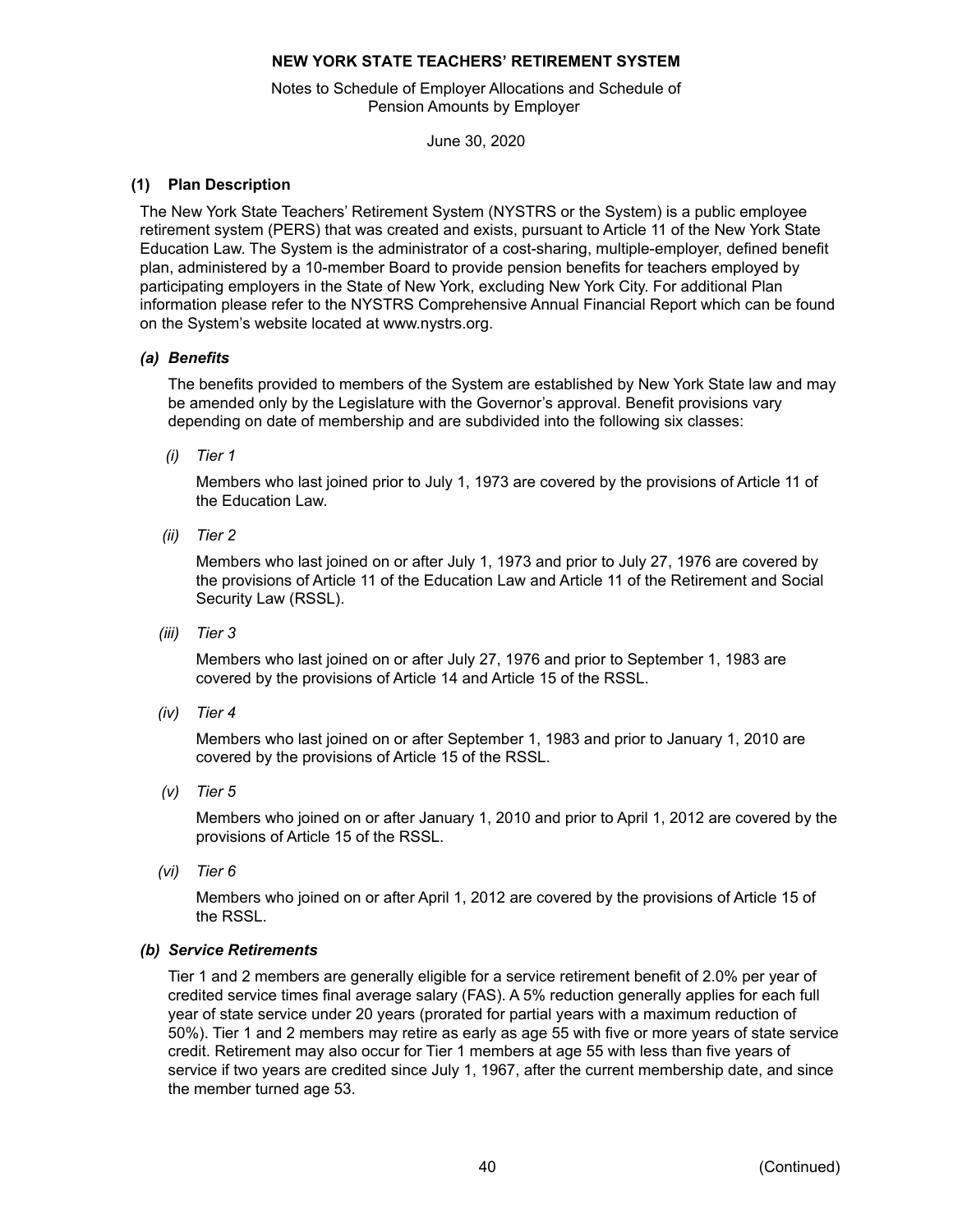# NEW YORK STATE TEACHERS' RETIREMENT SYSTEM

Notes to Schedule of Employer Allocations and Schedule of Pension Amounts by Employer

June 30, 2020

## (1) Plan Description

The New York State Teachers' Retirement System (NYSTRS or the System) is a public employee retirement system (PERS) that was created and exists, pursuant to Article 11 of the New York State Education Law. The System is the administrator of a cost-sharing, multiple-employer, defined benefit plan, administered by a 10-member Board to provide pension benefits for teachers employed by participating employers in the State of New York, excluding New York City. For additional Plan information please refer to the NYSTRS Comprehensive Annual Financial Report which can be found on the System's website located at www.nystrs.org.

### *(a) Benefits*

The benefits provided to members of the System are established by New York State law and may be amended only by the Legislature with the Governor's approval. Benefit provisions vary depending on date of membership and are subdivided into the following six classes:

*(i) Tier 1*

Members who last joined prior to July 1, 1973 are covered by the provisions of Article 11 of the Education Law.

*(ii) Tier 2*

Members who last joined on or after July 1, 1973 and prior to July 27, 1976 are covered by the provisions of Article 11 of the Education Law and Article 11 of the Retirement and Social Security Law (RSSL).

*(iii) Tier 3*

Members who last joined on or after July 27, 1976 and prior to September 1, 1983 are covered by the provisions of Article 14 and Article 15 of the RSSL.

*(iv) Tier 4*

Members who last joined on or after September 1, 1983 and prior to January 1, 2010 are covered by the provisions of Article 15 of the RSSL.

*(v) Tier 5*

Members who joined on or after January 1, 2010 and prior to April 1, 2012 are covered by the provisions of Article 15 of the RSSL.

*(vi) Tier 6*

Members who joined on or after April 1, 2012 are covered by the provisions of Article 15 of the RSSL.

### *(b) Service Retirements*

Tier 1 and 2 members are generally eligible for a service retirement benefit of 2.0% per year of credited service times final average salary (FAS). A 5% reduction generally applies for each full year of state service under 20 years (prorated for partial years with a maximum reduction of 50%). Tier 1 and 2 members may retire as early as age 55 with five or more years of state service credit. Retirement may also occur for Tier 1 members at age 55 with less than five years of service if two years are credited since July 1, 1967, after the current membership date, and since the member turned age 53.

(Continued)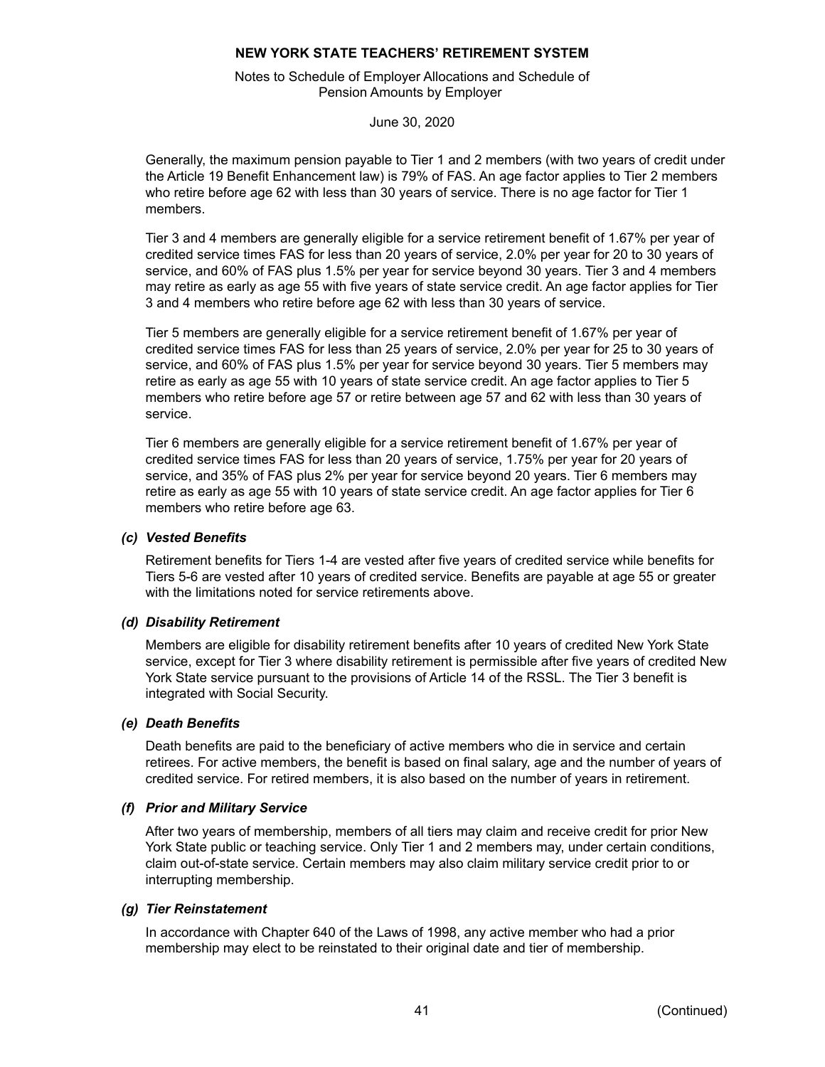Generally, the maximum pension payable to Tier 1 and 2 members (with two years of credit under the Article 19 Benefit Enhancement law) is 79% of FAS. An age factor applies to Tier 2 members who retire before age 62 with less than 30 years of service. There is no age factor for Tier 1 members.

Tier 3 and 4 members are generally eligible for a service retirement benefit of 1.67% per year of credited service times FAS for less than 20 years of service, 2.0% per year for 20 to 30 years of service, and 60% of FAS plus 1.5% per year for service beyond 30 years. Tier 3 and 4 members may retire as early as age 55 with five years of state service credit. An age factor applies for Tier 3 and 4 members who retire before age 62 with less than 30 years of service.

Tier 5 members are generally eligible for a service retirement benefit of 1.67% per year of credited service times FAS for less than 25 years of service, 2.0% per year for 25 to 30 years of service, and 60% of FAS plus 1.5% per year for service beyond 30 years. Tier 5 members may retire as early as age 55 with 10 years of state service credit. An age factor applies to Tier 5 members who retire before age 57 or retire between age 57 and 62 with less than 30 years of service.

Tier 6 members are generally eligible for a service retirement benefit of 1.67% per year of credited service times FAS for less than 20 years of service, 1.75% per year for 20 years of service, and 35% of FAS plus 2% per year for service beyond 20 years. Tier 6 members may retire as early as age 55 with 10 years of state service credit. An age factor applies for Tier 6 members who retire before age 63.

### *(c) Vested Benefits*

Retirement benefits for Tiers 1-4 are vested after five years of credited service while benefits for Tiers 5-6 are vested after 10 years of credited service. Benefits are payable at age 55 or greater with the limitations noted for service retirements above.

### *(d) Disability Retirement*

Members are eligible for disability retirement benefits after 10 years of credited New York State service, except for Tier 3 where disability retirement is permissible after five years of credited New York State service pursuant to the provisions of Article 14 of the RSSL. The Tier 3 benefit is integrated with Social Security.

### *(e) Death Benefits*

Death benefits are paid to the beneficiary of active members who die in service and certain retirees. For active members, the benefit is based on final salary, age and the number of years of credited service. For retired members, it is also based on the number of years in retirement.

### *(f) Prior and Military Service*

After two years of membership, members of all tiers may claim and receive credit for prior New York State public or teaching service. Only Tier 1 and 2 members may, under certain conditions, claim out-of-state service. Certain members may also claim military service credit prior to or interrupting membership.

### *(g) Tier Reinstatement*

In accordance with Chapter 640 of the Laws of 1998, any active member who had a prior membership may elect to be reinstated to their original date and tier of membership.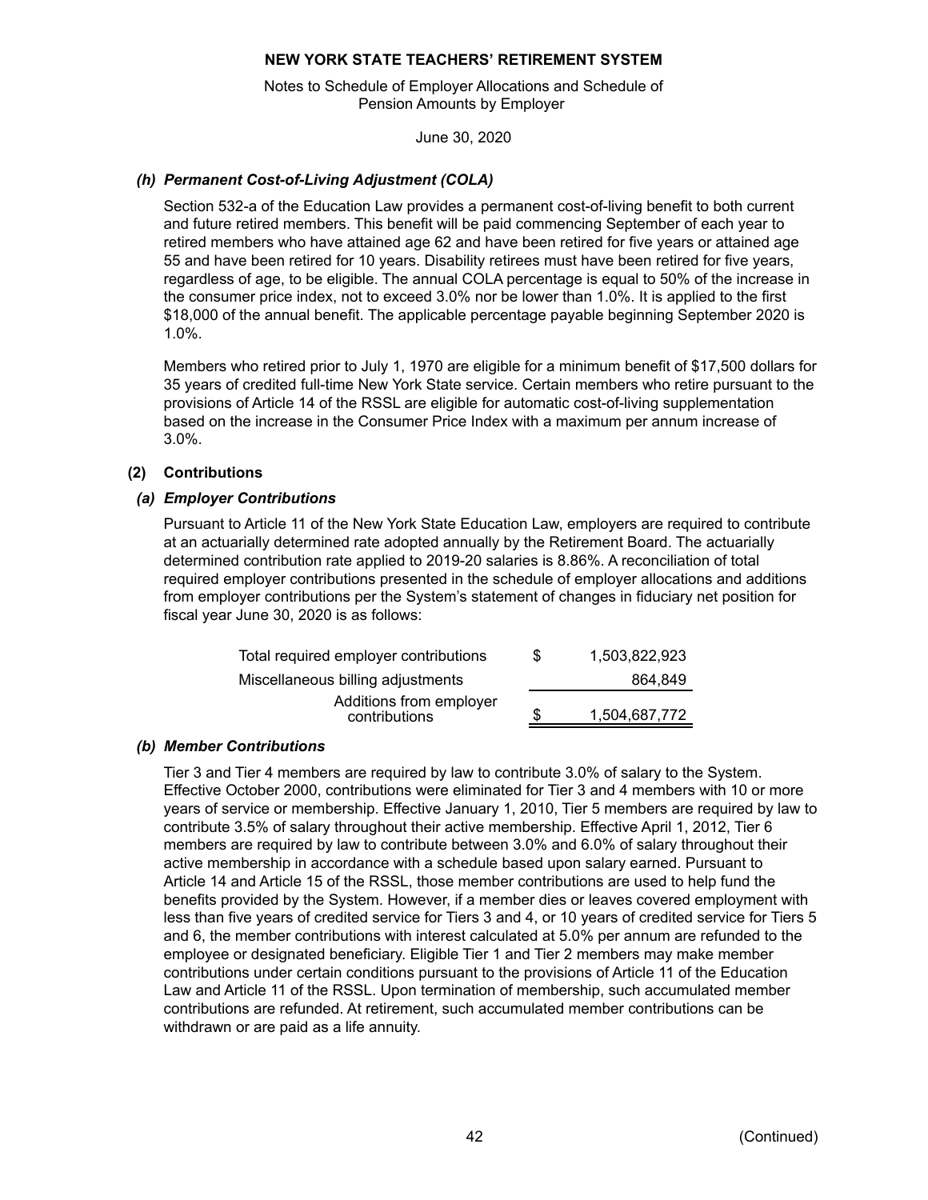### *(h) Permanent Cost-of-Living Adjustment (COLA)*

Section 532-a of the Education Law provides a permanent cost-of-living benefit to both current and future retired members. This benefit will be paid commencing September of each year to retired members who have attained age 62 and have been retired for five years or attained age 55 and have been retired for 10 years. Disability retirees must have been retired for five years, regardless of age, to be eligible. The annual COLA percentage is equal to 50% of the increase in the consumer price index, not to exceed 3.0% nor be lower than 1.0%. It is applied to the first \$18,000 of the annual benefit. The applicable percentage payable beginning September 2020 is 1.0%.

Members who retired prior to July 1, 1970 are eligible for a minimum benefit of \$17,500 dollars for 35 years of credited full-time New York State service. Certain members who retire pursuant to the provisions of Article 14 of the RSSL are eligible for automatic cost-of-living supplementation based on the increase in the Consumer Price Index with a maximum per annum increase of 3.0%.

## (2) Contributions

### *(a) Employer Contributions*

Pursuant to Article 11 of the New York State Education Law, employers are required to contribute at an actuarially determined rate adopted annually by the Retirement Board. The actuarially determined contribution rate applied to 2019-20 salaries is 8.86%. A reconciliation of total required employer contributions presented in the schedule of employer allocations and additions from employer contributions per the System's statement of changes in fiduciary net position for fiscal year June 30, 2020 is as follows:

| | | |
|---|---|---|
| Total required employer contributions | \$ | 1,503,822,923 |
| Miscellaneous billing adjustments | | 864,849 |
| Additions from employer contributions | \$ | 1,504,687,772 |

### *(b) Member Contributions*

Tier 3 and Tier 4 members are required by law to contribute 3.0% of salary to the System. Effective October 2000, contributions were eliminated for Tier 3 and 4 members with 10 or more years of service or membership. Effective January 1, 2010, Tier 5 members are required by law to contribute 3.5% of salary throughout their active membership. Effective April 1, 2012, Tier 6 members are required by law to contribute between 3.0% and 6.0% of salary throughout their active membership in accordance with a schedule based upon salary earned. Pursuant to Article 14 and Article 15 of the RSSL, those member contributions are used to help fund the benefits provided by the System. However, if a member dies or leaves covered employment with less than five years of credited service for Tiers 3 and 4, or 10 years of credited service for Tiers 5 and 6, the member contributions with interest calculated at 5.0% per annum are refunded to the employee or designated beneficiary. Eligible Tier 1 and Tier 2 members may make member contributions under certain conditions pursuant to the provisions of Article 11 of the Education Law and Article 11 of the RSSL. Upon termination of membership, such accumulated member contributions are refunded. At retirement, such accumulated member contributions can be withdrawn or are paid as a life annuity.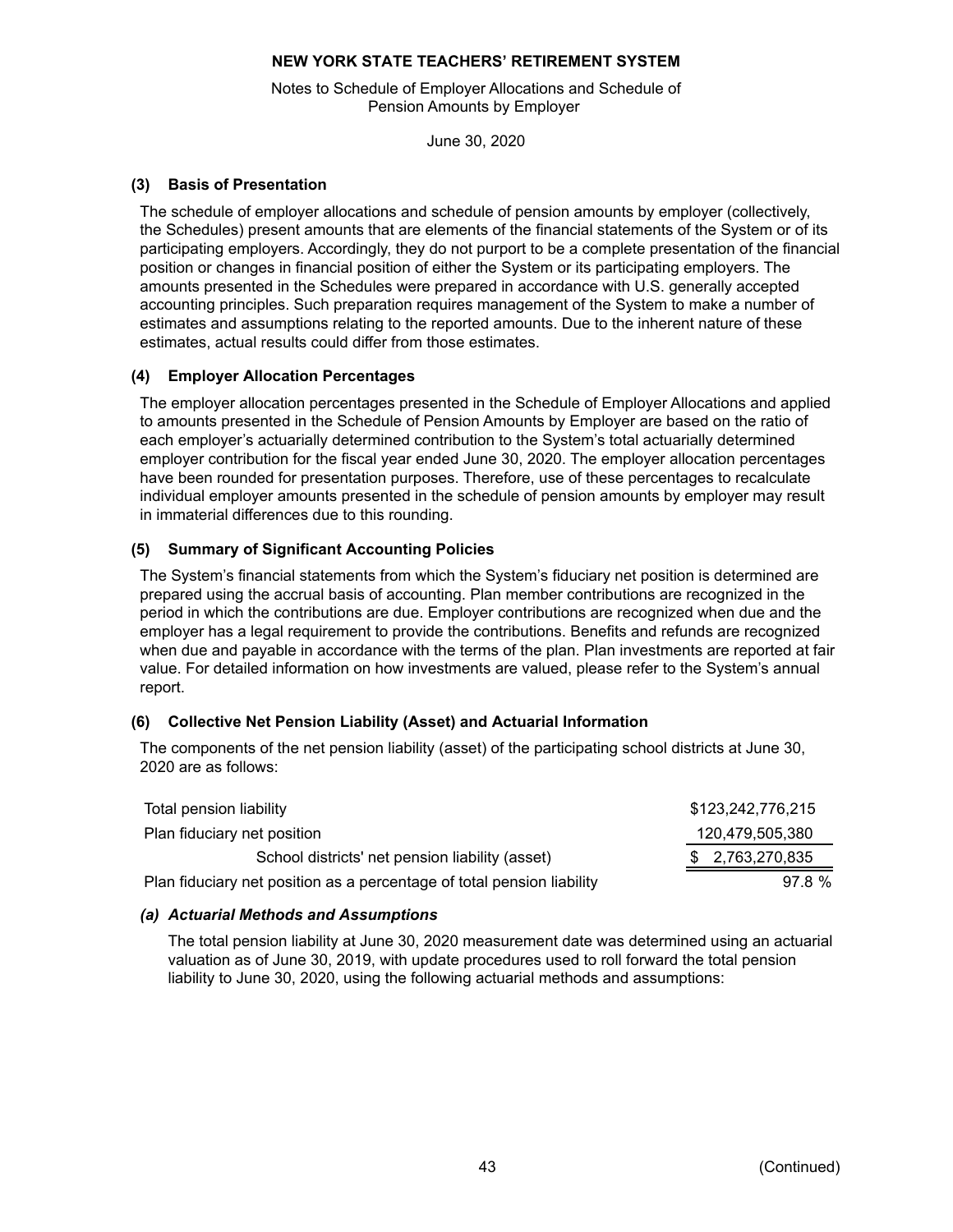**NEW YORK STATE TEACHERS' RETIREMENT SYSTEM**

Notes to Schedule of Employer Allocations and Schedule of Pension Amounts by Employer

June 30, 2020

### (3) Basis of Presentation

The schedule of employer allocations and schedule of pension amounts by employer (collectively, the Schedules) present amounts that are elements of the financial statements of the System or of its participating employers. Accordingly, they do not purport to be a complete presentation of the financial position or changes in financial position of either the System or its participating employers. The amounts presented in the Schedules were prepared in accordance with U.S. generally accepted accounting principles. Such preparation requires management of the System to make a number of estimates and assumptions relating to the reported amounts. Due to the inherent nature of these estimates, actual results could differ from those estimates.

### (4) Employer Allocation Percentages

The employer allocation percentages presented in the Schedule of Employer Allocations and applied to amounts presented in the Schedule of Pension Amounts by Employer are based on the ratio of each employer's actuarially determined contribution to the System's total actuarially determined employer contribution for the fiscal year ended June 30, 2020. The employer allocation percentages have been rounded for presentation purposes. Therefore, use of these percentages to recalculate individual employer amounts presented in the schedule of pension amounts by employer may result in immaterial differences due to this rounding.

### (5) Summary of Significant Accounting Policies

The System's financial statements from which the System's fiduciary net position is determined are prepared using the accrual basis of accounting. Plan member contributions are recognized in the period in which the contributions are due. Employer contributions are recognized when due and the employer has a legal requirement to provide the contributions. Benefits and refunds are recognized when due and payable in accordance with the terms of the plan. Plan investments are reported at fair value. For detailed information on how investments are valued, please refer to the System's annual report.

### (6) Collective Net Pension Liability (Asset) and Actuarial Information

The components of the net pension liability (asset) of the participating school districts at June 30, 2020 are as follows:

| | |
|---|---|
| Total pension liability | $123,242,776,215 |
| Plan fiduciary net position | 120,479,505,380 |
| School districts' net pension liability (asset) | $ 2,763,270,835 |
| Plan fiduciary net position as a percentage of total pension liability | 97.8 % |

#### *(a) Actuarial Methods and Assumptions*

The total pension liability at June 30, 2020 measurement date was determined using an actuarial valuation as of June 30, 2019, with update procedures used to roll forward the total pension liability to June 30, 2020, using the following actuarial methods and assumptions: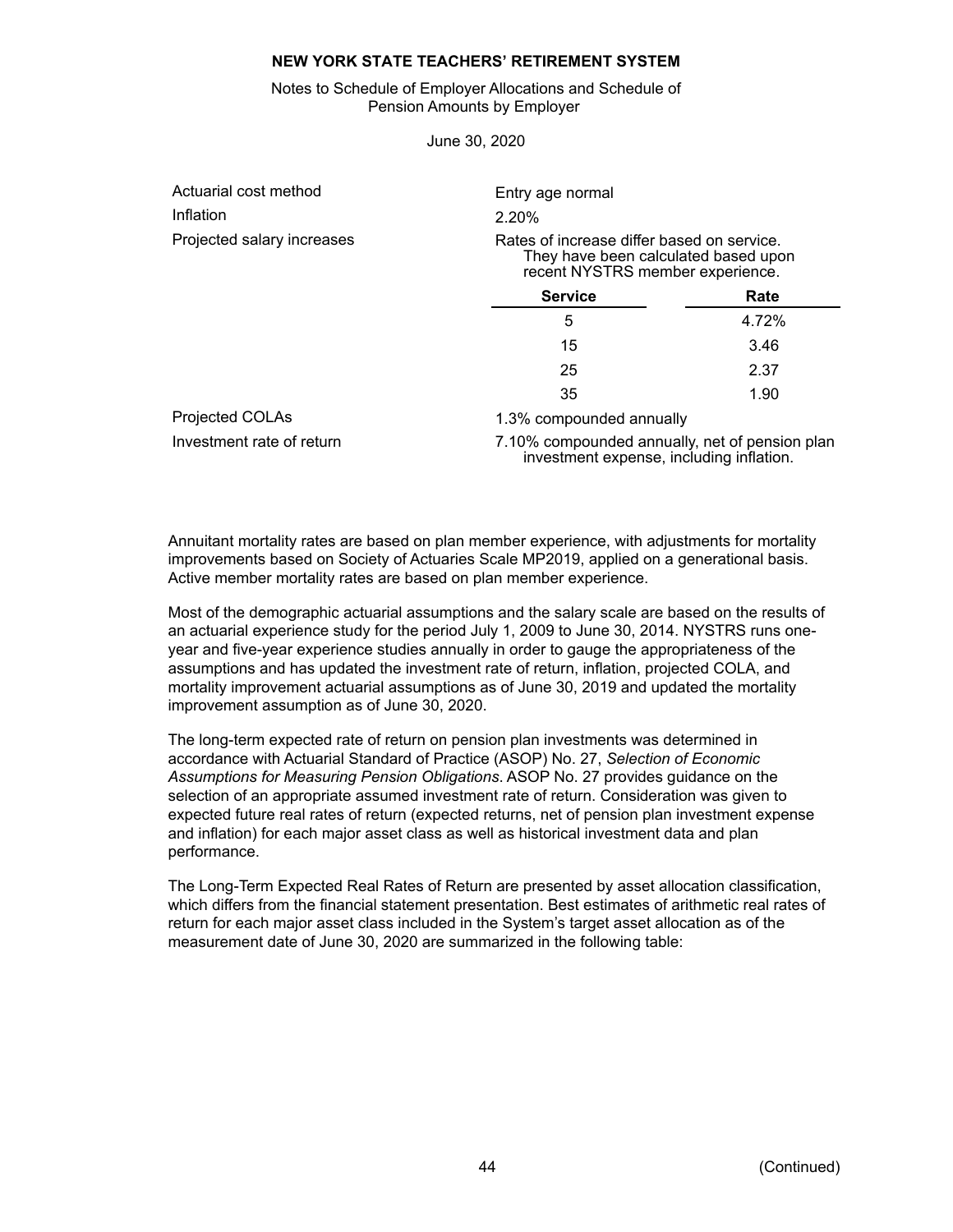**NEW YORK STATE TEACHERS' RETIREMENT SYSTEM**

Notes to Schedule of Employer Allocations and Schedule of Pension Amounts by Employer

June 30, 2020

| | |
|---|---|
| Actuarial cost method | Entry age normal |
| Inflation | 2.20% |
| Projected salary increases | Rates of increase differ based on service. They have been calculated based upon recent NYSTRS member experience. |

| Service | Rate |
|---|---|
| 5 | 4.72% |
| 15 | 3.46 |
| 25 | 2.37 |
| 35 | 1.90 |

| | |
|---|---|
| Projected COLAs | 1.3% compounded annually |
| Investment rate of return | 7.10% compounded annually, net of pension plan investment expense, including inflation. |

Annuitant mortality rates are based on plan member experience, with adjustments for mortality improvements based on Society of Actuaries Scale MP2019, applied on a generational basis. Active member mortality rates are based on plan member experience.

Most of the demographic actuarial assumptions and the salary scale are based on the results of an actuarial experience study for the period July 1, 2009 to June 30, 2014. NYSTRS runs one-year and five-year experience studies annually in order to gauge the appropriateness of the assumptions and has updated the investment rate of return, inflation, projected COLA, and mortality improvement actuarial assumptions as of June 30, 2019 and updated the mortality improvement assumption as of June 30, 2020.

The long-term expected rate of return on pension plan investments was determined in accordance with Actuarial Standard of Practice (ASOP) No. 27, *Selection of Economic Assumptions for Measuring Pension Obligations*. ASOP No. 27 provides guidance on the selection of an appropriate assumed investment rate of return. Consideration was given to expected future real rates of return (expected returns, net of pension plan investment expense and inflation) for each major asset class as well as historical investment data and plan performance.

The Long-Term Expected Real Rates of Return are presented by asset allocation classification, which differs from the financial statement presentation. Best estimates of arithmetic real rates of return for each major asset class included in the System's target asset allocation as of the measurement date of June 30, 2020 are summarized in the following table: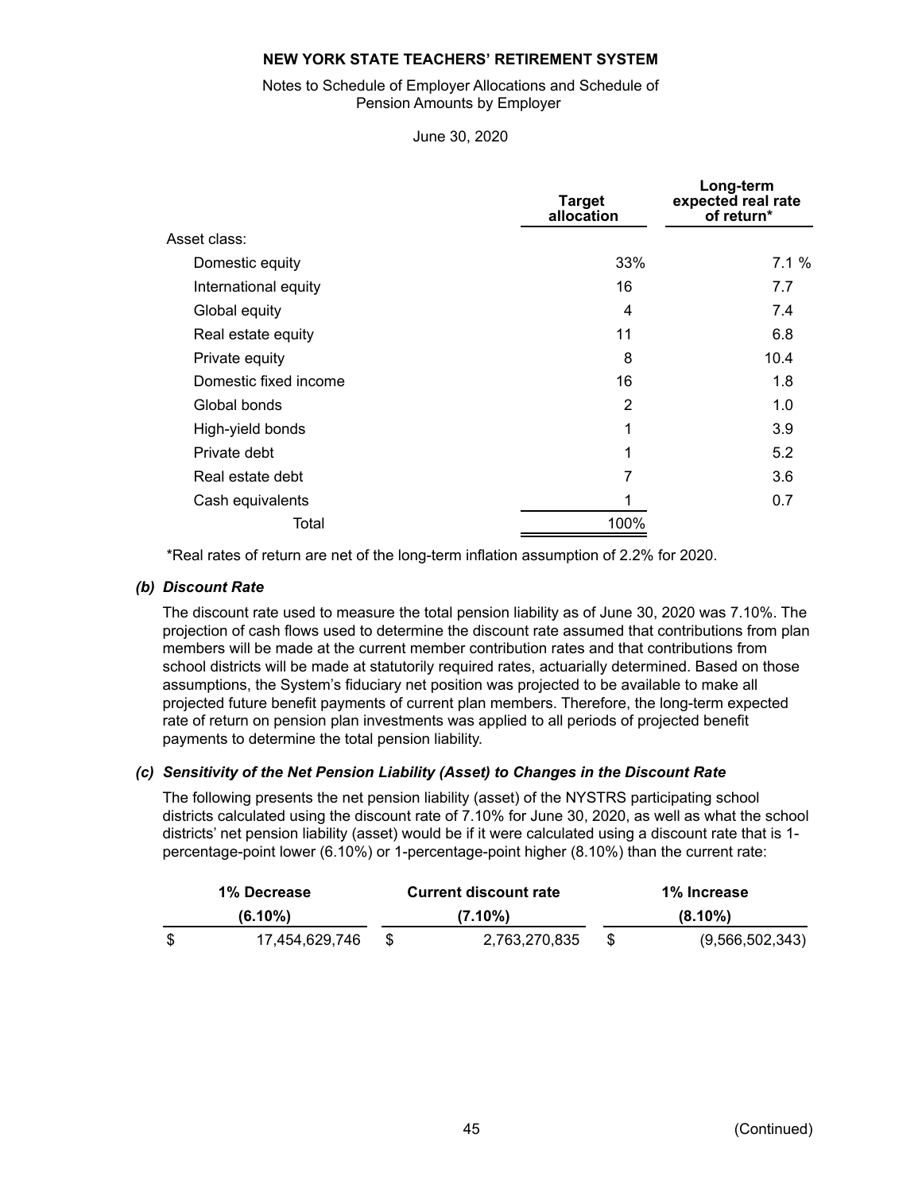|  | Target allocation | Long-term expected real rate of return* |
|---|---|---|
| Asset class: |  |  |
| Domestic equity | 33% | 7.1 % |
| International equity | 16 | 7.7 |
| Global equity | 4 | 7.4 |
| Real estate equity | 11 | 6.8 |
| Private equity | 8 | 10.4 |
| Domestic fixed income | 16 | 1.8 |
| Global bonds | 2 | 1.0 |
| High-yield bonds | 1 | 3.9 |
| Private debt | 1 | 5.2 |
| Real estate debt | 7 | 3.6 |
| Cash equivalents | 1 | 0.7 |
| Total | 100% |  |

*Real rates of return are net of the long-term inflation assumption of 2.2% for 2020.

### *(b) Discount Rate*

The discount rate used to measure the total pension liability as of June 30, 2020 was 7.10%. The projection of cash flows used to determine the discount rate assumed that contributions from plan members will be made at the current member contribution rates and that contributions from school districts will be made at statutorily required rates, actuarially determined. Based on those assumptions, the System's fiduciary net position was projected to be available to make all projected future benefit payments of current plan members. Therefore, the long-term expected rate of return on pension plan investments was applied to all periods of projected benefit payments to determine the total pension liability.

### *(c) Sensitivity of the Net Pension Liability (Asset) to Changes in the Discount Rate*

The following presents the net pension liability (asset) of the NYSTRS participating school districts calculated using the discount rate of 7.10% for June 30, 2020, as well as what the school districts' net pension liability (asset) would be if it were calculated using a discount rate that is 1-percentage-point lower (6.10%) or 1-percentage-point higher (8.10%) than the current rate:

| 1% Decrease (6.10%) | Current discount rate (7.10%) | 1% Increase (8.10%) |
|---|---|---|
| $ 17,454,629,746 | $ 2,763,270,835 | $ (9,566,502,343) |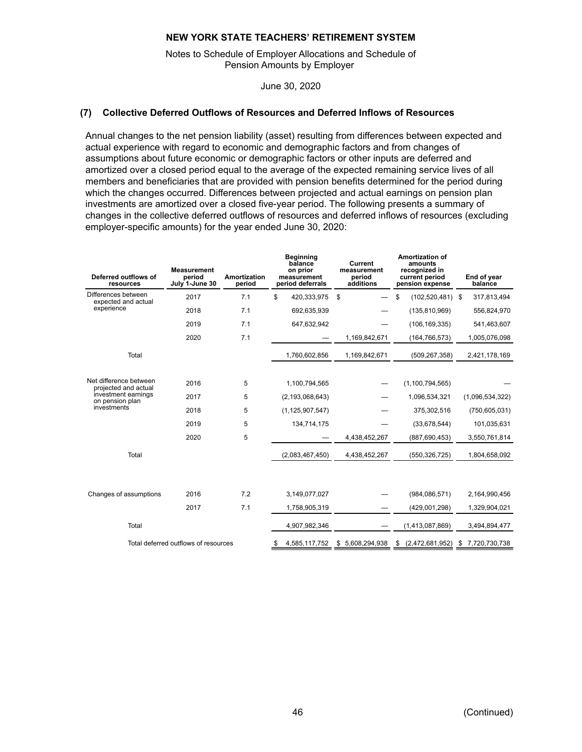**NEW YORK STATE TEACHERS' RETIREMENT SYSTEM**

Notes to Schedule of Employer Allocations and Schedule of Pension Amounts by Employer

June 30, 2020

## (7) Collective Deferred Outflows of Resources and Deferred Inflows of Resources

Annual changes to the net pension liability (asset) resulting from differences between expected and actual experience with regard to economic and demographic factors and from changes of assumptions about future economic or demographic factors or other inputs are deferred and amortized over a closed period equal to the average of the expected remaining service lives of all members and beneficiaries that are provided with pension benefits determined for the period during which the changes occurred. Differences between projected and actual earnings on pension plan investments are amortized over a closed five-year period. The following presents a summary of changes in the collective deferred outflows of resources and deferred inflows of resources (excluding employer-specific amounts) for the year ended June 30, 2020:

| Deferred outflows of resources | Measurement period July 1-June 30 | Amortization period | Beginning balance on prior measurement period deferrals | Current measurement period additions | Amortization of amounts recognized in current period pension expense | End of year balance |
|---|---|---|---|---|---|---|
| Differences between expected and actual experience | 2017 | 7.1 | $ 420,333,975 | $ — | $ (102,520,481) | $ 317,813,494 |
| | 2018 | 7.1 | 692,635,939 | — | (135,810,969) | 556,824,970 |
| | 2019 | 7.1 | 647,632,942 | — | (106,169,335) | 541,463,607 |
| | 2020 | 7.1 | — | 1,169,842,671 | (164,766,573) | 1,005,076,098 |
| Total | | | 1,760,602,856 | 1,169,842,671 | (509,267,358) | 2,421,178,169 |
| Net difference between projected and actual investment earnings on pension plan investments | 2016 | 5 | 1,100,794,565 | — | (1,100,794,565) | — |
| | 2017 | 5 | (2,193,068,643) | — | 1,096,534,321 | (1,096,534,322) |
| | 2018 | 5 | (1,125,907,547) | — | 375,302,516 | (750,605,031) |
| | 2019 | 5 | 134,714,175 | — | (33,678,544) | 101,035,631 |
| | 2020 | 5 | — | 4,438,452,267 | (887,690,453) | 3,550,761,814 |
| Total | | | (2,083,467,450) | 4,438,452,267 | (550,326,725) | 1,804,658,092 |
| Changes of assumptions | 2016 | 7.2 | 3,149,077,027 | — | (984,086,571) | 2,164,990,456 |
| | 2017 | 7.1 | 1,758,905,319 | — | (429,001,298) | 1,329,904,021 |
| Total | | | 4,907,982,346 | — | (1,413,087,869) | 3,494,894,477 |
| Total deferred outflows of resources | | | $ 4,585,117,752 | $ 5,608,294,938 | $ (2,472,681,952) | $ 7,720,730,738 |

(Continued)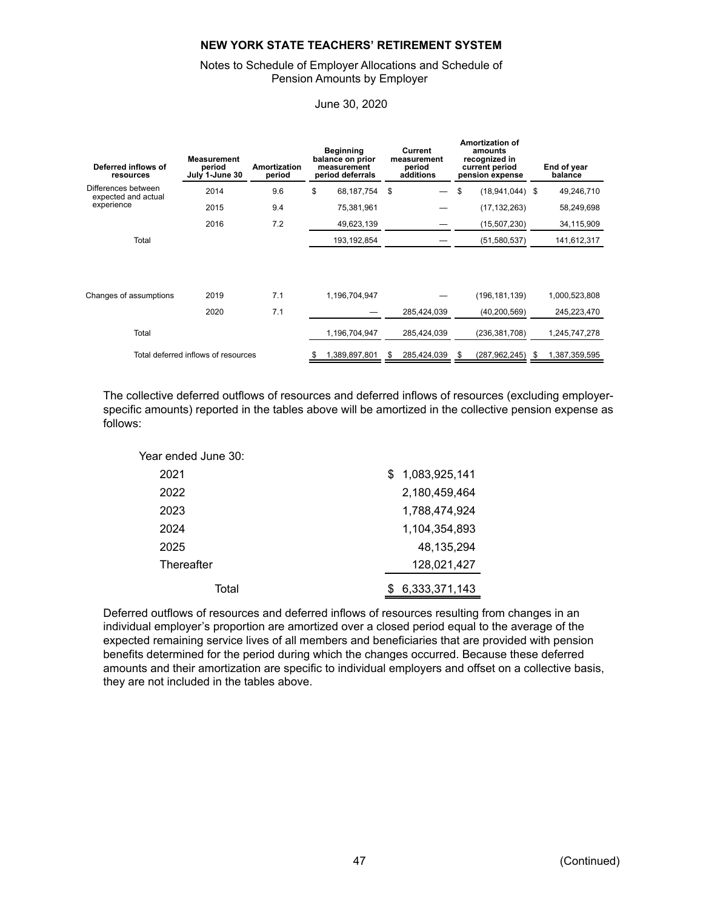# NEW YORK STATE TEACHERS' RETIREMENT SYSTEM

Notes to Schedule of Employer Allocations and Schedule of Pension Amounts by Employer

June 30, 2020

| Deferred inflows of resources | Measurement period July 1-June 30 | Amortization period | Beginning balance on prior measurement period deferrals | Current measurement period additions | Amortization of amounts recognized in current period pension expense | End of year balance |
|---|---|---|---|---|---|---|
| Differences between expected and actual experience | 2014 | 9.6 | $ 68,187,754 | $ — | $ (18,941,044) | $ 49,246,710 |
| | 2015 | 9.4 | 75,381,961 | — | (17,132,263) | 58,249,698 |
| | 2016 | 7.2 | 49,623,139 | — | (15,507,230) | 34,115,909 |
| Total | | | 193,192,854 | — | (51,580,537) | 141,612,317 |
| Changes of assumptions | 2019 | 7.1 | 1,196,704,947 | — | (196,181,139) | 1,000,523,808 |
| | 2020 | 7.1 | — | 285,424,039 | (40,200,569) | 245,223,470 |
| Total | | | 1,196,704,947 | 285,424,039 | (236,381,708) | 1,245,747,278 |
| Total deferred inflows of resources | | | $ 1,389,897,801 | $ 285,424,039 | $ (287,962,245) | $ 1,387,359,595 |

The collective deferred outflows of resources and deferred inflows of resources (excluding employer-specific amounts) reported in the tables above will be amortized in the collective pension expense as follows:

| Year ended June 30: | |
|---|---|
| 2021 | $ 1,083,925,141 |
| 2022 | 2,180,459,464 |
| 2023 | 1,788,474,924 |
| 2024 | 1,104,354,893 |
| 2025 | 48,135,294 |
| Thereafter | 128,021,427 |
| Total | $ 6,333,371,143 |

Deferred outflows of resources and deferred inflows of resources resulting from changes in an individual employer's proportion are amortized over a closed period equal to the average of the expected remaining service lives of all members and beneficiaries that are provided with pension benefits determined for the period during which the changes occurred. Because these deferred amounts and their amortization are specific to individual employers and offset on a collective basis, they are not included in the tables above.

(Continued)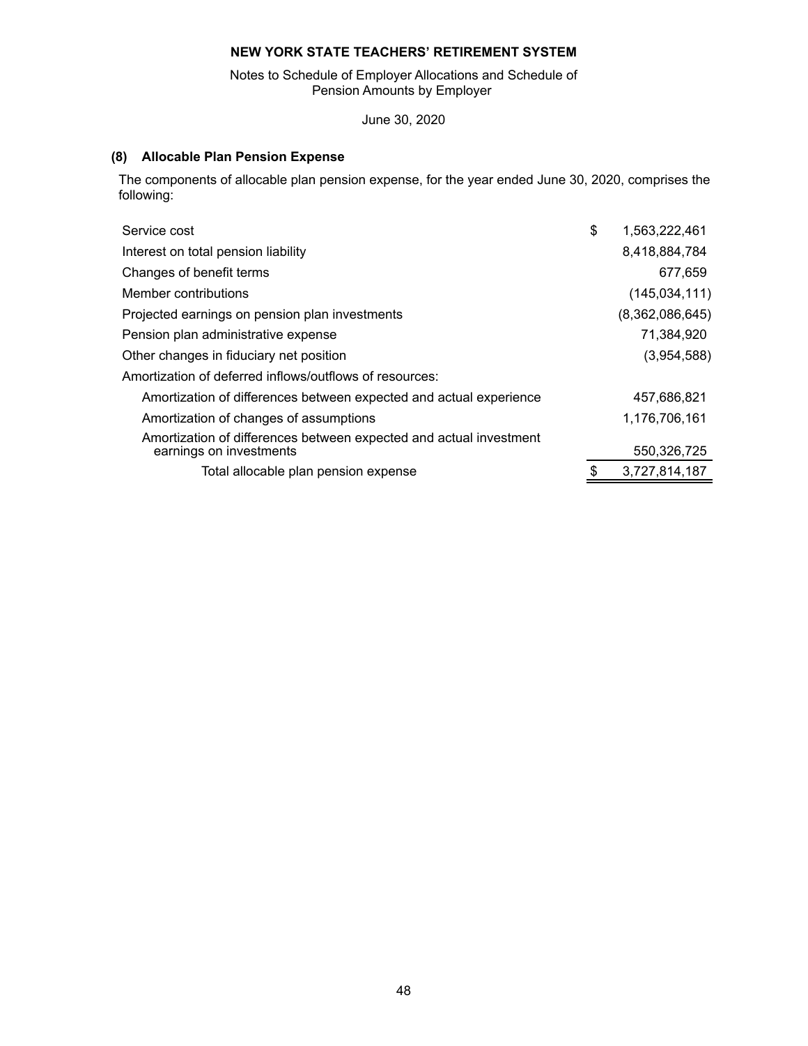**NEW YORK STATE TEACHERS' RETIREMENT SYSTEM**

Notes to Schedule of Employer Allocations and Schedule of Pension Amounts by Employer

June 30, 2020

## (8) Allocable Plan Pension Expense

The components of allocable plan pension expense, for the year ended June 30, 2020, comprises the following:

| | |
|---|---|
| Service cost | $ 1,563,222,461 |
| Interest on total pension liability | 8,418,884,784 |
| Changes of benefit terms | 677,659 |
| Member contributions | (145,034,111) |
| Projected earnings on pension plan investments | (8,362,086,645) |
| Pension plan administrative expense | 71,384,920 |
| Other changes in fiduciary net position | (3,954,588) |
| Amortization of deferred inflows/outflows of resources: | |
| Amortization of differences between expected and actual experience | 457,686,821 |
| Amortization of changes of assumptions | 1,176,706,161 |
| Amortization of differences between expected and actual investment earnings on investments | 550,326,725 |
| Total allocable plan pension expense | $ 3,727,814,187 |